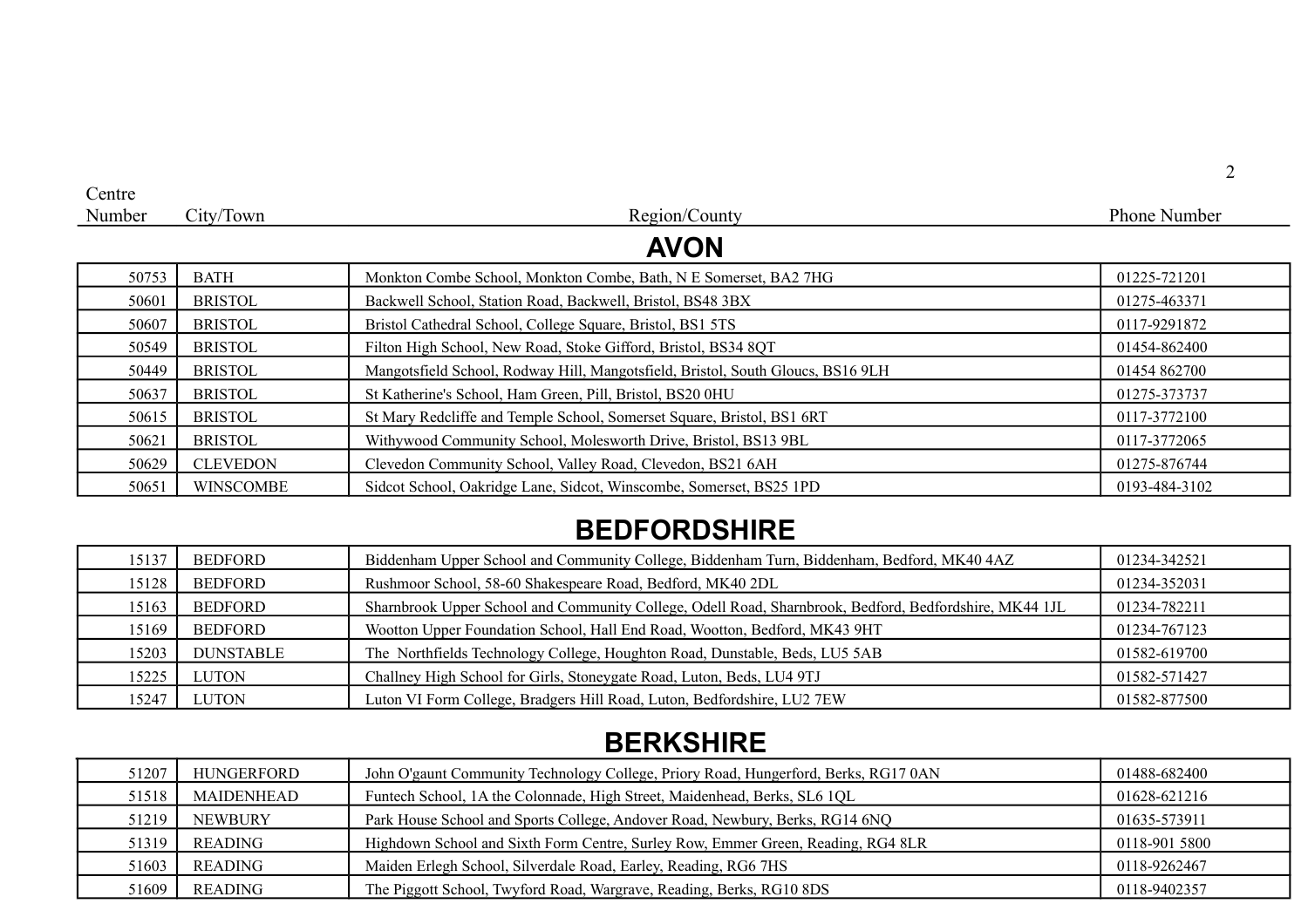| Centre Number | City/Town | Region/County | Phone Number |
|---|---|---|---|

## AVON

| | | | |
|---|---|---|---|
| 50753 | BATH | Monkton Combe School, Monkton Combe, Bath, N E Somerset, BA2 7HG | 01225-721201 |
| 50601 | BRISTOL | Backwell School, Station Road, Backwell, Bristol, BS48 3BX | 01275-463371 |
| 50607 | BRISTOL | Bristol Cathedral School, College Square, Bristol, BS1 5TS | 0117-9291872 |
| 50549 | BRISTOL | Filton High School, New Road, Stoke Gifford, Bristol, BS34 8QT | 01454-862400 |
| 50449 | BRISTOL | Mangotsfield School, Rodway Hill, Mangotsfield, Bristol, South Gloucs, BS16 9LH | 01454 862700 |
| 50637 | BRISTOL | St Katherine's School, Ham Green, Pill, Bristol, BS20 0HU | 01275-373737 |
| 50615 | BRISTOL | St Mary Redcliffe and Temple School, Somerset Square, Bristol, BS1 6RT | 0117-3772100 |
| 50621 | BRISTOL | Withywood Community School, Molesworth Drive, Bristol, BS13 9BL | 0117-3772065 |
| 50629 | CLEVEDON | Clevedon Community School, Valley Road, Clevedon, BS21 6AH | 01275-876744 |
| 50651 | WINSCOMBE | Sidcot School, Oakridge Lane, Sidcot, Winscombe, Somerset, BS25 1PD | 0193-484-3102 |

## BEDFORDSHIRE

| | | | |
|---|---|---|---|
| 15137 | BEDFORD | Biddenham Upper School and Community College, Biddenham Turn, Biddenham, Bedford, MK40 4AZ | 01234-342521 |
| 15128 | BEDFORD | Rushmoor School, 58-60 Shakespeare Road, Bedford, MK40 2DL | 01234-352031 |
| 15163 | BEDFORD | Sharnbrook Upper School and Community College, Odell Road, Sharnbrook, Bedford, Bedfordshire, MK44 1JL | 01234-782211 |
| 15169 | BEDFORD | Wootton Upper Foundation School, Hall End Road, Wootton, Bedford, MK43 9HT | 01234-767123 |
| 15203 | DUNSTABLE | The Northfields Technology College, Houghton Road, Dunstable, Beds, LU5 5AB | 01582-619700 |
| 15225 | LUTON | Challney High School for Girls, Stoneygate Road, Luton, Beds, LU4 9TJ | 01582-571427 |
| 15247 | LUTON | Luton VI Form College, Bradgers Hill Road, Luton, Bedfordshire, LU2 7EW | 01582-877500 |

## BERKSHIRE

| | | | |
|---|---|---|---|
| 51207 | HUNGERFORD | John O'gaunt Community Technology College, Priory Road, Hungerford, Berks, RG17 0AN | 01488-682400 |
| 51518 | MAIDENHEAD | Funtech School, 1A the Colonnade, High Street, Maidenhead, Berks, SL6 1QL | 01628-621216 |
| 51219 | NEWBURY | Park House School and Sports College, Andover Road, Newbury, Berks, RG14 6NQ | 01635-573911 |
| 51319 | READING | Highdown School and Sixth Form Centre, Surley Row, Emmer Green, Reading, RG4 8LR | 0118-901 5800 |
| 51603 | READING | Maiden Erlegh School, Silverdale Road, Earley, Reading, RG6 7HS | 0118-9262467 |
| 51609 | READING | The Piggott School, Twyford Road, Wargrave, Reading, Berks, RG10 8DS | 0118-9402357 |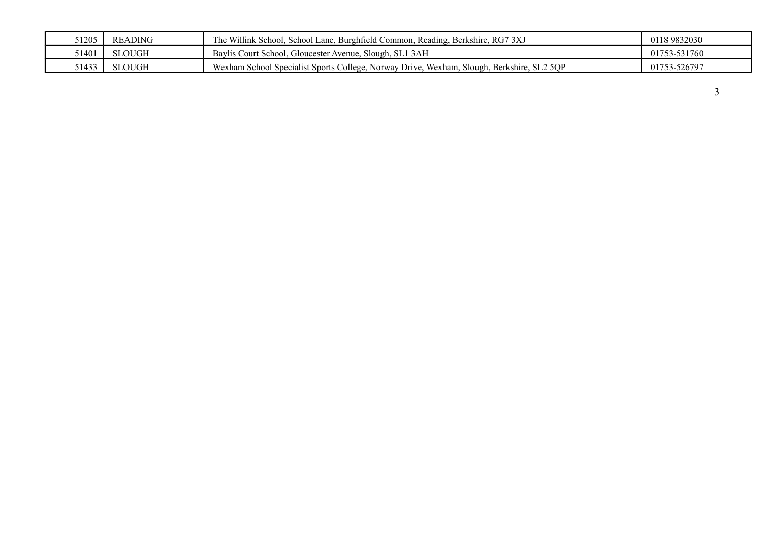| | | | |
|---|---|---|---|
| 51205 | READING | The Willink School, School Lane, Burghfield Common, Reading, Berkshire, RG7 3XJ | 0118 9832030 |
| 51401 | SLOUGH | Baylis Court School, Gloucester Avenue, Slough, SL1 3AH | 01753-531760 |
| 51433 | SLOUGH | Wexham School Specialist Sports College, Norway Drive, Wexham, Slough, Berkshire, SL2 5QP | 01753-526797 |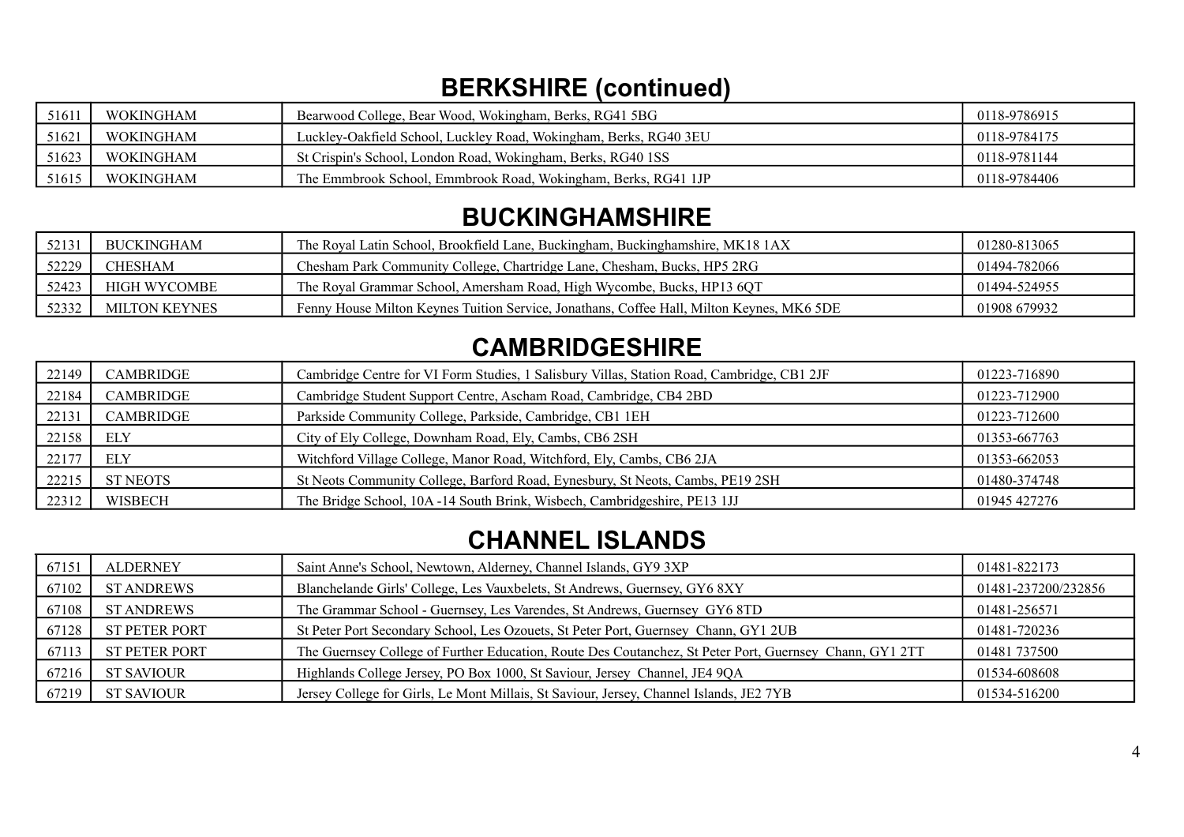## BERKSHIRE (continued)

| | | | |
|---|---|---|---|
| 51611 | WOKINGHAM | Bearwood College, Bear Wood, Wokingham, Berks, RG41 5BG | 0118-9786915 |
| 51621 | WOKINGHAM | Luckley-Oakfield School, Luckley Road, Wokingham, Berks, RG40 3EU | 0118-9784175 |
| 51623 | WOKINGHAM | St Crispin's School, London Road, Wokingham, Berks, RG40 1SS | 0118-9781144 |
| 51615 | WOKINGHAM | The Emmbrook School, Emmbrook Road, Wokingham, Berks, RG41 1JP | 0118-9784406 |

## BUCKINGHAMSHIRE

| | | | |
|---|---|---|---|
| 52131 | BUCKINGHAM | The Royal Latin School, Brookfield Lane, Buckingham, Buckinghamshire, MK18 1AX | 01280-813065 |
| 52229 | CHESHAM | Chesham Park Community College, Chartridge Lane, Chesham, Bucks, HP5 2RG | 01494-782066 |
| 52423 | HIGH WYCOMBE | The Royal Grammar School, Amersham Road, High Wycombe, Bucks, HP13 6QT | 01494-524955 |
| 52332 | MILTON KEYNES | Fenny House Milton Keynes Tuition Service, Jonathans, Coffee Hall, Milton Keynes, MK6 5DE | 01908 679932 |

## CAMBRIDGESHIRE

| | | | |
|---|---|---|---|
| 22149 | CAMBRIDGE | Cambridge Centre for VI Form Studies, 1 Salisbury Villas, Station Road, Cambridge, CB1 2JF | 01223-716890 |
| 22184 | CAMBRIDGE | Cambridge Student Support Centre, Ascham Road, Cambridge, CB4 2BD | 01223-712900 |
| 22131 | CAMBRIDGE | Parkside Community College, Parkside, Cambridge, CB1 1EH | 01223-712600 |
| 22158 | ELY | City of Ely College, Downham Road, Ely, Cambs, CB6 2SH | 01353-667763 |
| 22177 | ELY | Witchford Village College, Manor Road, Witchford, Ely, Cambs, CB6 2JA | 01353-662053 |
| 22215 | ST NEOTS | St Neots Community College, Barford Road, Eynesbury, St Neots, Cambs, PE19 2SH | 01480-374748 |
| 22312 | WISBECH | The Bridge School, 10A -14 South Brink, Wisbech, Cambridgeshire, PE13 1JJ | 01945 427276 |

## CHANNEL ISLANDS

| | | | |
|---|---|---|---|
| 67151 | ALDERNEY | Saint Anne's School, Newtown, Alderney, Channel Islands, GY9 3XP | 01481-822173 |
| 67102 | ST ANDREWS | Blanchelande Girls' College, Les Vauxbelets, St Andrews, Guernsey, GY6 8XY | 01481-237200/232856 |
| 67108 | ST ANDREWS | The Grammar School - Guernsey, Les Varendes, St Andrews, Guernsey GY6 8TD | 01481-256571 |
| 67128 | ST PETER PORT | St Peter Port Secondary School, Les Ozouets, St Peter Port, Guernsey Chann, GY1 2UB | 01481-720236 |
| 67113 | ST PETER PORT | The Guernsey College of Further Education, Route Des Coutanchez, St Peter Port, Guernsey Chann, GY1 2TT | 01481 737500 |
| 67216 | ST SAVIOUR | Highlands College Jersey, PO Box 1000, St Saviour, Jersey Channel, JE4 9QA | 01534-608608 |
| 67219 | ST SAVIOUR | Jersey College for Girls, Le Mont Millais, St Saviour, Jersey, Channel Islands, JE2 7YB | 01534-516200 |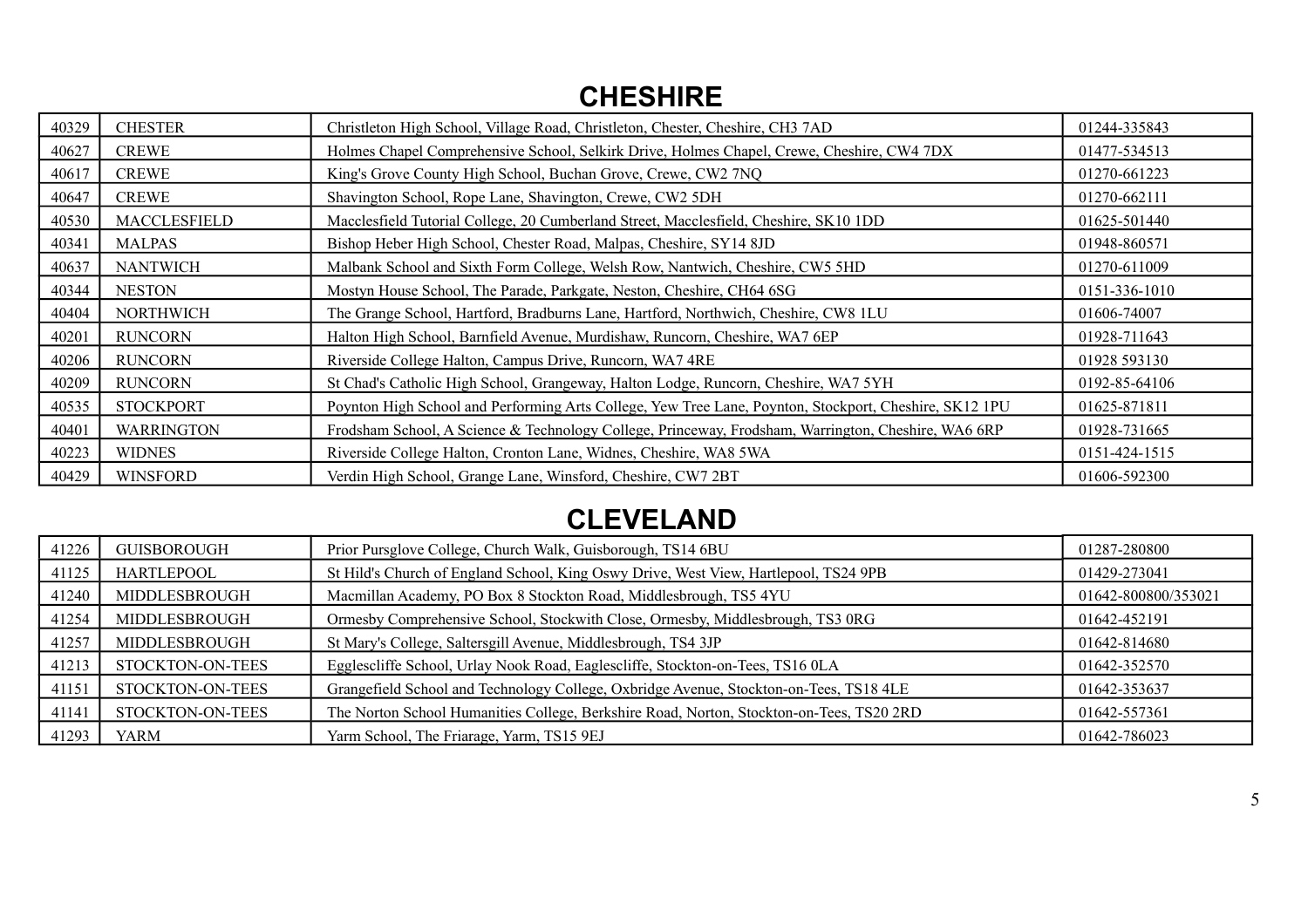## CHESHIRE

| | | | |
|---|---|---|---|
| 40329 | CHESTER | Christleton High School, Village Road, Christleton, Chester, Cheshire, CH3 7AD | 01244-335843 |
| 40627 | CREWE | Holmes Chapel Comprehensive School, Selkirk Drive, Holmes Chapel, Crewe, Cheshire, CW4 7DX | 01477-534513 |
| 40617 | CREWE | King's Grove County High School, Buchan Grove, Crewe, CW2 7NQ | 01270-661223 |
| 40647 | CREWE | Shavington School, Rope Lane, Shavington, Crewe, CW2 5DH | 01270-662111 |
| 40530 | MACCLESFIELD | Macclesfield Tutorial College, 20 Cumberland Street, Macclesfield, Cheshire, SK10 1DD | 01625-501440 |
| 40341 | MALPAS | Bishop Heber High School, Chester Road, Malpas, Cheshire, SY14 8JD | 01948-860571 |
| 40637 | NANTWICH | Malbank School and Sixth Form College, Welsh Row, Nantwich, Cheshire, CW5 5HD | 01270-611009 |
| 40344 | NESTON | Mostyn House School, The Parade, Parkgate, Neston, Cheshire, CH64 6SG | 0151-336-1010 |
| 40404 | NORTHWICH | The Grange School, Hartford, Bradburns Lane, Hartford, Northwich, Cheshire, CW8 1LU | 01606-74007 |
| 40201 | RUNCORN | Halton High School, Barnfield Avenue, Murdishaw, Runcorn, Cheshire, WA7 6EP | 01928-711643 |
| 40206 | RUNCORN | Riverside College Halton, Campus Drive, Runcorn, WA7 4RE | 01928 593130 |
| 40209 | RUNCORN | St Chad's Catholic High School, Grangeway, Halton Lodge, Runcorn, Cheshire, WA7 5YH | 0192-85-64106 |
| 40535 | STOCKPORT | Poynton High School and Performing Arts College, Yew Tree Lane, Poynton, Stockport, Cheshire, SK12 1PU | 01625-871811 |
| 40401 | WARRINGTON | Frodsham School, A Science & Technology College, Princeway, Frodsham, Warrington, Cheshire, WA6 6RP | 01928-731665 |
| 40223 | WIDNES | Riverside College Halton, Cronton Lane, Widnes, Cheshire, WA8 5WA | 0151-424-1515 |
| 40429 | WINSFORD | Verdin High School, Grange Lane, Winsford, Cheshire, CW7 2BT | 01606-592300 |

## CLEVELAND

| | | | |
|---|---|---|---|
| 41226 | GUISBOROUGH | Prior Pursglove College, Church Walk, Guisborough, TS14 6BU | 01287-280800 |
| 41125 | HARTLEPOOL | St Hild's Church of England School, King Oswy Drive, West View, Hartlepool, TS24 9PB | 01429-273041 |
| 41240 | MIDDLESBROUGH | Macmillan Academy, PO Box 8 Stockton Road, Middlesbrough, TS5 4YU | 01642-800800/353021 |
| 41254 | MIDDLESBROUGH | Ormesby Comprehensive School, Stockwith Close, Ormesby, Middlesbrough, TS3 0RG | 01642-452191 |
| 41257 | MIDDLESBROUGH | St Mary's College, Saltersgill Avenue, Middlesbrough, TS4 3JP | 01642-814680 |
| 41213 | STOCKTON-ON-TEES | Egglescliffe School, Urlay Nook Road, Eaglescliffe, Stockton-on-Tees, TS16 0LA | 01642-352570 |
| 41151 | STOCKTON-ON-TEES | Grangefield School and Technology College, Oxbridge Avenue, Stockton-on-Tees, TS18 4LE | 01642-353637 |
| 41141 | STOCKTON-ON-TEES | The Norton School Humanities College, Berkshire Road, Norton, Stockton-on-Tees, TS20 2RD | 01642-557361 |
| 41293 | YARM | Yarm School, The Friarage, Yarm, TS15 9EJ | 01642-786023 |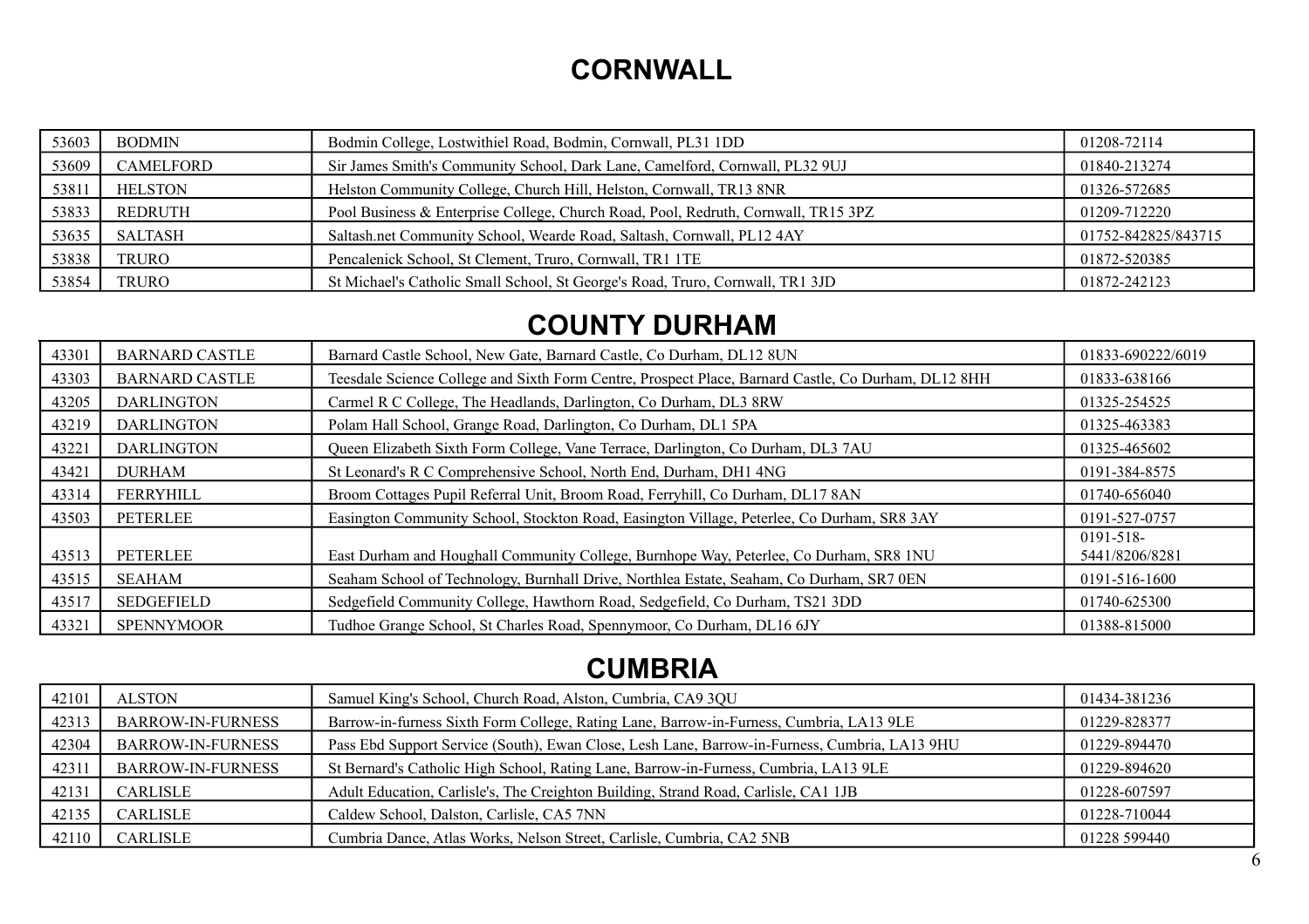# CORNWALL

| | | | |
|---|---|---|---|
| 53603 | BODMIN | Bodmin College, Lostwithiel Road, Bodmin, Cornwall, PL31 1DD | 01208-72114 |
| 53609 | CAMELFORD | Sir James Smith's Community School, Dark Lane, Camelford, Cornwall, PL32 9UJ | 01840-213274 |
| 53811 | HELSTON | Helston Community College, Church Hill, Helston, Cornwall, TR13 8NR | 01326-572685 |
| 53833 | REDRUTH | Pool Business & Enterprise College, Church Road, Pool, Redruth, Cornwall, TR15 3PZ | 01209-712220 |
| 53635 | SALTASH | Saltash.net Community School, Wearde Road, Saltash, Cornwall, PL12 4AY | 01752-842825/843715 |
| 53838 | TRURO | Pencalenick School, St Clement, Truro, Cornwall, TR1 1TE | 01872-520385 |
| 53854 | TRURO | St Michael's Catholic Small School, St George's Road, Truro, Cornwall, TR1 3JD | 01872-242123 |

# COUNTY DURHAM

| | | | |
|---|---|---|---|
| 43301 | BARNARD CASTLE | Barnard Castle School, New Gate, Barnard Castle, Co Durham, DL12 8UN | 01833-690222/6019 |
| 43303 | BARNARD CASTLE | Teesdale Science College and Sixth Form Centre, Prospect Place, Barnard Castle, Co Durham, DL12 8HH | 01833-638166 |
| 43205 | DARLINGTON | Carmel R C College, The Headlands, Darlington, Co Durham, DL3 8RW | 01325-254525 |
| 43219 | DARLINGTON | Polam Hall School, Grange Road, Darlington, Co Durham, DL1 5PA | 01325-463383 |
| 43221 | DARLINGTON | Queen Elizabeth Sixth Form College, Vane Terrace, Darlington, Co Durham, DL3 7AU | 01325-465602 |
| 43421 | DURHAM | St Leonard's R C Comprehensive School, North End, Durham, DH1 4NG | 0191-384-8575 |
| 43314 | FERRYHILL | Broom Cottages Pupil Referral Unit, Broom Road, Ferryhill, Co Durham, DL17 8AN | 01740-656040 |
| 43503 | PETERLEE | Easington Community School, Stockton Road, Easington Village, Peterlee, Co Durham, SR8 3AY | 0191-527-0757 |
| 43513 | PETERLEE | East Durham and Houghall Community College, Burnhope Way, Peterlee, Co Durham, SR8 1NU | 0191-518-5441/8206/8281 |
| 43515 | SEAHAM | Seaham School of Technology, Burnhall Drive, Northlea Estate, Seaham, Co Durham, SR7 0EN | 0191-516-1600 |
| 43517 | SEDGEFIELD | Sedgefield Community College, Hawthorn Road, Sedgefield, Co Durham, TS21 3DD | 01740-625300 |
| 43321 | SPENNYMOOR | Tudhoe Grange School, St Charles Road, Spennymoor, Co Durham, DL16 6JY | 01388-815000 |

# CUMBRIA

| | | | |
|---|---|---|---|
| 42101 | ALSTON | Samuel King's School, Church Road, Alston, Cumbria, CA9 3QU | 01434-381236 |
| 42313 | BARROW-IN-FURNESS | Barrow-in-furness Sixth Form College, Rating Lane, Barrow-in-Furness, Cumbria, LA13 9LE | 01229-828377 |
| 42304 | BARROW-IN-FURNESS | Pass Ebd Support Service (South), Ewan Close, Lesh Lane, Barrow-in-Furness, Cumbria, LA13 9HU | 01229-894470 |
| 42311 | BARROW-IN-FURNESS | St Bernard's Catholic High School, Rating Lane, Barrow-in-Furness, Cumbria, LA13 9LE | 01229-894620 |
| 42131 | CARLISLE | Adult Education, Carlisle's, The Creighton Building, Strand Road, Carlisle, CA1 1JB | 01228-607597 |
| 42135 | CARLISLE | Caldew School, Dalston, Carlisle, CA5 7NN | 01228-710044 |
| 42110 | CARLISLE | Cumbria Dance, Atlas Works, Nelson Street, Carlisle, Cumbria, CA2 5NB | 01228 599440 |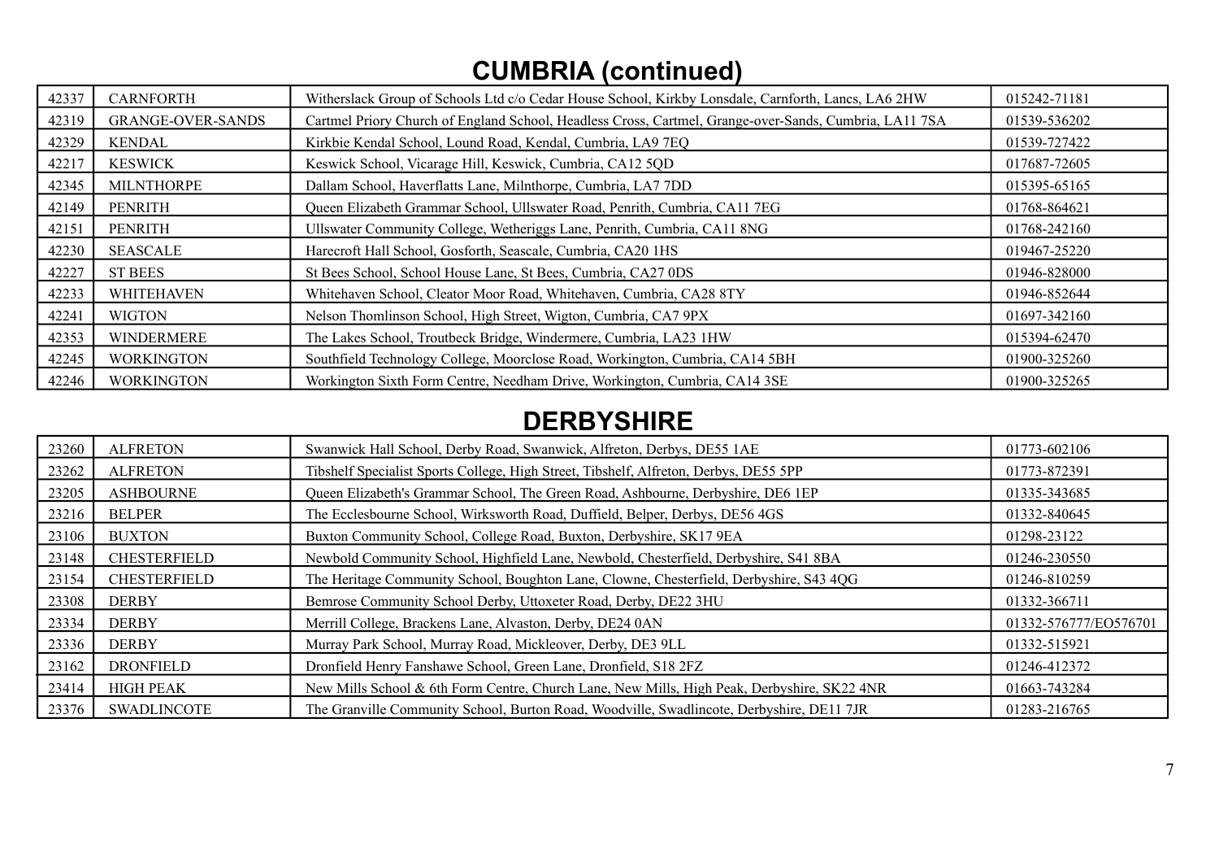## CUMBRIA (continued)

| | | | |
|---|---|---|---|
| 42337 | CARNFORTH | Witherslack Group of Schools Ltd c/o Cedar House School, Kirkby Lonsdale, Carnforth, Lancs, LA6 2HW | 015242-71181 |
| 42319 | GRANGE-OVER-SANDS | Cartmel Priory Church of England School, Headless Cross, Cartmel, Grange-over-Sands, Cumbria, LA11 7SA | 01539-536202 |
| 42329 | KENDAL | Kirkbie Kendal School, Lound Road, Kendal, Cumbria, LA9 7EQ | 01539-727422 |
| 42217 | KESWICK | Keswick School, Vicarage Hill, Keswick, Cumbria, CA12 5QD | 017687-72605 |
| 42345 | MILNTHORPE | Dallam School, Haverflatts Lane, Milnthorpe, Cumbria, LA7 7DD | 015395-65165 |
| 42149 | PENRITH | Queen Elizabeth Grammar School, Ullswater Road, Penrith, Cumbria, CA11 7EG | 01768-864621 |
| 42151 | PENRITH | Ullswater Community College, Wetheriggs Lane, Penrith, Cumbria, CA11 8NG | 01768-242160 |
| 42230 | SEASCALE | Harecroft Hall School, Gosforth, Seascale, Cumbria, CA20 1HS | 019467-25220 |
| 42227 | ST BEES | St Bees School, School House Lane, St Bees, Cumbria, CA27 0DS | 01946-828000 |
| 42233 | WHITEHAVEN | Whitehaven School, Cleator Moor Road, Whitehaven, Cumbria, CA28 8TY | 01946-852644 |
| 42241 | WIGTON | Nelson Thomlinson School, High Street, Wigton, Cumbria, CA7 9PX | 01697-342160 |
| 42353 | WINDERMERE | The Lakes School, Troutbeck Bridge, Windermere, Cumbria, LA23 1HW | 015394-62470 |
| 42245 | WORKINGTON | Southfield Technology College, Moorclose Road, Workington, Cumbria, CA14 5BH | 01900-325260 |
| 42246 | WORKINGTON | Workington Sixth Form Centre, Needham Drive, Workington, Cumbria, CA14 3SE | 01900-325265 |

## DERBYSHIRE

| | | | |
|---|---|---|---|
| 23260 | ALFRETON | Swanwick Hall School, Derby Road, Swanwick, Alfreton, Derbys, DE55 1AE | 01773-602106 |
| 23262 | ALFRETON | Tibshelf Specialist Sports College, High Street, Tibshelf, Alfreton, Derbys, DE55 5PP | 01773-872391 |
| 23205 | ASHBOURNE | Queen Elizabeth's Grammar School, The Green Road, Ashbourne, Derbyshire, DE6 1EP | 01335-343685 |
| 23216 | BELPER | The Ecclesbourne School, Wirksworth Road, Duffield, Belper, Derbys, DE56 4GS | 01332-840645 |
| 23106 | BUXTON | Buxton Community School, College Road, Buxton, Derbyshire, SK17 9EA | 01298-23122 |
| 23148 | CHESTERFIELD | Newbold Community School, Highfield Lane, Newbold, Chesterfield, Derbyshire, S41 8BA | 01246-230550 |
| 23154 | CHESTERFIELD | The Heritage Community School, Boughton Lane, Clowne, Chesterfield, Derbyshire, S43 4QG | 01246-810259 |
| 23308 | DERBY | Bemrose Community School Derby, Uttoxeter Road, Derby, DE22 3HU | 01332-366711 |
| 23334 | DERBY | Merrill College, Brackens Lane, Alvaston, Derby, DE24 0AN | 01332-576777/EO576701 |
| 23336 | DERBY | Murray Park School, Murray Road, Mickleover, Derby, DE3 9LL | 01332-515921 |
| 23162 | DRONFIELD | Dronfield Henry Fanshawe School, Green Lane, Dronfield, S18 2FZ | 01246-412372 |
| 23414 | HIGH PEAK | New Mills School & 6th Form Centre, Church Lane, New Mills, High Peak, Derbyshire, SK22 4NR | 01663-743284 |
| 23376 | SWADLINCOTE | The Granville Community School, Burton Road, Woodville, Swadlincote, Derbyshire, DE11 7JR | 01283-216765 |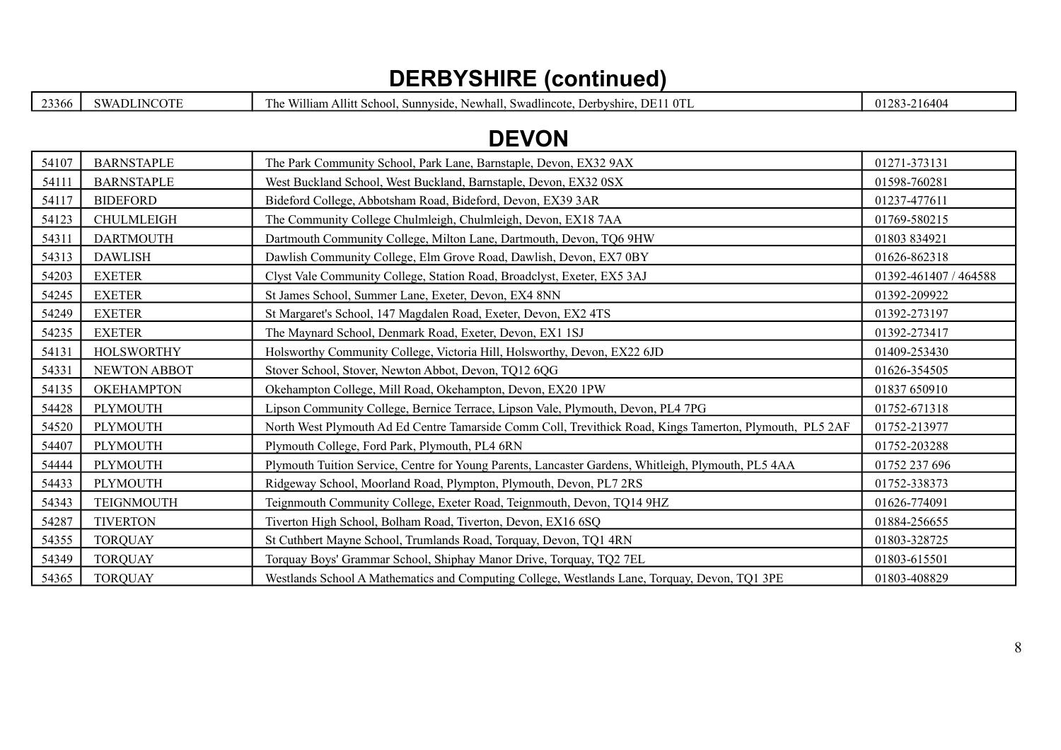# DERBYSHIRE (continued)

| | | | |
|---|---|---|---|
| 23366 | SWADLINCOTE | The William Allitt School, Sunnyside, Newhall, Swadlincote, Derbyshire, DE11 0TL | 01283-216404 |

# DEVON

| | | | |
|---|---|---|---|
| 54107 | BARNSTAPLE | The Park Community School, Park Lane, Barnstaple, Devon, EX32 9AX | 01271-373131 |
| 54111 | BARNSTAPLE | West Buckland School, West Buckland, Barnstaple, Devon, EX32 0SX | 01598-760281 |
| 54117 | BIDEFORD | Bideford College, Abbotsham Road, Bideford, Devon, EX39 3AR | 01237-477611 |
| 54123 | CHULMLEIGH | The Community College Chulmleigh, Chulmleigh, Devon, EX18 7AA | 01769-580215 |
| 54311 | DARTMOUTH | Dartmouth Community College, Milton Lane, Dartmouth, Devon, TQ6 9HW | 01803 834921 |
| 54313 | DAWLISH | Dawlish Community College, Elm Grove Road, Dawlish, Devon, EX7 0BY | 01626-862318 |
| 54203 | EXETER | Clyst Vale Community College, Station Road, Broadclyst, Exeter, EX5 3AJ | 01392-461407 / 464588 |
| 54245 | EXETER | St James School, Summer Lane, Exeter, Devon, EX4 8NN | 01392-209922 |
| 54249 | EXETER | St Margaret's School, 147 Magdalen Road, Exeter, Devon, EX2 4TS | 01392-273197 |
| 54235 | EXETER | The Maynard School, Denmark Road, Exeter, Devon, EX1 1SJ | 01392-273417 |
| 54131 | HOLSWORTHY | Holsworthy Community College, Victoria Hill, Holsworthy, Devon, EX22 6JD | 01409-253430 |
| 54331 | NEWTON ABBOT | Stover School, Stover, Newton Abbot, Devon, TQ12 6QG | 01626-354505 |
| 54135 | OKEHAMPTON | Okehampton College, Mill Road, Okehampton, Devon, EX20 1PW | 01837 650910 |
| 54428 | PLYMOUTH | Lipson Community College, Bernice Terrace, Lipson Vale, Plymouth, Devon, PL4 7PG | 01752-671318 |
| 54520 | PLYMOUTH | North West Plymouth Ad Ed Centre Tamarside Comm Coll, Trevithick Road, Kings Tamerton, Plymouth, PL5 2AF | 01752-213977 |
| 54407 | PLYMOUTH | Plymouth College, Ford Park, Plymouth, PL4 6RN | 01752-203288 |
| 54444 | PLYMOUTH | Plymouth Tuition Service, Centre for Young Parents, Lancaster Gardens, Whitleigh, Plymouth, PL5 4AA | 01752 237 696 |
| 54433 | PLYMOUTH | Ridgeway School, Moorland Road, Plympton, Plymouth, Devon, PL7 2RS | 01752-338373 |
| 54343 | TEIGNMOUTH | Teignmouth Community College, Exeter Road, Teignmouth, Devon, TQ14 9HZ | 01626-774091 |
| 54287 | TIVERTON | Tiverton High School, Bolham Road, Tiverton, Devon, EX16 6SQ | 01884-256655 |
| 54355 | TORQUAY | St Cuthbert Mayne School, Trumlands Road, Torquay, Devon, TQ1 4RN | 01803-328725 |
| 54349 | TORQUAY | Torquay Boys' Grammar School, Shiphay Manor Drive, Torquay, TQ2 7EL | 01803-615501 |
| 54365 | TORQUAY | Westlands School A Mathematics and Computing College, Westlands Lane, Torquay, Devon, TQ1 3PE | 01803-408829 |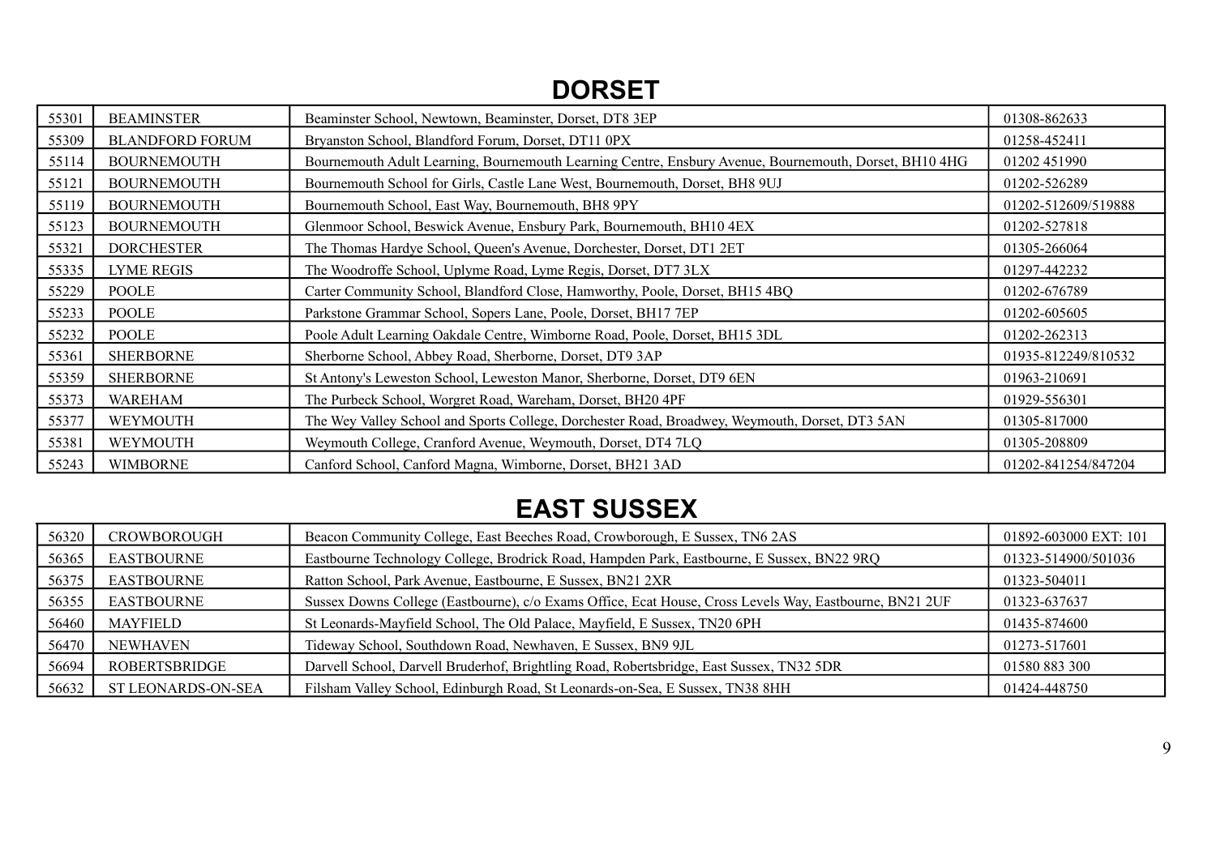## DORSET

| | | | |
|---|---|---|---|
| 55301 | BEAMINSTER | Beaminster School, Newtown, Beaminster, Dorset, DT8 3EP | 01308-862633 |
| 55309 | BLANDFORD FORUM | Bryanston School, Blandford Forum, Dorset, DT11 0PX | 01258-452411 |
| 55114 | BOURNEMOUTH | Bournemouth Adult Learning, Bournemouth Learning Centre, Ensbury Avenue, Bournemouth, Dorset, BH10 4HG | 01202 451990 |
| 55121 | BOURNEMOUTH | Bournemouth School for Girls, Castle Lane West, Bournemouth, Dorset, BH8 9UJ | 01202-526289 |
| 55119 | BOURNEMOUTH | Bournemouth School, East Way, Bournemouth, BH8 9PY | 01202-512609/519888 |
| 55123 | BOURNEMOUTH | Glenmoor School, Beswick Avenue, Ensbury Park, Bournemouth, BH10 4EX | 01202-527818 |
| 55321 | DORCHESTER | The Thomas Hardye School, Queen's Avenue, Dorchester, Dorset, DT1 2ET | 01305-266064 |
| 55335 | LYME REGIS | The Woodroffe School, Uplyme Road, Lyme Regis, Dorset, DT7 3LX | 01297-442232 |
| 55229 | POOLE | Carter Community School, Blandford Close, Hamworthy, Poole, Dorset, BH15 4BQ | 01202-676789 |
| 55233 | POOLE | Parkstone Grammar School, Sopers Lane, Poole, Dorset, BH17 7EP | 01202-605605 |
| 55232 | POOLE | Poole Adult Learning Oakdale Centre, Wimborne Road, Poole, Dorset, BH15 3DL | 01202-262313 |
| 55361 | SHERBORNE | Sherborne School, Abbey Road, Sherborne, Dorset, DT9 3AP | 01935-812249/810532 |
| 55359 | SHERBORNE | St Antony's Leweston School, Leweston Manor, Sherborne, Dorset, DT9 6EN | 01963-210691 |
| 55373 | WAREHAM | The Purbeck School, Worgret Road, Wareham, Dorset, BH20 4PF | 01929-556301 |
| 55377 | WEYMOUTH | The Wey Valley School and Sports College, Dorchester Road, Broadwey, Weymouth, Dorset, DT3 5AN | 01305-817000 |
| 55381 | WEYMOUTH | Weymouth College, Cranford Avenue, Weymouth, Dorset, DT4 7LQ | 01305-208809 |
| 55243 | WIMBORNE | Canford School, Canford Magna, Wimborne, Dorset, BH21 3AD | 01202-841254/847204 |

## EAST SUSSEX

| | | | |
|---|---|---|---|
| 56320 | CROWBOROUGH | Beacon Community College, East Beeches Road, Crowborough, E Sussex, TN6 2AS | 01892-603000 EXT: 101 |
| 56365 | EASTBOURNE | Eastbourne Technology College, Brodrick Road, Hampden Park, Eastbourne, E Sussex, BN22 9RQ | 01323-514900/501036 |
| 56375 | EASTBOURNE | Ratton School, Park Avenue, Eastbourne, E Sussex, BN21 2XR | 01323-504011 |
| 56355 | EASTBOURNE | Sussex Downs College (Eastbourne), c/o Exams Office, Ecat House, Cross Levels Way, Eastbourne, BN21 2UF | 01323-637637 |
| 56460 | MAYFIELD | St Leonards-Mayfield School, The Old Palace, Mayfield, E Sussex, TN20 6PH | 01435-874600 |
| 56470 | NEWHAVEN | Tideway School, Southdown Road, Newhaven, E Sussex, BN9 9JL | 01273-517601 |
| 56694 | ROBERTSBRIDGE | Darvell School, Darvell Bruderhof, Brightling Road, Robertsbridge, East Sussex, TN32 5DR | 01580 883 300 |
| 56632 | ST LEONARDS-ON-SEA | Filsham Valley School, Edinburgh Road, St Leonards-on-Sea, E Sussex, TN38 8HH | 01424-448750 |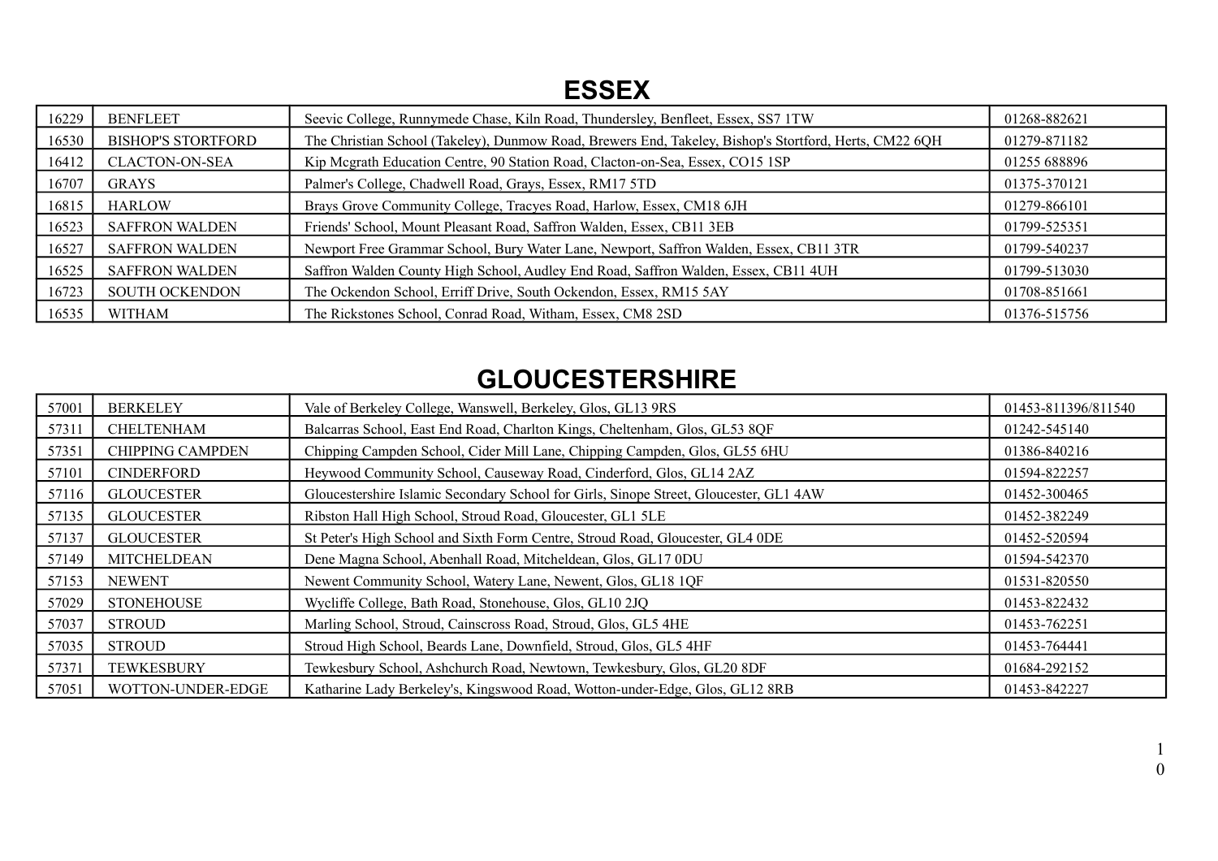# ESSEX

| | | | |
|---|---|---|---|
| 16229 | BENFLEET | Seevic College, Runnymede Chase, Kiln Road, Thundersley, Benfleet, Essex, SS7 1TW | 01268-882621 |
| 16530 | BISHOP'S STORTFORD | The Christian School (Takeley), Dunmow Road, Brewers End, Takeley, Bishop's Stortford, Herts, CM22 6QH | 01279-871182 |
| 16412 | CLACTON-ON-SEA | Kip Mcgrath Education Centre, 90 Station Road, Clacton-on-Sea, Essex, CO15 1SP | 01255 688896 |
| 16707 | GRAYS | Palmer's College, Chadwell Road, Grays, Essex, RM17 5TD | 01375-370121 |
| 16815 | HARLOW | Brays Grove Community College, Tracyes Road, Harlow, Essex, CM18 6JH | 01279-866101 |
| 16523 | SAFFRON WALDEN | Friends' School, Mount Pleasant Road, Saffron Walden, Essex, CB11 3EB | 01799-525351 |
| 16527 | SAFFRON WALDEN | Newport Free Grammar School, Bury Water Lane, Newport, Saffron Walden, Essex, CB11 3TR | 01799-540237 |
| 16525 | SAFFRON WALDEN | Saffron Walden County High School, Audley End Road, Saffron Walden, Essex, CB11 4UH | 01799-513030 |
| 16723 | SOUTH OCKENDON | The Ockendon School, Erriff Drive, South Ockendon, Essex, RM15 5AY | 01708-851661 |
| 16535 | WITHAM | The Rickstones School, Conrad Road, Witham, Essex, CM8 2SD | 01376-515756 |

# GLOUCESTERSHIRE

| | | | |
|---|---|---|---|
| 57001 | BERKELEY | Vale of Berkeley College, Wanswell, Berkeley, Glos, GL13 9RS | 01453-811396/811540 |
| 57311 | CHELTENHAM | Balcarras School, East End Road, Charlton Kings, Cheltenham, Glos, GL53 8QF | 01242-545140 |
| 57351 | CHIPPING CAMPDEN | Chipping Campden School, Cider Mill Lane, Chipping Campden, Glos, GL55 6HU | 01386-840216 |
| 57101 | CINDERFORD | Heywood Community School, Causeway Road, Cinderford, Glos, GL14 2AZ | 01594-822257 |
| 57116 | GLOUCESTER | Gloucestershire Islamic Secondary School for Girls, Sinope Street, Gloucester, GL1 4AW | 01452-300465 |
| 57135 | GLOUCESTER | Ribston Hall High School, Stroud Road, Gloucester, GL1 5LE | 01452-382249 |
| 57137 | GLOUCESTER | St Peter's High School and Sixth Form Centre, Stroud Road, Gloucester, GL4 0DE | 01452-520594 |
| 57149 | MITCHELDEAN | Dene Magna School, Abenhall Road, Mitcheldean, Glos, GL17 0DU | 01594-542370 |
| 57153 | NEWENT | Newent Community School, Watery Lane, Newent, Glos, GL18 1QF | 01531-820550 |
| 57029 | STONEHOUSE | Wycliffe College, Bath Road, Stonehouse, Glos, GL10 2JQ | 01453-822432 |
| 57037 | STROUD | Marling School, Stroud, Cainscross Road, Stroud, Glos, GL5 4HE | 01453-762251 |
| 57035 | STROUD | Stroud High School, Beards Lane, Downfield, Stroud, Glos, GL5 4HF | 01453-764441 |
| 57371 | TEWKESBURY | Tewkesbury School, Ashchurch Road, Newtown, Tewkesbury, Glos, GL20 8DF | 01684-292152 |
| 57051 | WOTTON-UNDER-EDGE | Katharine Lady Berkeley's, Kingswood Road, Wotton-under-Edge, Glos, GL12 8RB | 01453-842227 |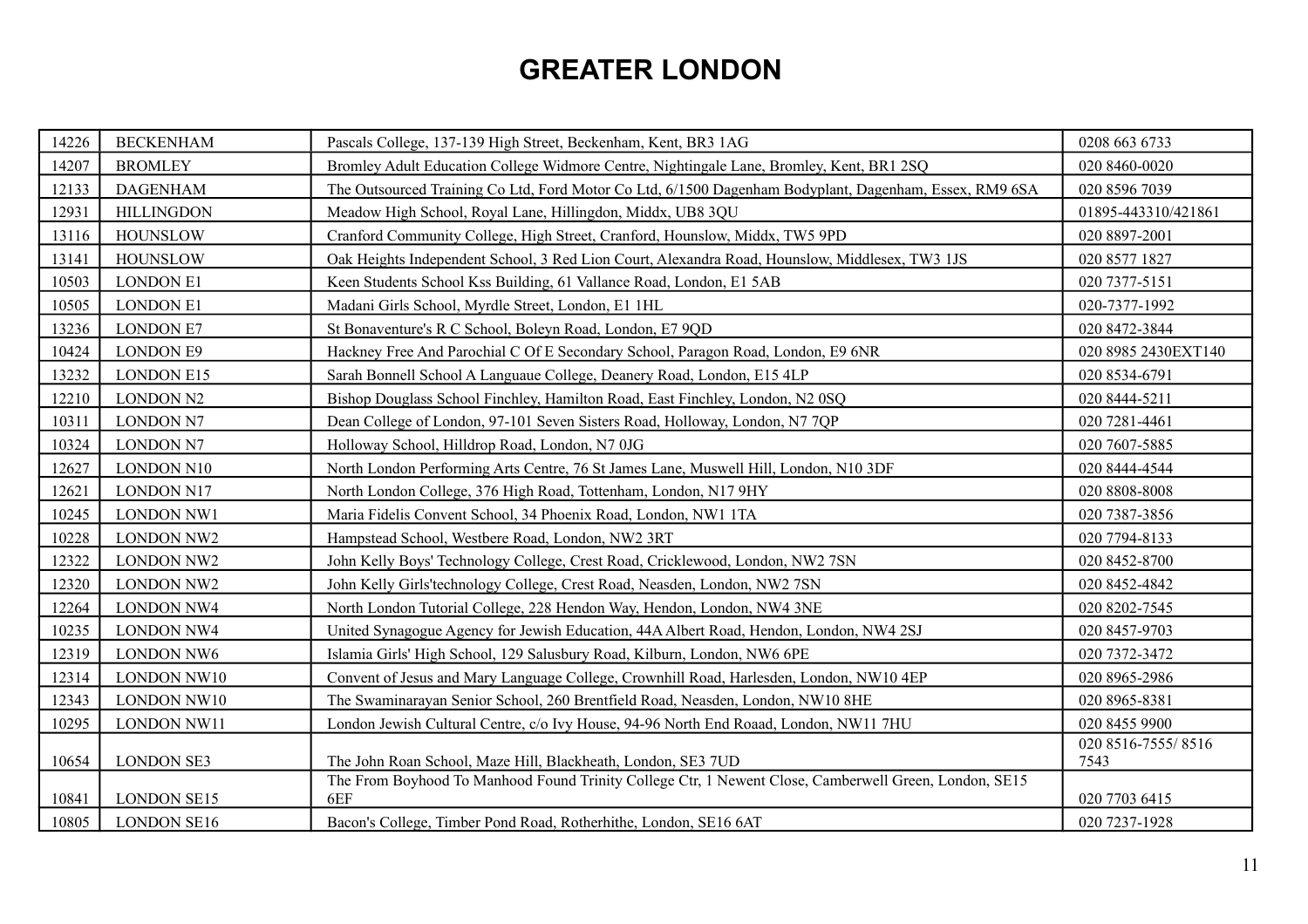# GREATER LONDON

| | | | |
|---|---|---|---|
| 14226 | BECKENHAM | Pascals College, 137-139 High Street, Beckenham, Kent, BR3 1AG | 0208 663 6733 |
| 14207 | BROMLEY | Bromley Adult Education College Widmore Centre, Nightingale Lane, Bromley, Kent, BR1 2SQ | 020 8460-0020 |
| 12133 | DAGENHAM | The Outsourced Training Co Ltd, Ford Motor Co Ltd, 6/1500 Dagenham Bodyplant, Dagenham, Essex, RM9 6SA | 020 8596 7039 |
| 12931 | HILLINGDON | Meadow High School, Royal Lane, Hillingdon, Middx, UB8 3QU | 01895-443310/421861 |
| 13116 | HOUNSLOW | Cranford Community College, High Street, Cranford, Hounslow, Middx, TW5 9PD | 020 8897-2001 |
| 13141 | HOUNSLOW | Oak Heights Independent School, 3 Red Lion Court, Alexandra Road, Hounslow, Middlesex, TW3 1JS | 020 8577 1827 |
| 10503 | LONDON E1 | Keen Students School Kss Building, 61 Vallance Road, London, E1 5AB | 020 7377-5151 |
| 10505 | LONDON E1 | Madani Girls School, Myrdle Street, London, E1 1HL | 020-7377-1992 |
| 13236 | LONDON E7 | St Bonaventure's R C School, Boleyn Road, London, E7 9QD | 020 8472-3844 |
| 10424 | LONDON E9 | Hackney Free And Parochial C Of E Secondary School, Paragon Road, London, E9 6NR | 020 8985 2430EXT140 |
| 13232 | LONDON E15 | Sarah Bonnell School A Languaue College, Deanery Road, London, E15 4LP | 020 8534-6791 |
| 12210 | LONDON N2 | Bishop Douglass School Finchley, Hamilton Road, East Finchley, London, N2 0SQ | 020 8444-5211 |
| 10311 | LONDON N7 | Dean College of London, 97-101 Seven Sisters Road, Holloway, London, N7 7QP | 020 7281-4461 |
| 10324 | LONDON N7 | Holloway School, Hilldrop Road, London, N7 0JG | 020 7607-5885 |
| 12627 | LONDON N10 | North London Performing Arts Centre, 76 St James Lane, Muswell Hill, London, N10 3DF | 020 8444-4544 |
| 12621 | LONDON N17 | North London College, 376 High Road, Tottenham, London, N17 9HY | 020 8808-8008 |
| 10245 | LONDON NW1 | Maria Fidelis Convent School, 34 Phoenix Road, London, NW1 1TA | 020 7387-3856 |
| 10228 | LONDON NW2 | Hampstead School, Westbere Road, London, NW2 3RT | 020 7794-8133 |
| 12322 | LONDON NW2 | John Kelly Boys' Technology College, Crest Road, Cricklewood, London, NW2 7SN | 020 8452-8700 |
| 12320 | LONDON NW2 | John Kelly Girls'technology College, Crest Road, Neasden, London, NW2 7SN | 020 8452-4842 |
| 12264 | LONDON NW4 | North London Tutorial College, 228 Hendon Way, Hendon, London, NW4 3NE | 020 8202-7545 |
| 10235 | LONDON NW4 | United Synagogue Agency for Jewish Education, 44A Albert Road, Hendon, London, NW4 2SJ | 020 8457-9703 |
| 12319 | LONDON NW6 | Islamia Girls' High School, 129 Salusbury Road, Kilburn, London, NW6 6PE | 020 7372-3472 |
| 12314 | LONDON NW10 | Convent of Jesus and Mary Language College, Crownhill Road, Harlesden, London, NW10 4EP | 020 8965-2986 |
| 12343 | LONDON NW10 | The Swaminarayan Senior School, 260 Brentfield Road, Neasden, London, NW10 8HE | 020 8965-8381 |
| 10295 | LONDON NW11 | London Jewish Cultural Centre, c/o Ivy House, 94-96 North End Roaad, London, NW11 7HU | 020 8455 9900 |
| 10654 | LONDON SE3 | The John Roan School, Maze Hill, Blackheath, London, SE3 7UD | 020 8516-7555/ 8516 7543 |
| 10841 | LONDON SE15 | The From Boyhood To Manhood Found Trinity College Ctr, 1 Newent Close, Camberwell Green, London, SE15 6EF | 020 7703 6415 |
| 10805 | LONDON SE16 | Bacon's College, Timber Pond Road, Rotherhithe, London, SE16 6AT | 020 7237-1928 |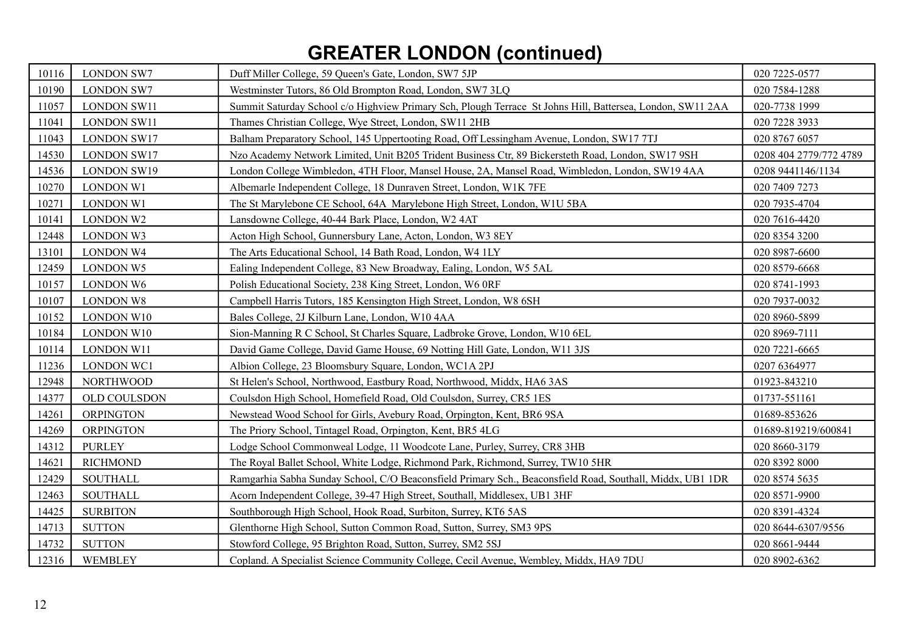# GREATER LONDON (continued)

| | | | |
|---|---|---|---|
| 10116 | LONDON SW7 | Duff Miller College, 59 Queen's Gate, London, SW7 5JP | 020 7225-0577 |
| 10190 | LONDON SW7 | Westminster Tutors, 86 Old Brompton Road, London, SW7 3LQ | 020 7584-1288 |
| 11057 | LONDON SW11 | Summit Saturday School c/o Highview Primary Sch, Plough Terrace St Johns Hill, Battersea, London, SW11 2AA | 020-7738 1999 |
| 11041 | LONDON SW11 | Thames Christian College, Wye Street, London, SW11 2HB | 020 7228 3933 |
| 11043 | LONDON SW17 | Balham Preparatory School, 145 Uppertooting Road, Off Lessingham Avenue, London, SW17 7TJ | 020 8767 6057 |
| 14530 | LONDON SW17 | Nzo Academy Network Limited, Unit B205 Trident Business Ctr, 89 Bickersteth Road, London, SW17 9SH | 0208 404 2779/772 4789 |
| 14536 | LONDON SW19 | London College Wimbledon, 4TH Floor, Mansel House, 2A, Mansel Road, Wimbledon, London, SW19 4AA | 0208 9441146/1134 |
| 10270 | LONDON W1 | Albemarle Independent College, 18 Dunraven Street, London, W1K 7FE | 020 7409 7273 |
| 10271 | LONDON W1 | The St Marylebone CE School, 64A Marylebone High Street, London, W1U 5BA | 020 7935-4704 |
| 10141 | LONDON W2 | Lansdowne College, 40-44 Bark Place, London, W2 4AT | 020 7616-4420 |
| 12448 | LONDON W3 | Acton High School, Gunnersbury Lane, Acton, London, W3 8EY | 020 8354 3200 |
| 13101 | LONDON W4 | The Arts Educational School, 14 Bath Road, London, W4 1LY | 020 8987-6600 |
| 12459 | LONDON W5 | Ealing Independent College, 83 New Broadway, Ealing, London, W5 5AL | 020 8579-6668 |
| 10157 | LONDON W6 | Polish Educational Society, 238 King Street, London, W6 0RF | 020 8741-1993 |
| 10107 | LONDON W8 | Campbell Harris Tutors, 185 Kensington High Street, London, W8 6SH | 020 7937-0032 |
| 10152 | LONDON W10 | Bales College, 2J Kilburn Lane, London, W10 4AA | 020 8960-5899 |
| 10184 | LONDON W10 | Sion-Manning R C School, St Charles Square, Ladbroke Grove, London, W10 6EL | 020 8969-7111 |
| 10114 | LONDON W11 | David Game College, David Game House, 69 Notting Hill Gate, London, W11 3JS | 020 7221-6665 |
| 11236 | LONDON WC1 | Albion College, 23 Bloomsbury Square, London, WC1A 2PJ | 0207 6364977 |
| 12948 | NORTHWOOD | St Helen's School, Northwood, Eastbury Road, Northwood, Middx, HA6 3AS | 01923-843210 |
| 14377 | OLD COULSDON | Coulsdon High School, Homefield Road, Old Coulsdon, Surrey, CR5 1ES | 01737-551161 |
| 14261 | ORPINGTON | Newstead Wood School for Girls, Avebury Road, Orpington, Kent, BR6 9SA | 01689-853626 |
| 14269 | ORPINGTON | The Priory School, Tintagel Road, Orpington, Kent, BR5 4LG | 01689-819219/600841 |
| 14312 | PURLEY | Lodge School Commonweal Lodge, 11 Woodcote Lane, Purley, Surrey, CR8 3HB | 020 8660-3179 |
| 14621 | RICHMOND | The Royal Ballet School, White Lodge, Richmond Park, Richmond, Surrey, TW10 5HR | 020 8392 8000 |
| 12429 | SOUTHALL | Ramgarhia Sabha Sunday School, C/O Beaconsfield Primary Sch., Beaconsfield Road, Southall, Middx, UB1 1DR | 020 8574 5635 |
| 12463 | SOUTHALL | Acorn Independent College, 39-47 High Street, Southall, Middlesex, UB1 3HF | 020 8571-9900 |
| 14425 | SURBITON | Southborough High School, Hook Road, Surbiton, Surrey, KT6 5AS | 020 8391-4324 |
| 14713 | SUTTON | Glenthorne High School, Sutton Common Road, Sutton, Surrey, SM3 9PS | 020 8644-6307/9556 |
| 14732 | SUTTON | Stowford College, 95 Brighton Road, Sutton, Surrey, SM2 5SJ | 020 8661-9444 |
| 12316 | WEMBLEY | Copland. A Specialist Science Community College, Cecil Avenue, Wembley, Middx, HA9 7DU | 020 8902-6362 |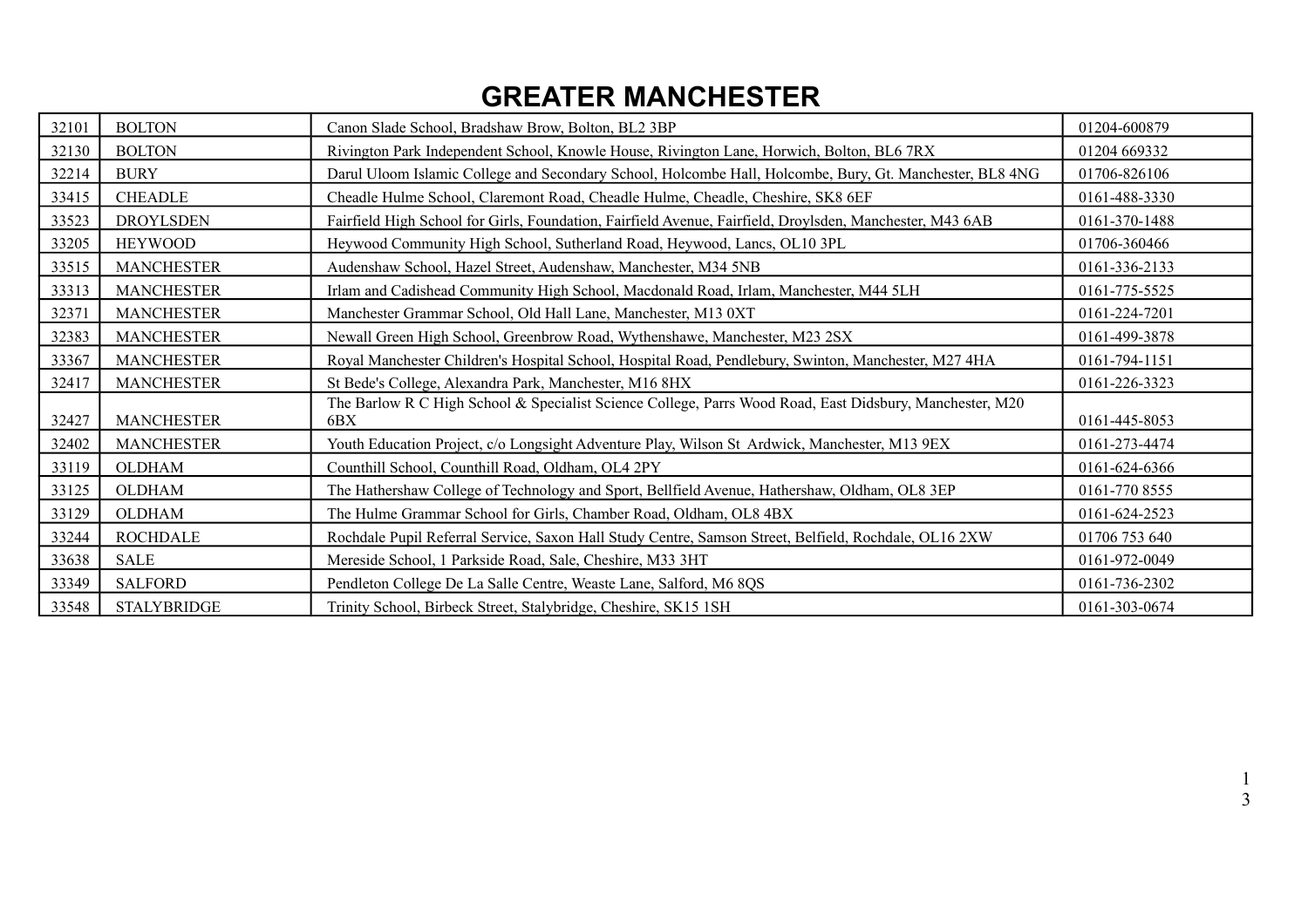# GREATER MANCHESTER

| | | | |
|---|---|---|---|
| 32101 | BOLTON | Canon Slade School, Bradshaw Brow, Bolton, BL2 3BP | 01204-600879 |
| 32130 | BOLTON | Rivington Park Independent School, Knowle House, Rivington Lane, Horwich, Bolton, BL6 7RX | 01204 669332 |
| 32214 | BURY | Darul Uloom Islamic College and Secondary School, Holcombe Hall, Holcombe, Bury, Gt. Manchester, BL8 4NG | 01706-826106 |
| 33415 | CHEADLE | Cheadle Hulme School, Claremont Road, Cheadle Hulme, Cheadle, Cheshire, SK8 6EF | 0161-488-3330 |
| 33523 | DROYLSDEN | Fairfield High School for Girls, Foundation, Fairfield Avenue, Fairfield, Droylsden, Manchester, M43 6AB | 0161-370-1488 |
| 33205 | HEYWOOD | Heywood Community High School, Sutherland Road, Heywood, Lancs, OL10 3PL | 01706-360466 |
| 33515 | MANCHESTER | Audenshaw School, Hazel Street, Audenshaw, Manchester, M34 5NB | 0161-336-2133 |
| 33313 | MANCHESTER | Irlam and Cadishead Community High School, Macdonald Road, Irlam, Manchester, M44 5LH | 0161-775-5525 |
| 32371 | MANCHESTER | Manchester Grammar School, Old Hall Lane, Manchester, M13 0XT | 0161-224-7201 |
| 32383 | MANCHESTER | Newall Green High School, Greenbrow Road, Wythenshawe, Manchester, M23 2SX | 0161-499-3878 |
| 33367 | MANCHESTER | Royal Manchester Children's Hospital School, Hospital Road, Pendlebury, Swinton, Manchester, M27 4HA | 0161-794-1151 |
| 32417 | MANCHESTER | St Bede's College, Alexandra Park, Manchester, M16 8HX | 0161-226-3323 |
| 32427 | MANCHESTER | The Barlow R C High School & Specialist Science College, Parrs Wood Road, East Didsbury, Manchester, M20 6BX | 0161-445-8053 |
| 32402 | MANCHESTER | Youth Education Project, c/o Longsight Adventure Play, Wilson St Ardwick, Manchester, M13 9EX | 0161-273-4474 |
| 33119 | OLDHAM | Counthill School, Counthill Road, Oldham, OL4 2PY | 0161-624-6366 |
| 33125 | OLDHAM | The Hathershaw College of Technology and Sport, Bellfield Avenue, Hathershaw, Oldham, OL8 3EP | 0161-770 8555 |
| 33129 | OLDHAM | The Hulme Grammar School for Girls, Chamber Road, Oldham, OL8 4BX | 0161-624-2523 |
| 33244 | ROCHDALE | Rochdale Pupil Referral Service, Saxon Hall Study Centre, Samson Street, Belfield, Rochdale, OL16 2XW | 01706 753 640 |
| 33638 | SALE | Mereside School, 1 Parkside Road, Sale, Cheshire, M33 3HT | 0161-972-0049 |
| 33349 | SALFORD | Pendleton College De La Salle Centre, Weaste Lane, Salford, M6 8QS | 0161-736-2302 |
| 33548 | STALYBRIDGE | Trinity School, Birbeck Street, Stalybridge, Cheshire, SK15 1SH | 0161-303-0674 |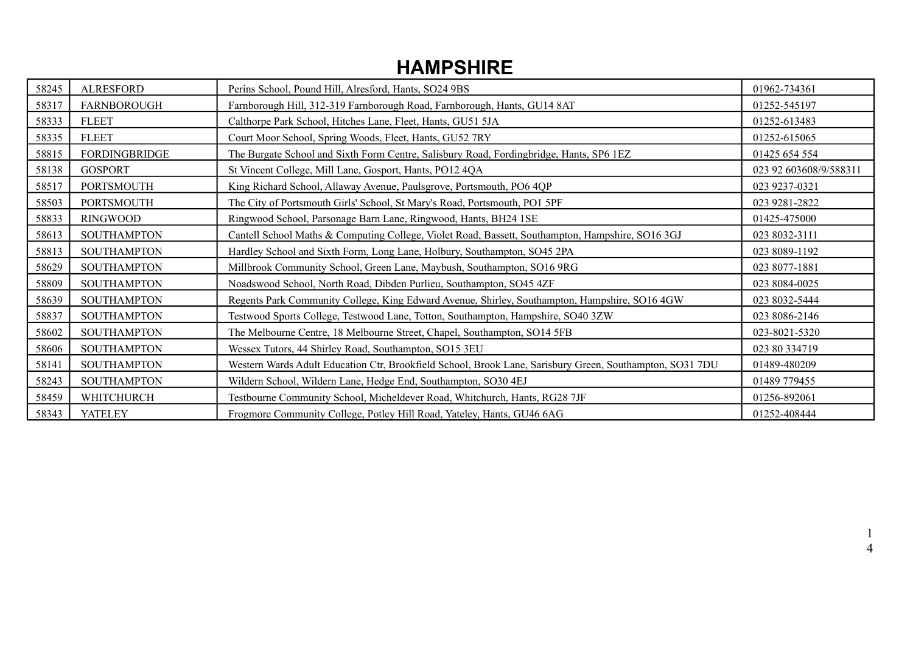# HAMPSHIRE

| | | | |
|---|---|---|---|
| 58245 | ALRESFORD | Perins School, Pound Hill, Alresford, Hants, SO24 9BS | 01962-734361 |
| 58317 | FARNBOROUGH | Farnborough Hill, 312-319 Farnborough Road, Farnborough, Hants, GU14 8AT | 01252-545197 |
| 58333 | FLEET | Calthorpe Park School, Hitches Lane, Fleet, Hants, GU51 5JA | 01252-613483 |
| 58335 | FLEET | Court Moor School, Spring Woods, Fleet, Hants, GU52 7RY | 01252-615065 |
| 58815 | FORDINGBRIDGE | The Burgate School and Sixth Form Centre, Salisbury Road, Fordingbridge, Hants, SP6 1EZ | 01425 654 554 |
| 58138 | GOSPORT | St Vincent College, Mill Lane, Gosport, Hants, PO12 4QA | 023 92 603608/9/588311 |
| 58517 | PORTSMOUTH | King Richard School, Allaway Avenue, Paulsgrove, Portsmouth, PO6 4QP | 023 9237-0321 |
| 58503 | PORTSMOUTH | The City of Portsmouth Girls' School, St Mary's Road, Portsmouth, PO1 5PF | 023 9281-2822 |
| 58833 | RINGWOOD | Ringwood School, Parsonage Barn Lane, Ringwood, Hants, BH24 1SE | 01425-475000 |
| 58613 | SOUTHAMPTON | Cantell School Maths & Computing College, Violet Road, Bassett, Southampton, Hampshire, SO16 3GJ | 023 8032-3111 |
| 58813 | SOUTHAMPTON | Hardley School and Sixth Form, Long Lane, Holbury, Southampton, SO45 2PA | 023 8089-1192 |
| 58629 | SOUTHAMPTON | Millbrook Community School, Green Lane, Maybush, Southampton, SO16 9RG | 023 8077-1881 |
| 58809 | SOUTHAMPTON | Noadswood School, North Road, Dibden Purlieu, Southampton, SO45 4ZF | 023 8084-0025 |
| 58639 | SOUTHAMPTON | Regents Park Community College, King Edward Avenue, Shirley, Southampton, Hampshire, SO16 4GW | 023 8032-5444 |
| 58837 | SOUTHAMPTON | Testwood Sports College, Testwood Lane, Totton, Southampton, Hampshire, SO40 3ZW | 023 8086-2146 |
| 58602 | SOUTHAMPTON | The Melbourne Centre, 18 Melbourne Street, Chapel, Southampton, SO14 5FB | 023-8021-5320 |
| 58606 | SOUTHAMPTON | Wessex Tutors, 44 Shirley Road, Southampton, SO15 3EU | 023 80 334719 |
| 58141 | SOUTHAMPTON | Western Wards Adult Education Ctr, Brookfield School, Brook Lane, Sarisbury Green, Southampton, SO31 7DU | 01489-480209 |
| 58243 | SOUTHAMPTON | Wildern School, Wildern Lane, Hedge End, Southampton, SO30 4EJ | 01489 779455 |
| 58459 | WHITCHURCH | Testbourne Community School, Micheldever Road, Whitchurch, Hants, RG28 7JF | 01256-892061 |
| 58343 | YATELEY | Frogmore Community College, Potley Hill Road, Yateley, Hants, GU46 6AG | 01252-408444 |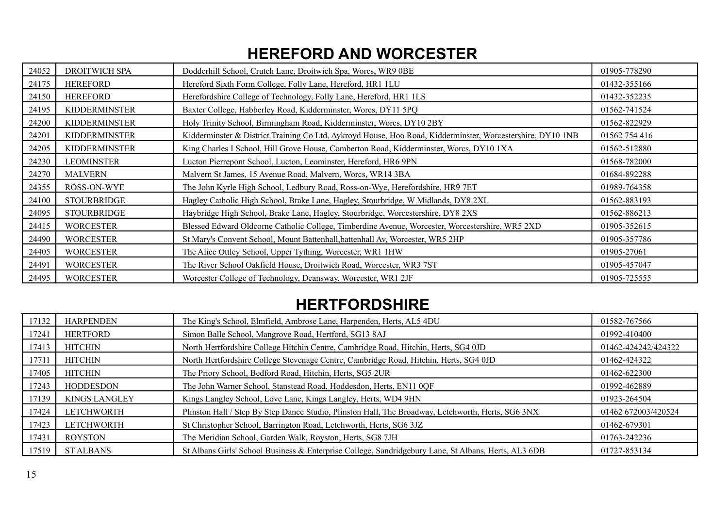## HEREFORD AND WORCESTER

| | | | |
|---|---|---|---|
| 24052 | DROITWICH SPA | Dodderhill School, Crutch Lane, Droitwich Spa, Worcs, WR9 0BE | 01905-778290 |
| 24175 | HEREFORD | Hereford Sixth Form College, Folly Lane, Hereford, HR1 1LU | 01432-355166 |
| 24150 | HEREFORD | Herefordshire College of Technology, Folly Lane, Hereford, HR1 1LS | 01432-352235 |
| 24195 | KIDDERMINSTER | Baxter College, Habberley Road, Kidderminster, Worcs, DY11 5PQ | 01562-741524 |
| 24200 | KIDDERMINSTER | Holy Trinity School, Birmingham Road, Kidderminster, Worcs, DY10 2BY | 01562-822929 |
| 24201 | KIDDERMINSTER | Kidderminster & District Training Co Ltd, Aykroyd House, Hoo Road, Kidderminster, Worcestershire, DY10 1NB | 01562 754 416 |
| 24205 | KIDDERMINSTER | King Charles I School, Hill Grove House, Comberton Road, Kidderminster, Worcs, DY10 1XA | 01562-512880 |
| 24230 | LEOMINSTER | Lucton Pierrepont School, Lucton, Leominster, Hereford, HR6 9PN | 01568-782000 |
| 24270 | MALVERN | Malvern St James, 15 Avenue Road, Malvern, Worcs, WR14 3BA | 01684-892288 |
| 24355 | ROSS-ON-WYE | The John Kyrle High School, Ledbury Road, Ross-on-Wye, Herefordshire, HR9 7ET | 01989-764358 |
| 24100 | STOURBRIDGE | Hagley Catholic High School, Brake Lane, Hagley, Stourbridge, W Midlands, DY8 2XL | 01562-883193 |
| 24095 | STOURBRIDGE | Haybridge High School, Brake Lane, Hagley, Stourbridge, Worcestershire, DY8 2XS | 01562-886213 |
| 24415 | WORCESTER | Blessed Edward Oldcorne Catholic College, Timberdine Avenue, Worcester, Worcestershire, WR5 2XD | 01905-352615 |
| 24490 | WORCESTER | St Mary's Convent School, Mount Battenhall,battenhall Av, Worcester, WR5 2HP | 01905-357786 |
| 24405 | WORCESTER | The Alice Ottley School, Upper Tything, Worcester, WR1 1HW | 01905-27061 |
| 24491 | WORCESTER | The River School Oakfield House, Droitwich Road, Worcester, WR3 7ST | 01905-457047 |
| 24495 | WORCESTER | Worcester College of Technology, Deansway, Worcester, WR1 2JF | 01905-725555 |

## HERTFORDSHIRE

| | | | |
|---|---|---|---|
| 17132 | HARPENDEN | The King's School, Elmfield, Ambrose Lane, Harpenden, Herts, AL5 4DU | 01582-767566 |
| 17241 | HERTFORD | Simon Balle School, Mangrove Road, Hertford, SG13 8AJ | 01992-410400 |
| 17413 | HITCHIN | North Hertfordshire College Hitchin Centre, Cambridge Road, Hitchin, Herts, SG4 0JD | 01462-424242/424322 |
| 17711 | HITCHIN | North Hertfordshire College Stevenage Centre, Cambridge Road, Hitchin, Herts, SG4 0JD | 01462-424322 |
| 17405 | HITCHIN | The Priory School, Bedford Road, Hitchin, Herts, SG5 2UR | 01462-622300 |
| 17243 | HODDESDON | The John Warner School, Stanstead Road, Hoddesdon, Herts, EN11 0QF | 01992-462889 |
| 17139 | KINGS LANGLEY | Kings Langley School, Love Lane, Kings Langley, Herts, WD4 9HN | 01923-264504 |
| 17424 | LETCHWORTH | Plinston Hall / Step By Step Dance Studio, Plinston Hall, The Broadway, Letchworth, Herts, SG6 3NX | 01462 672003/420524 |
| 17423 | LETCHWORTH | St Christopher School, Barrington Road, Letchworth, Herts, SG6 3JZ | 01462-679301 |
| 17431 | ROYSTON | The Meridian School, Garden Walk, Royston, Herts, SG8 7JH | 01763-242236 |
| 17519 | ST ALBANS | St Albans Girls' School Business & Enterprise College, Sandridgebury Lane, St Albans, Herts, AL3 6DB | 01727-853134 |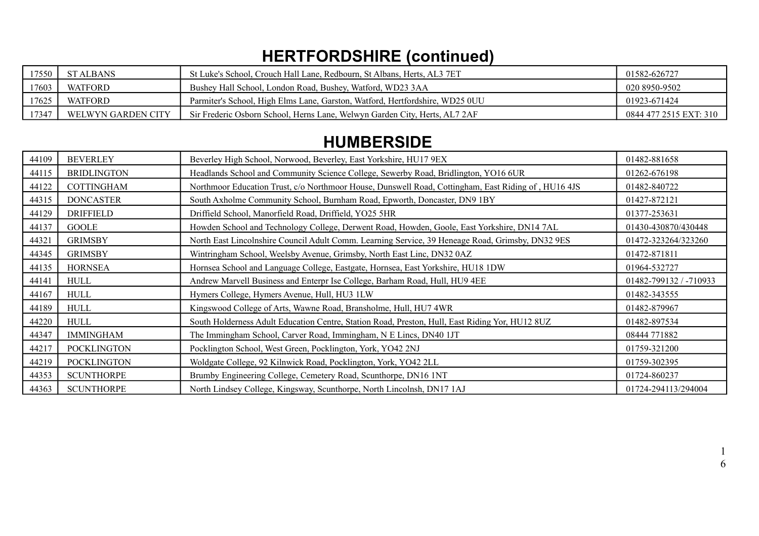# HERTFORDSHIRE (continued)

| | | | |
|---|---|---|---|
| 17550 | ST ALBANS | St Luke's School, Crouch Hall Lane, Redbourn, St Albans, Herts, AL3 7ET | 01582-626727 |
| 17603 | WATFORD | Bushey Hall School, London Road, Bushey, Watford, WD23 3AA | 020 8950-9502 |
| 17625 | WATFORD | Parmiter's School, High Elms Lane, Garston, Watford, Hertfordshire, WD25 0UU | 01923-671424 |
| 17347 | WELWYN GARDEN CITY | Sir Frederic Osborn School, Herns Lane, Welwyn Garden City, Herts, AL7 2AF | 0844 477 2515 EXT: 310 |

# HUMBERSIDE

| | | | |
|---|---|---|---|
| 44109 | BEVERLEY | Beverley High School, Norwood, Beverley, East Yorkshire, HU17 9EX | 01482-881658 |
| 44115 | BRIDLINGTON | Headlands School and Community Science College, Sewerby Road, Bridlington, YO16 6UR | 01262-676198 |
| 44122 | COTTINGHAM | Northmoor Education Trust, c/o Northmoor House, Dunswell Road, Cottingham, East Riding of , HU16 4JS | 01482-840722 |
| 44315 | DONCASTER | South Axholme Community School, Burnham Road, Epworth, Doncaster, DN9 1BY | 01427-872121 |
| 44129 | DRIFFIELD | Driffield School, Manorfield Road, Driffield, YO25 5HR | 01377-253631 |
| 44137 | GOOLE | Howden School and Technology College, Derwent Road, Howden, Goole, East Yorkshire, DN14 7AL | 01430-430870/430448 |
| 44321 | GRIMSBY | North East Lincolnshire Council Adult Comm. Learning Service, 39 Heneage Road, Grimsby, DN32 9ES | 01472-323264/323260 |
| 44345 | GRIMSBY | Wintringham School, Weelsby Avenue, Grimsby, North East Linc, DN32 0AZ | 01472-871811 |
| 44135 | HORNSEA | Hornsea School and Language College, Eastgate, Hornsea, East Yorkshire, HU18 1DW | 01964-532727 |
| 44141 | HULL | Andrew Marvell Business and Enterpr Ise College, Barham Road, Hull, HU9 4EE | 01482-799132 / -710933 |
| 44167 | HULL | Hymers College, Hymers Avenue, Hull, HU3 1LW | 01482-343555 |
| 44189 | HULL | Kingswood College of Arts, Wawne Road, Bransholme, Hull, HU7 4WR | 01482-879967 |
| 44220 | HULL | South Holderness Adult Education Centre, Station Road, Preston, Hull, East Riding Yor, HU12 8UZ | 01482-897534 |
| 44347 | IMMINGHAM | The Immingham School, Carver Road, Immingham, N E Lincs, DN40 1JT | 08444 771882 |
| 44217 | POCKLINGTON | Pocklington School, West Green, Pocklington, York, YO42 2NJ | 01759-321200 |
| 44219 | POCKLINGTON | Woldgate College, 92 Kilnwick Road, Pocklington, York, YO42 2LL | 01759-302395 |
| 44353 | SCUNTHORPE | Brumby Engineering College, Cemetery Road, Scunthorpe, DN16 1NT | 01724-860237 |
| 44363 | SCUNTHORPE | North Lindsey College, Kingsway, Scunthorpe, North Lincolnsh, DN17 1AJ | 01724-294113/294004 |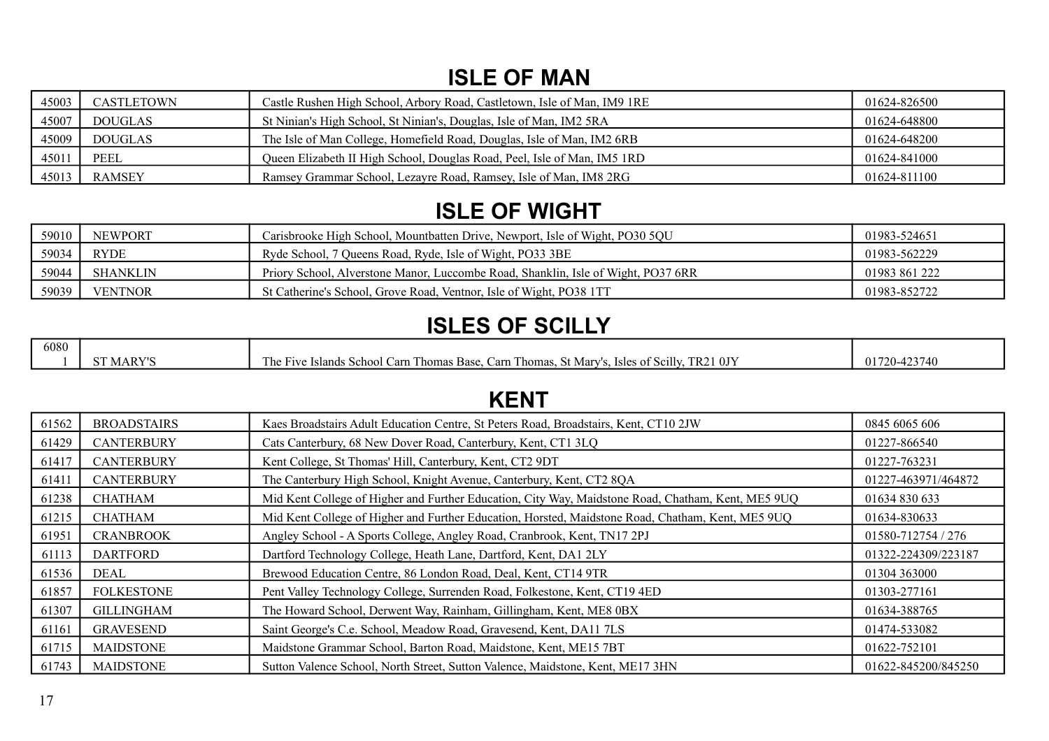## ISLE OF MAN

| | | | |
|---|---|---|---|
| 45003 | CASTLETOWN | Castle Rushen High School, Arbory Road, Castletown, Isle of Man, IM9 1RE | 01624-826500 |
| 45007 | DOUGLAS | St Ninian's High School, St Ninian's, Douglas, Isle of Man, IM2 5RA | 01624-648800 |
| 45009 | DOUGLAS | The Isle of Man College, Homefield Road, Douglas, Isle of Man, IM2 6RB | 01624-648200 |
| 45011 | PEEL | Queen Elizabeth II High School, Douglas Road, Peel, Isle of Man, IM5 1RD | 01624-841000 |
| 45013 | RAMSEY | Ramsey Grammar School, Lezayre Road, Ramsey, Isle of Man, IM8 2RG | 01624-811100 |

## ISLE OF WIGHT

| | | | |
|---|---|---|---|
| 59010 | NEWPORT | Carisbrooke High School, Mountbatten Drive, Newport, Isle of Wight, PO30 5QU | 01983-524651 |
| 59034 | RYDE | Ryde School, 7 Queens Road, Ryde, Isle of Wight, PO33 3BE | 01983-562229 |
| 59044 | SHANKLIN | Priory School, Alverstone Manor, Luccombe Road, Shanklin, Isle of Wight, PO37 6RR | 01983 861 222 |
| 59039 | VENTNOR | St Catherine's School, Grove Road, Ventnor, Isle of Wight, PO38 1TT | 01983-852722 |

## ISLES OF SCILLY

| | | | |
|---|---|---|---|
| 60801 | ST MARY'S | The Five Islands School Carn Thomas Base, Carn Thomas, St Mary's, Isles of Scilly, TR21 0JY | 01720-423740 |

## KENT

| | | | |
|---|---|---|---|
| 61562 | BROADSTAIRS | Kaes Broadstairs Adult Education Centre, St Peters Road, Broadstairs, Kent, CT10 2JW | 0845 6065 606 |
| 61429 | CANTERBURY | Cats Canterbury, 68 New Dover Road, Canterbury, Kent, CT1 3LQ | 01227-866540 |
| 61417 | CANTERBURY | Kent College, St Thomas' Hill, Canterbury, Kent, CT2 9DT | 01227-763231 |
| 61411 | CANTERBURY | The Canterbury High School, Knight Avenue, Canterbury, Kent, CT2 8QA | 01227-463971/464872 |
| 61238 | CHATHAM | Mid Kent College of Higher and Further Education, City Way, Maidstone Road, Chatham, Kent, ME5 9UQ | 01634 830 633 |
| 61215 | CHATHAM | Mid Kent College of Higher and Further Education, Horsted, Maidstone Road, Chatham, Kent, ME5 9UQ | 01634-830633 |
| 61951 | CRANBROOK | Angley School - A Sports College, Angley Road, Cranbrook, Kent, TN17 2PJ | 01580-712754 / 276 |
| 61113 | DARTFORD | Dartford Technology College, Heath Lane, Dartford, Kent, DA1 2LY | 01322-224309/223187 |
| 61536 | DEAL | Brewood Education Centre, 86 London Road, Deal, Kent, CT14 9TR | 01304 363000 |
| 61857 | FOLKESTONE | Pent Valley Technology College, Surrenden Road, Folkestone, Kent, CT19 4ED | 01303-277161 |
| 61307 | GILLINGHAM | The Howard School, Derwent Way, Rainham, Gillingham, Kent, ME8 0BX | 01634-388765 |
| 61161 | GRAVESEND | Saint George's C.e. School, Meadow Road, Gravesend, Kent, DA11 7LS | 01474-533082 |
| 61715 | MAIDSTONE | Maidstone Grammar School, Barton Road, Maidstone, Kent, ME15 7BT | 01622-752101 |
| 61743 | MAIDSTONE | Sutton Valence School, North Street, Sutton Valence, Maidstone, Kent, ME17 3HN | 01622-845200/845250 |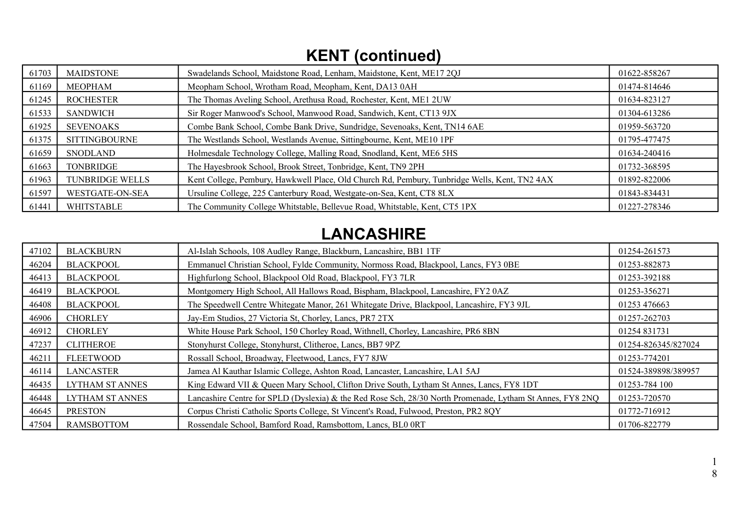## KENT (continued)

| | | | |
|---|---|---|---|
| 61703 | MAIDSTONE | Swadelands School, Maidstone Road, Lenham, Maidstone, Kent, ME17 2QJ | 01622-858267 |
| 61169 | MEOPHAM | Meopham School, Wrotham Road, Meopham, Kent, DA13 0AH | 01474-814646 |
| 61245 | ROCHESTER | The Thomas Aveling School, Arethusa Road, Rochester, Kent, ME1 2UW | 01634-823127 |
| 61533 | SANDWICH | Sir Roger Manwood's School, Manwood Road, Sandwich, Kent, CT13 9JX | 01304-613286 |
| 61925 | SEVENOAKS | Combe Bank School, Combe Bank Drive, Sundridge, Sevenoaks, Kent, TN14 6AE | 01959-563720 |
| 61375 | SITTINGBOURNE | The Westlands School, Westlands Avenue, Sittingbourne, Kent, ME10 1PF | 01795-477475 |
| 61659 | SNODLAND | Holmesdale Technology College, Malling Road, Snodland, Kent, ME6 5HS | 01634-240416 |
| 61663 | TONBRIDGE | The Hayesbrook School, Brook Street, Tonbridge, Kent, TN9 2PH | 01732-368595 |
| 61963 | TUNBRIDGE WELLS | Kent College, Pembury, Hawkwell Place, Old Church Rd, Pembury, Tunbridge Wells, Kent, TN2 4AX | 01892-822006 |
| 61597 | WESTGATE-ON-SEA | Ursuline College, 225 Canterbury Road, Westgate-on-Sea, Kent, CT8 8LX | 01843-834431 |
| 61441 | WHITSTABLE | The Community College Whitstable, Bellevue Road, Whitstable, Kent, CT5 1PX | 01227-278346 |

## LANCASHIRE

| | | | |
|---|---|---|---|
| 47102 | BLACKBURN | Al-Islah Schools, 108 Audley Range, Blackburn, Lancashire, BB1 1TF | 01254-261573 |
| 46204 | BLACKPOOL | Emmanuel Christian School, Fylde Community, Normoss Road, Blackpool, Lancs, FY3 0BE | 01253-882873 |
| 46413 | BLACKPOOL | Highfurlong School, Blackpool Old Road, Blackpool, FY3 7LR | 01253-392188 |
| 46419 | BLACKPOOL | Montgomery High School, All Hallows Road, Bispham, Blackpool, Lancashire, FY2 0AZ | 01253-356271 |
| 46408 | BLACKPOOL | The Speedwell Centre Whitegate Manor, 261 Whitegate Drive, Blackpool, Lancashire, FY3 9JL | 01253 476663 |
| 46906 | CHORLEY | Jay-Em Studios, 27 Victoria St, Chorley, Lancs, PR7 2TX | 01257-262703 |
| 46912 | CHORLEY | White House Park School, 150 Chorley Road, Withnell, Chorley, Lancashire, PR6 8BN | 01254 831731 |
| 47237 | CLITHEROE | Stonyhurst College, Stonyhurst, Clitheroe, Lancs, BB7 9PZ | 01254-826345/827024 |
| 46211 | FLEETWOOD | Rossall School, Broadway, Fleetwood, Lancs, FY7 8JW | 01253-774201 |
| 46114 | LANCASTER | Jamea Al Kauthar Islamic College, Ashton Road, Lancaster, Lancashire, LA1 5AJ | 01524-389898/389957 |
| 46435 | LYTHAM ST ANNES | King Edward VII & Queen Mary School, Clifton Drive South, Lytham St Annes, Lancs, FY8 1DT | 01253-784 100 |
| 46448 | LYTHAM ST ANNES | Lancashire Centre for SPLD (Dyslexia) & the Red Rose Sch, 28/30 North Promenade, Lytham St Annes, FY8 2NQ | 01253-720570 |
| 46645 | PRESTON | Corpus Christi Catholic Sports College, St Vincent's Road, Fulwood, Preston, PR2 8QY | 01772-716912 |
| 47504 | RAMSBOTTOM | Rossendale School, Bamford Road, Ramsbottom, Lancs, BL0 0RT | 01706-822779 |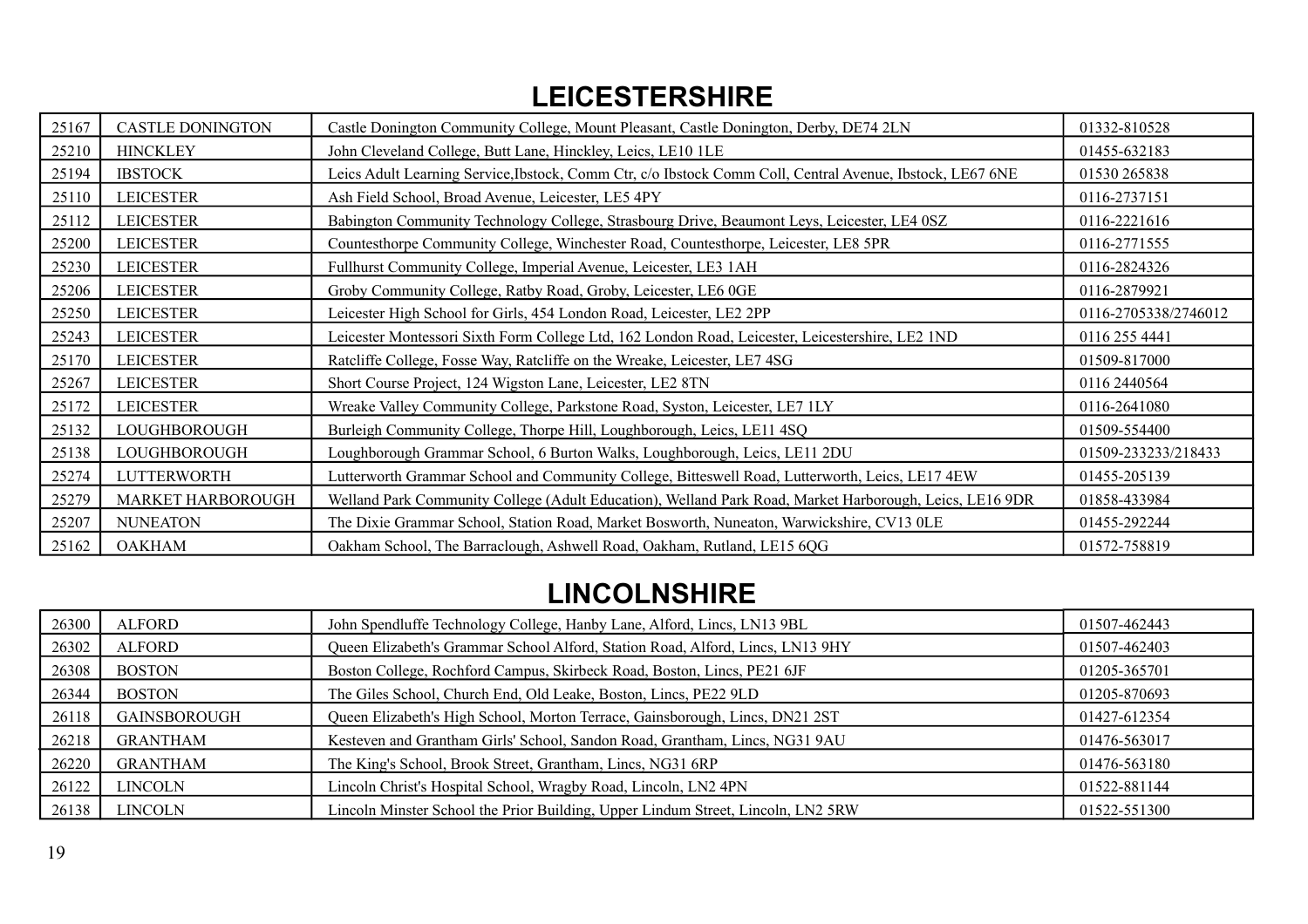## LEICESTERSHIRE

| | | | |
|---|---|---|---|
| 25167 | CASTLE DONINGTON | Castle Donington Community College, Mount Pleasant, Castle Donington, Derby, DE74 2LN | 01332-810528 |
| 25210 | HINCKLEY | John Cleveland College, Butt Lane, Hinckley, Leics, LE10 1LE | 01455-632183 |
| 25194 | IBSTOCK | Leics Adult Learning Service,Ibstock, Comm Ctr, c/o Ibstock Comm Coll, Central Avenue, Ibstock, LE67 6NE | 01530 265838 |
| 25110 | LEICESTER | Ash Field School, Broad Avenue, Leicester, LE5 4PY | 0116-2737151 |
| 25112 | LEICESTER | Babington Community Technology College, Strasbourg Drive, Beaumont Leys, Leicester, LE4 0SZ | 0116-2221616 |
| 25200 | LEICESTER | Countesthorpe Community College, Winchester Road, Countesthorpe, Leicester, LE8 5PR | 0116-2771555 |
| 25230 | LEICESTER | Fullhurst Community College, Imperial Avenue, Leicester, LE3 1AH | 0116-2824326 |
| 25206 | LEICESTER | Groby Community College, Ratby Road, Groby, Leicester, LE6 0GE | 0116-2879921 |
| 25250 | LEICESTER | Leicester High School for Girls, 454 London Road, Leicester, LE2 2PP | 0116-2705338/2746012 |
| 25243 | LEICESTER | Leicester Montessori Sixth Form College Ltd, 162 London Road, Leicester, Leicestershire, LE2 1ND | 0116 255 4441 |
| 25170 | LEICESTER | Ratcliffe College, Fosse Way, Ratcliffe on the Wreake, Leicester, LE7 4SG | 01509-817000 |
| 25267 | LEICESTER | Short Course Project, 124 Wigston Lane, Leicester, LE2 8TN | 0116 2440564 |
| 25172 | LEICESTER | Wreake Valley Community College, Parkstone Road, Syston, Leicester, LE7 1LY | 0116-2641080 |
| 25132 | LOUGHBOROUGH | Burleigh Community College, Thorpe Hill, Loughborough, Leics, LE11 4SQ | 01509-554400 |
| 25138 | LOUGHBOROUGH | Loughborough Grammar School, 6 Burton Walks, Loughborough, Leics, LE11 2DU | 01509-233233/218433 |
| 25274 | LUTTERWORTH | Lutterworth Grammar School and Community College, Bitteswell Road, Lutterworth, Leics, LE17 4EW | 01455-205139 |
| 25279 | MARKET HARBOROUGH | Welland Park Community College (Adult Education), Welland Park Road, Market Harborough, Leics, LE16 9DR | 01858-433984 |
| 25207 | NUNEATON | The Dixie Grammar School, Station Road, Market Bosworth, Nuneaton, Warwickshire, CV13 0LE | 01455-292244 |
| 25162 | OAKHAM | Oakham School, The Barraclough, Ashwell Road, Oakham, Rutland, LE15 6QG | 01572-758819 |

## LINCOLNSHIRE

| | | | |
|---|---|---|---|
| 26300 | ALFORD | John Spendluffe Technology College, Hanby Lane, Alford, Lincs, LN13 9BL | 01507-462443 |
| 26302 | ALFORD | Queen Elizabeth's Grammar School Alford, Station Road, Alford, Lincs, LN13 9HY | 01507-462403 |
| 26308 | BOSTON | Boston College, Rochford Campus, Skirbeck Road, Boston, Lincs, PE21 6JF | 01205-365701 |
| 26344 | BOSTON | The Giles School, Church End, Old Leake, Boston, Lincs, PE22 9LD | 01205-870693 |
| 26118 | GAINSBOROUGH | Queen Elizabeth's High School, Morton Terrace, Gainsborough, Lincs, DN21 2ST | 01427-612354 |
| 26218 | GRANTHAM | Kesteven and Grantham Girls' School, Sandon Road, Grantham, Lincs, NG31 9AU | 01476-563017 |
| 26220 | GRANTHAM | The King's School, Brook Street, Grantham, Lincs, NG31 6RP | 01476-563180 |
| 26122 | LINCOLN | Lincoln Christ's Hospital School, Wragby Road, Lincoln, LN2 4PN | 01522-881144 |
| 26138 | LINCOLN | Lincoln Minster School the Prior Building, Upper Lindum Street, Lincoln, LN2 5RW | 01522-551300 |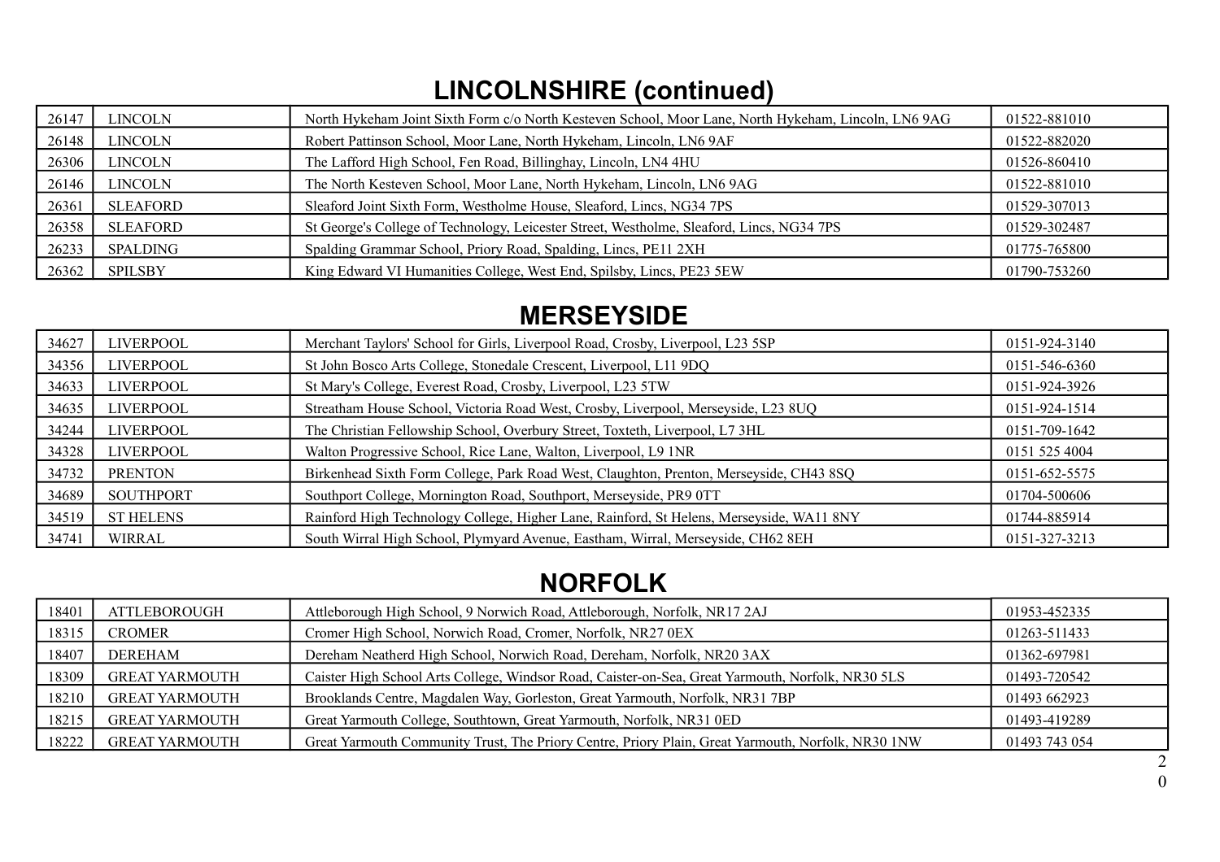## LINCOLNSHIRE (continued)

| | | | |
|---|---|---|---|
| 26147 | LINCOLN | North Hykeham Joint Sixth Form c/o North Kesteven School, Moor Lane, North Hykeham, Lincoln, LN6 9AG | 01522-881010 |
| 26148 | LINCOLN | Robert Pattinson School, Moor Lane, North Hykeham, Lincoln, LN6 9AF | 01522-882020 |
| 26306 | LINCOLN | The Lafford High School, Fen Road, Billinghay, Lincoln, LN4 4HU | 01526-860410 |
| 26146 | LINCOLN | The North Kesteven School, Moor Lane, North Hykeham, Lincoln, LN6 9AG | 01522-881010 |
| 26361 | SLEAFORD | Sleaford Joint Sixth Form, Westholme House, Sleaford, Lincs, NG34 7PS | 01529-307013 |
| 26358 | SLEAFORD | St George's College of Technology, Leicester Street, Westholme, Sleaford, Lincs, NG34 7PS | 01529-302487 |
| 26233 | SPALDING | Spalding Grammar School, Priory Road, Spalding, Lincs, PE11 2XH | 01775-765800 |
| 26362 | SPILSBY | King Edward VI Humanities College, West End, Spilsby, Lincs, PE23 5EW | 01790-753260 |

## MERSEYSIDE

| | | | |
|---|---|---|---|
| 34627 | LIVERPOOL | Merchant Taylors' School for Girls, Liverpool Road, Crosby, Liverpool, L23 5SP | 0151-924-3140 |
| 34356 | LIVERPOOL | St John Bosco Arts College, Stonedale Crescent, Liverpool, L11 9DQ | 0151-546-6360 |
| 34633 | LIVERPOOL | St Mary's College, Everest Road, Crosby, Liverpool, L23 5TW | 0151-924-3926 |
| 34635 | LIVERPOOL | Streatham House School, Victoria Road West, Crosby, Liverpool, Merseyside, L23 8UQ | 0151-924-1514 |
| 34244 | LIVERPOOL | The Christian Fellowship School, Overbury Street, Toxteth, Liverpool, L7 3HL | 0151-709-1642 |
| 34328 | LIVERPOOL | Walton Progressive School, Rice Lane, Walton, Liverpool, L9 1NR | 0151 525 4004 |
| 34732 | PRENTON | Birkenhead Sixth Form College, Park Road West, Claughton, Prenton, Merseyside, CH43 8SQ | 0151-652-5575 |
| 34689 | SOUTHPORT | Southport College, Mornington Road, Southport, Merseyside, PR9 0TT | 01704-500606 |
| 34519 | ST HELENS | Rainford High Technology College, Higher Lane, Rainford, St Helens, Merseyside, WA11 8NY | 01744-885914 |
| 34741 | WIRRAL | South Wirral High School, Plymyard Avenue, Eastham, Wirral, Merseyside, CH62 8EH | 0151-327-3213 |

## NORFOLK

| | | | |
|---|---|---|---|
| 18401 | ATTLEBOROUGH | Attleborough High School, 9 Norwich Road, Attleborough, Norfolk, NR17 2AJ | 01953-452335 |
| 18315 | CROMER | Cromer High School, Norwich Road, Cromer, Norfolk, NR27 0EX | 01263-511433 |
| 18407 | DEREHAM | Dereham Neatherd High School, Norwich Road, Dereham, Norfolk, NR20 3AX | 01362-697981 |
| 18309 | GREAT YARMOUTH | Caister High School Arts College, Windsor Road, Caister-on-Sea, Great Yarmouth, Norfolk, NR30 5LS | 01493-720542 |
| 18210 | GREAT YARMOUTH | Brooklands Centre, Magdalen Way, Gorleston, Great Yarmouth, Norfolk, NR31 7BP | 01493 662923 |
| 18215 | GREAT YARMOUTH | Great Yarmouth College, Southtown, Great Yarmouth, Norfolk, NR31 0ED | 01493-419289 |
| 18222 | GREAT YARMOUTH | Great Yarmouth Community Trust, The Priory Centre, Priory Plain, Great Yarmouth, Norfolk, NR30 1NW | 01493 743 054 |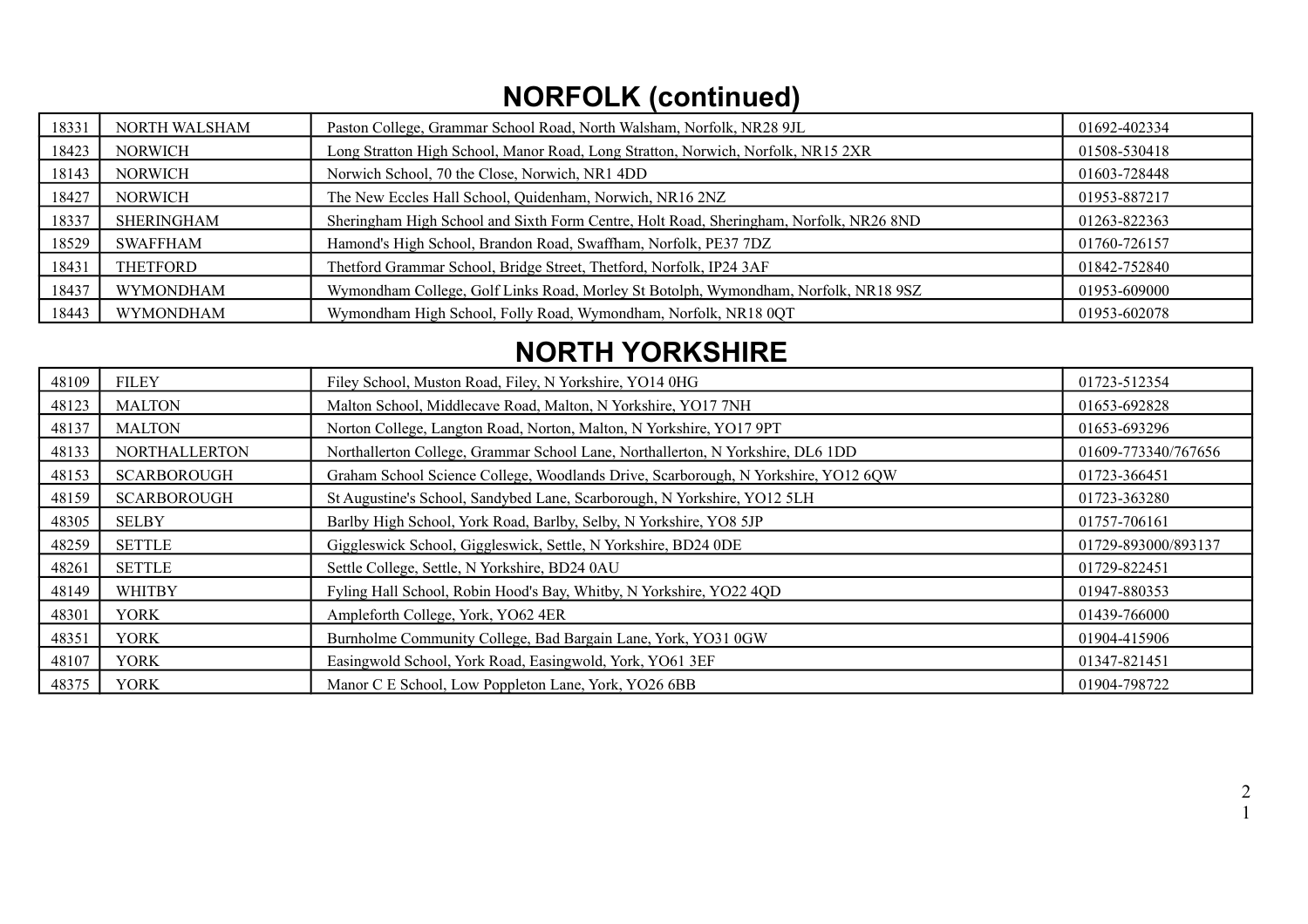# NORFOLK (continued)

| | | | |
|---|---|---|---|
| 18331 | NORTH WALSHAM | Paston College, Grammar School Road, North Walsham, Norfolk, NR28 9JL | 01692-402334 |
| 18423 | NORWICH | Long Stratton High School, Manor Road, Long Stratton, Norwich, Norfolk, NR15 2XR | 01508-530418 |
| 18143 | NORWICH | Norwich School, 70 the Close, Norwich, NR1 4DD | 01603-728448 |
| 18427 | NORWICH | The New Eccles Hall School, Quidenham, Norwich, NR16 2NZ | 01953-887217 |
| 18337 | SHERINGHAM | Sheringham High School and Sixth Form Centre, Holt Road, Sheringham, Norfolk, NR26 8ND | 01263-822363 |
| 18529 | SWAFFHAM | Hamond's High School, Brandon Road, Swaffham, Norfolk, PE37 7DZ | 01760-726157 |
| 18431 | THETFORD | Thetford Grammar School, Bridge Street, Thetford, Norfolk, IP24 3AF | 01842-752840 |
| 18437 | WYMONDHAM | Wymondham College, Golf Links Road, Morley St Botolph, Wymondham, Norfolk, NR18 9SZ | 01953-609000 |
| 18443 | WYMONDHAM | Wymondham High School, Folly Road, Wymondham, Norfolk, NR18 0QT | 01953-602078 |

# NORTH YORKSHIRE

| | | | |
|---|---|---|---|
| 48109 | FILEY | Filey School, Muston Road, Filey, N Yorkshire, YO14 0HG | 01723-512354 |
| 48123 | MALTON | Malton School, Middlecave Road, Malton, N Yorkshire, YO17 7NH | 01653-692828 |
| 48137 | MALTON | Norton College, Langton Road, Norton, Malton, N Yorkshire, YO17 9PT | 01653-693296 |
| 48133 | NORTHALLERTON | Northallerton College, Grammar School Lane, Northallerton, N Yorkshire, DL6 1DD | 01609-773340/767656 |
| 48153 | SCARBOROUGH | Graham School Science College, Woodlands Drive, Scarborough, N Yorkshire, YO12 6QW | 01723-366451 |
| 48159 | SCARBOROUGH | St Augustine's School, Sandybed Lane, Scarborough, N Yorkshire, YO12 5LH | 01723-363280 |
| 48305 | SELBY | Barlby High School, York Road, Barlby, Selby, N Yorkshire, YO8 5JP | 01757-706161 |
| 48259 | SETTLE | Giggleswick School, Giggleswick, Settle, N Yorkshire, BD24 0DE | 01729-893000/893137 |
| 48261 | SETTLE | Settle College, Settle, N Yorkshire, BD24 0AU | 01729-822451 |
| 48149 | WHITBY | Fyling Hall School, Robin Hood's Bay, Whitby, N Yorkshire, YO22 4QD | 01947-880353 |
| 48301 | YORK | Ampleforth College, York, YO62 4ER | 01439-766000 |
| 48351 | YORK | Burnholme Community College, Bad Bargain Lane, York, YO31 0GW | 01904-415906 |
| 48107 | YORK | Easingwold School, York Road, Easingwold, York, YO61 3EF | 01347-821451 |
| 48375 | YORK | Manor C E School, Low Poppleton Lane, York, YO26 6BB | 01904-798722 |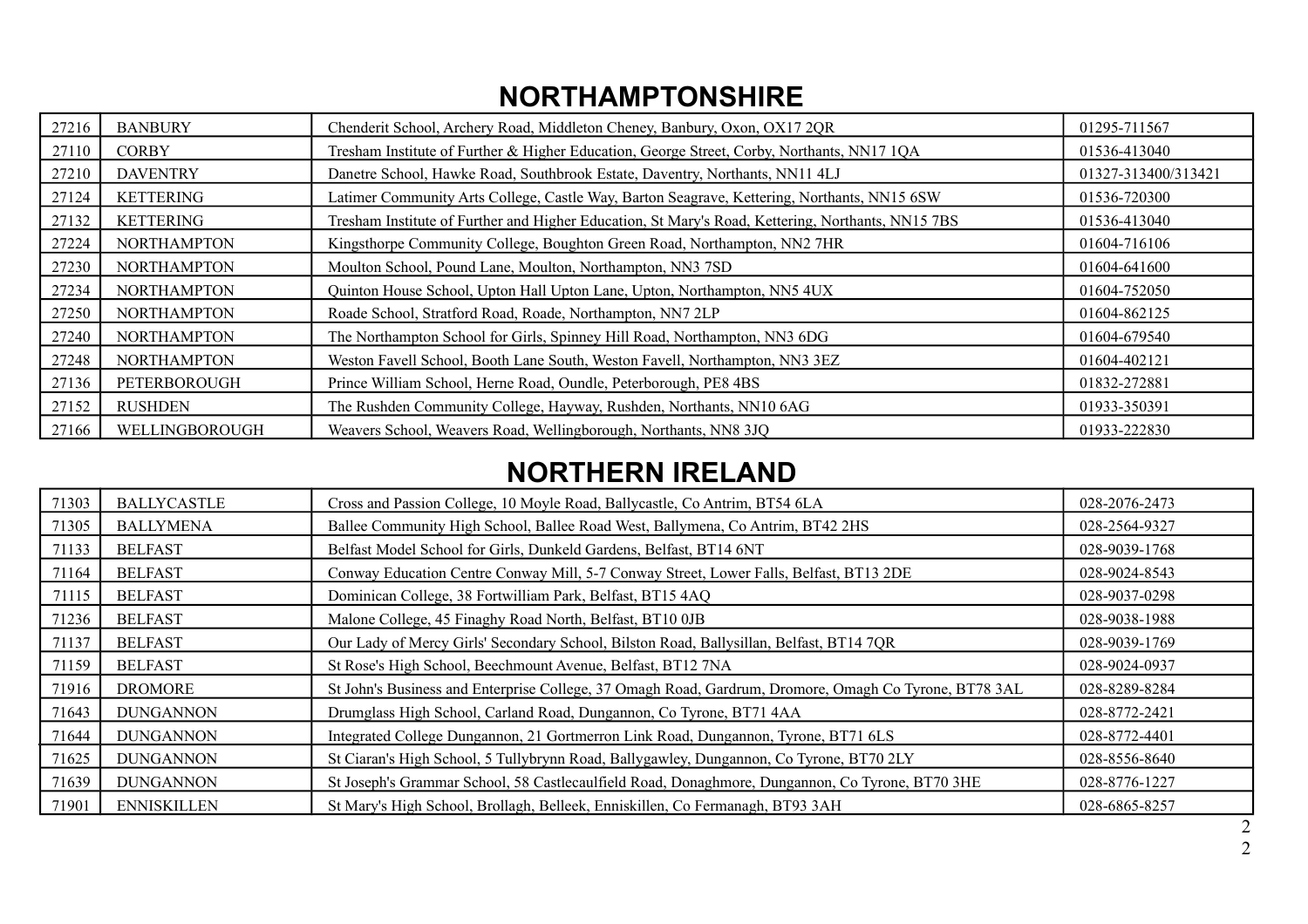## NORTHAMPTONSHIRE

| | | | |
|---|---|---|---|
| 27216 | BANBURY | Chenderit School, Archery Road, Middleton Cheney, Banbury, Oxon, OX17 2QR | 01295-711567 |
| 27110 | CORBY | Tresham Institute of Further & Higher Education, George Street, Corby, Northants, NN17 1QA | 01536-413040 |
| 27210 | DAVENTRY | Danetre School, Hawke Road, Southbrook Estate, Daventry, Northants, NN11 4LJ | 01327-313400/313421 |
| 27124 | KETTERING | Latimer Community Arts College, Castle Way, Barton Seagrave, Kettering, Northants, NN15 6SW | 01536-720300 |
| 27132 | KETTERING | Tresham Institute of Further and Higher Education, St Mary's Road, Kettering, Northants, NN15 7BS | 01536-413040 |
| 27224 | NORTHAMPTON | Kingsthorpe Community College, Boughton Green Road, Northampton, NN2 7HR | 01604-716106 |
| 27230 | NORTHAMPTON | Moulton School, Pound Lane, Moulton, Northampton, NN3 7SD | 01604-641600 |
| 27234 | NORTHAMPTON | Quinton House School, Upton Hall Upton Lane, Upton, Northampton, NN5 4UX | 01604-752050 |
| 27250 | NORTHAMPTON | Roade School, Stratford Road, Roade, Northampton, NN7 2LP | 01604-862125 |
| 27240 | NORTHAMPTON | The Northampton School for Girls, Spinney Hill Road, Northampton, NN3 6DG | 01604-679540 |
| 27248 | NORTHAMPTON | Weston Favell School, Booth Lane South, Weston Favell, Northampton, NN3 3EZ | 01604-402121 |
| 27136 | PETERBOROUGH | Prince William School, Herne Road, Oundle, Peterborough, PE8 4BS | 01832-272881 |
| 27152 | RUSHDEN | The Rushden Community College, Hayway, Rushden, Northants, NN10 6AG | 01933-350391 |
| 27166 | WELLINGBOROUGH | Weavers School, Weavers Road, Wellingborough, Northants, NN8 3JQ | 01933-222830 |

## NORTHERN IRELAND

| | | | |
|---|---|---|---|
| 71303 | BALLYCASTLE | Cross and Passion College, 10 Moyle Road, Ballycastle, Co Antrim, BT54 6LA | 028-2076-2473 |
| 71305 | BALLYMENA | Ballee Community High School, Ballee Road West, Ballymena, Co Antrim, BT42 2HS | 028-2564-9327 |
| 71133 | BELFAST | Belfast Model School for Girls, Dunkeld Gardens, Belfast, BT14 6NT | 028-9039-1768 |
| 71164 | BELFAST | Conway Education Centre Conway Mill, 5-7 Conway Street, Lower Falls, Belfast, BT13 2DE | 028-9024-8543 |
| 71115 | BELFAST | Dominican College, 38 Fortwilliam Park, Belfast, BT15 4AQ | 028-9037-0298 |
| 71236 | BELFAST | Malone College, 45 Finaghy Road North, Belfast, BT10 0JB | 028-9038-1988 |
| 71137 | BELFAST | Our Lady of Mercy Girls' Secondary School, Bilston Road, Ballysillan, Belfast, BT14 7QR | 028-9039-1769 |
| 71159 | BELFAST | St Rose's High School, Beechmount Avenue, Belfast, BT12 7NA | 028-9024-0937 |
| 71916 | DROMORE | St John's Business and Enterprise College, 37 Omagh Road, Gardrum, Dromore, Omagh Co Tyrone, BT78 3AL | 028-8289-8284 |
| 71643 | DUNGANNON | Drumglass High School, Carland Road, Dungannon, Co Tyrone, BT71 4AA | 028-8772-2421 |
| 71644 | DUNGANNON | Integrated College Dungannon, 21 Gortmerron Link Road, Dungannon, Tyrone, BT71 6LS | 028-8772-4401 |
| 71625 | DUNGANNON | St Ciaran's High School, 5 Tullybrynn Road, Ballygawley, Dungannon, Co Tyrone, BT70 2LY | 028-8556-8640 |
| 71639 | DUNGANNON | St Joseph's Grammar School, 58 Castlecaulfield Road, Donaghmore, Dungannon, Co Tyrone, BT70 3HE | 028-8776-1227 |
| 71901 | ENNISKILLEN | St Mary's High School, Brollagh, Belleek, Enniskillen, Co Fermanagh, BT93 3AH | 028-6865-8257 |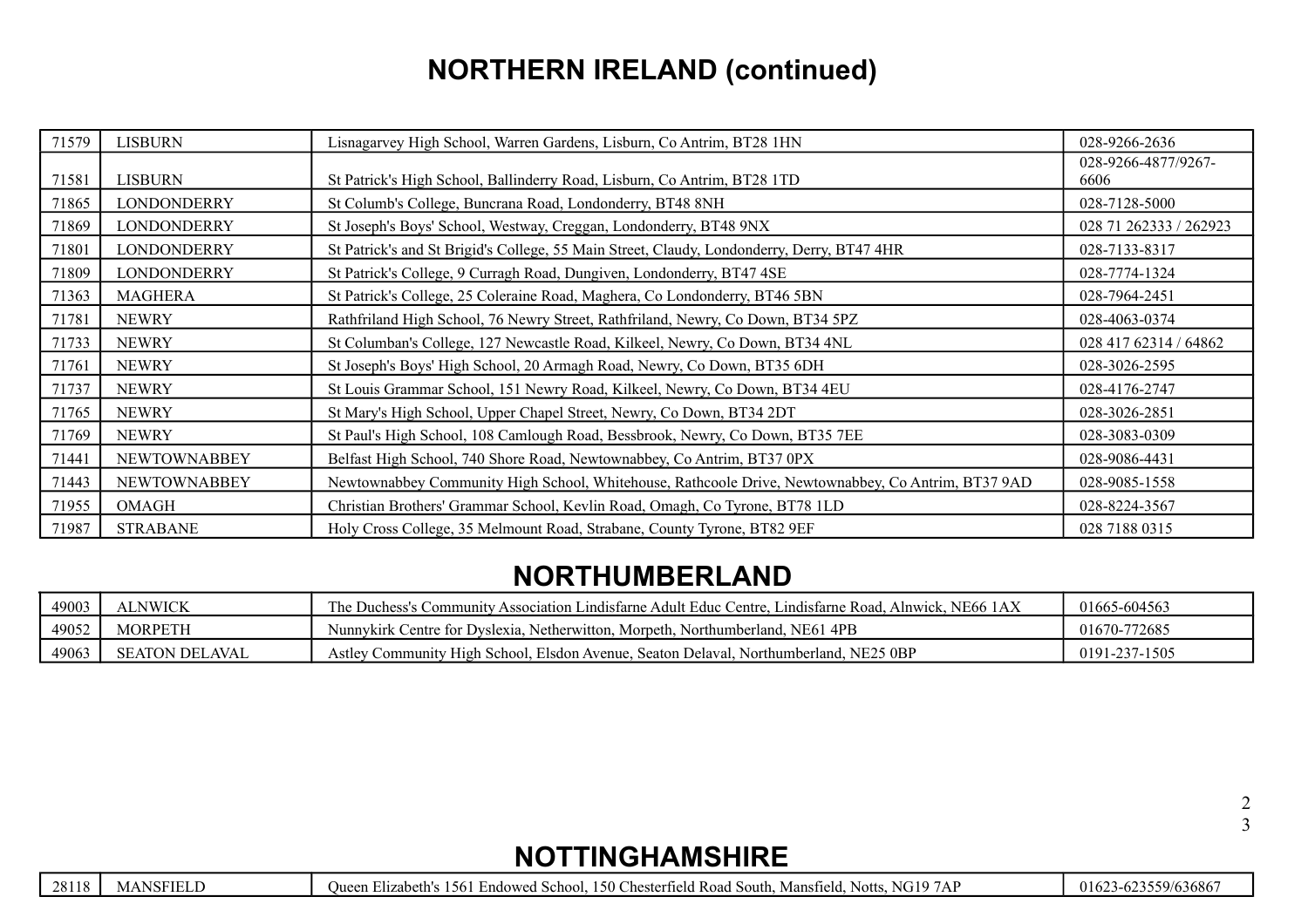# NORTHERN IRELAND (continued)

| | | | |
|---|---|---|---|
| 71579 | LISBURN | Lisnagarvey High School, Warren Gardens, Lisburn, Co Antrim, BT28 1HN | 028-9266-2636 |
| 71581 | LISBURN | St Patrick's High School, Ballinderry Road, Lisburn, Co Antrim, BT28 1TD | 028-9266-4877/9267-6606 |
| 71865 | LONDONDERRY | St Columb's College, Buncrana Road, Londonderry, BT48 8NH | 028-7128-5000 |
| 71869 | LONDONDERRY | St Joseph's Boys' School, Westway, Creggan, Londonderry, BT48 9NX | 028 71 262333 / 262923 |
| 71801 | LONDONDERRY | St Patrick's and St Brigid's College, 55 Main Street, Claudy, Londonderry, Derry, BT47 4HR | 028-7133-8317 |
| 71809 | LONDONDERRY | St Patrick's College, 9 Curragh Road, Dungiven, Londonderry, BT47 4SE | 028-7774-1324 |
| 71363 | MAGHERA | St Patrick's College, 25 Coleraine Road, Maghera, Co Londonderry, BT46 5BN | 028-7964-2451 |
| 71781 | NEWRY | Rathfriland High School, 76 Newry Street, Rathfriland, Newry, Co Down, BT34 5PZ | 028-4063-0374 |
| 71733 | NEWRY | St Columban's College, 127 Newcastle Road, Kilkeel, Newry, Co Down, BT34 4NL | 028 417 62314 / 64862 |
| 71761 | NEWRY | St Joseph's Boys' High School, 20 Armagh Road, Newry, Co Down, BT35 6DH | 028-3026-2595 |
| 71737 | NEWRY | St Louis Grammar School, 151 Newry Road, Kilkeel, Newry, Co Down, BT34 4EU | 028-4176-2747 |
| 71765 | NEWRY | St Mary's High School, Upper Chapel Street, Newry, Co Down, BT34 2DT | 028-3026-2851 |
| 71769 | NEWRY | St Paul's High School, 108 Camlough Road, Bessbrook, Newry, Co Down, BT35 7EE | 028-3083-0309 |
| 71441 | NEWTOWNABBEY | Belfast High School, 740 Shore Road, Newtownabbey, Co Antrim, BT37 0PX | 028-9086-4431 |
| 71443 | NEWTOWNABBEY | Newtownabbey Community High School, Whitehouse, Rathcoole Drive, Newtownabbey, Co Antrim, BT37 9AD | 028-9085-1558 |
| 71955 | OMAGH | Christian Brothers' Grammar School, Kevlin Road, Omagh, Co Tyrone, BT78 1LD | 028-8224-3567 |
| 71987 | STRABANE | Holy Cross College, 35 Melmount Road, Strabane, County Tyrone, BT82 9EF | 028 7188 0315 |

# NORTHUMBERLAND

| | | | |
|---|---|---|---|
| 49003 | ALNWICK | The Duchess's Community Association Lindisfarne Adult Educ Centre, Lindisfarne Road, Alnwick, NE66 1AX | 01665-604563 |
| 49052 | MORPETH | Nunnykirk Centre for Dyslexia, Netherwitton, Morpeth, Northumberland, NE61 4PB | 01670-772685 |
| 49063 | SEATON DELAVAL | Astley Community High School, Elsdon Avenue, Seaton Delaval, Northumberland, NE25 0BP | 0191-237-1505 |

# NOTTINGHAMSHIRE

| | | | |
|---|---|---|---|
| 28118 | MANSFIELD | Queen Elizabeth's 1561 Endowed School, 150 Chesterfield Road South, Mansfield, Notts, NG19 7AP | 01623-623559/636867 |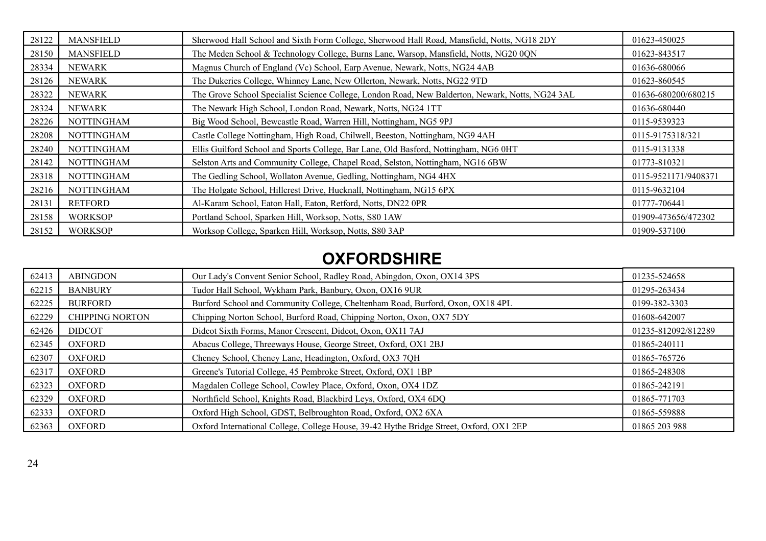| | | | |
|---|---|---|---|
| 28122 | MANSFIELD | Sherwood Hall School and Sixth Form College, Sherwood Hall Road, Mansfield, Notts, NG18 2DY | 01623-450025 |
| 28150 | MANSFIELD | The Meden School & Technology College, Burns Lane, Warsop, Mansfield, Notts, NG20 0QN | 01623-843517 |
| 28334 | NEWARK | Magnus Church of England (Vc) School, Earp Avenue, Newark, Notts, NG24 4AB | 01636-680066 |
| 28126 | NEWARK | The Dukeries College, Whinney Lane, New Ollerton, Newark, Notts, NG22 9TD | 01623-860545 |
| 28322 | NEWARK | The Grove School Specialist Science College, London Road, New Balderton, Newark, Notts, NG24 3AL | 01636-680200/680215 |
| 28324 | NEWARK | The Newark High School, London Road, Newark, Notts, NG24 1TT | 01636-680440 |
| 28226 | NOTTINGHAM | Big Wood School, Bewcastle Road, Warren Hill, Nottingham, NG5 9PJ | 0115-9539323 |
| 28208 | NOTTINGHAM | Castle College Nottingham, High Road, Chilwell, Beeston, Nottingham, NG9 4AH | 0115-9175318/321 |
| 28240 | NOTTINGHAM | Ellis Guilford School and Sports College, Bar Lane, Old Basford, Nottingham, NG6 0HT | 0115-9131338 |
| 28142 | NOTTINGHAM | Selston Arts and Community College, Chapel Road, Selston, Nottingham, NG16 6BW | 01773-810321 |
| 28318 | NOTTINGHAM | The Gedling School, Wollaton Avenue, Gedling, Nottingham, NG4 4HX | 0115-9521171/9408371 |
| 28216 | NOTTINGHAM | The Holgate School, Hillcrest Drive, Hucknall, Nottingham, NG15 6PX | 0115-9632104 |
| 28131 | RETFORD | Al-Karam School, Eaton Hall, Eaton, Retford, Notts, DN22 0PR | 01777-706441 |
| 28158 | WORKSOP | Portland School, Sparken Hill, Worksop, Notts, S80 1AW | 01909-473656/472302 |
| 28152 | WORKSOP | Worksop College, Sparken Hill, Worksop, Notts, S80 3AP | 01909-537100 |

# OXFORDSHIRE

| | | | |
|---|---|---|---|
| 62413 | ABINGDON | Our Lady's Convent Senior School, Radley Road, Abingdon, Oxon, OX14 3PS | 01235-524658 |
| 62215 | BANBURY | Tudor Hall School, Wykham Park, Banbury, Oxon, OX16 9UR | 01295-263434 |
| 62225 | BURFORD | Burford School and Community College, Cheltenham Road, Burford, Oxon, OX18 4PL | 0199-382-3303 |
| 62229 | CHIPPING NORTON | Chipping Norton School, Burford Road, Chipping Norton, Oxon, OX7 5DY | 01608-642007 |
| 62426 | DIDCOT | Didcot Sixth Forms, Manor Crescent, Didcot, Oxon, OX11 7AJ | 01235-812092/812289 |
| 62345 | OXFORD | Abacus College, Threeways House, George Street, Oxford, OX1 2BJ | 01865-240111 |
| 62307 | OXFORD | Cheney School, Cheney Lane, Headington, Oxford, OX3 7QH | 01865-765726 |
| 62317 | OXFORD | Greene's Tutorial College, 45 Pembroke Street, Oxford, OX1 1BP | 01865-248308 |
| 62323 | OXFORD | Magdalen College School, Cowley Place, Oxford, Oxon, OX4 1DZ | 01865-242191 |
| 62329 | OXFORD | Northfield School, Knights Road, Blackbird Leys, Oxford, OX4 6DQ | 01865-771703 |
| 62333 | OXFORD | Oxford High School, GDST, Belbroughton Road, Oxford, OX2 6XA | 01865-559888 |
| 62363 | OXFORD | Oxford International College, College House, 39-42 Hythe Bridge Street, Oxford, OX1 2EP | 01865 203 988 |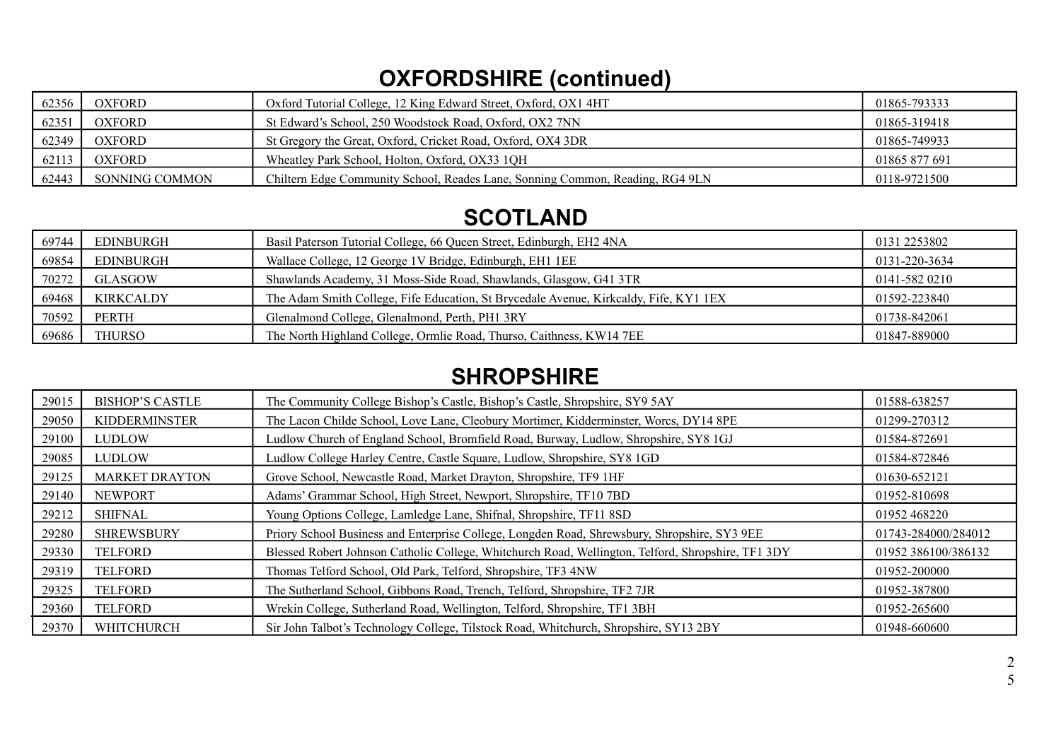## OXFORDSHIRE (continued)

| | | | |
|---|---|---|---|
| 62356 | OXFORD | Oxford Tutorial College, 12 King Edward Street, Oxford, OX1 4HT | 01865-793333 |
| 62351 | OXFORD | St Edward's School, 250 Woodstock Road, Oxford, OX2 7NN | 01865-319418 |
| 62349 | OXFORD | St Gregory the Great, Oxford, Cricket Road, Oxford, OX4 3DR | 01865-749933 |
| 62113 | OXFORD | Wheatley Park School, Holton, Oxford, OX33 1QH | 01865 877 691 |
| 62443 | SONNING COMMON | Chiltern Edge Community School, Reades Lane, Sonning Common, Reading, RG4 9LN | 0118-9721500 |

## SCOTLAND

| | | | |
|---|---|---|---|
| 69744 | EDINBURGH | Basil Paterson Tutorial College, 66 Queen Street, Edinburgh, EH2 4NA | 0131 2253802 |
| 69854 | EDINBURGH | Wallace College, 12 George 1V Bridge, Edinburgh, EH1 1EE | 0131-220-3634 |
| 70272 | GLASGOW | Shawlands Academy, 31 Moss-Side Road, Shawlands, Glasgow, G41 3TR | 0141-582 0210 |
| 69468 | KIRKCALDY | The Adam Smith College, Fife Education, St Brycedale Avenue, Kirkcaldy, Fife, KY1 1EX | 01592-223840 |
| 70592 | PERTH | Glenalmond College, Glenalmond, Perth, PH1 3RY | 01738-842061 |
| 69686 | THURSO | The North Highland College, Ormlie Road, Thurso, Caithness, KW14 7EE | 01847-889000 |

## SHROPSHIRE

| | | | |
|---|---|---|---|
| 29015 | BISHOP'S CASTLE | The Community College Bishop's Castle, Bishop's Castle, Shropshire, SY9 5AY | 01588-638257 |
| 29050 | KIDDERMINSTER | The Lacon Childe School, Love Lane, Cleobury Mortimer, Kidderminster, Worcs, DY14 8PE | 01299-270312 |
| 29100 | LUDLOW | Ludlow Church of England School, Bromfield Road, Burway, Ludlow, Shropshire, SY8 1GJ | 01584-872691 |
| 29085 | LUDLOW | Ludlow College Harley Centre, Castle Square, Ludlow, Shropshire, SY8 1GD | 01584-872846 |
| 29125 | MARKET DRAYTON | Grove School, Newcastle Road, Market Drayton, Shropshire, TF9 1HF | 01630-652121 |
| 29140 | NEWPORT | Adams' Grammar School, High Street, Newport, Shropshire, TF10 7BD | 01952-810698 |
| 29212 | SHIFNAL | Young Options College, Lamledge Lane, Shifnal, Shropshire, TF11 8SD | 01952 468220 |
| 29280 | SHREWSBURY | Priory School Business and Enterprise College, Longden Road, Shrewsbury, Shropshire, SY3 9EE | 01743-284000/284012 |
| 29330 | TELFORD | Blessed Robert Johnson Catholic College, Whitchurch Road, Wellington, Telford, Shropshire, TF1 3DY | 01952 386100/386132 |
| 29319 | TELFORD | Thomas Telford School, Old Park, Telford, Shropshire, TF3 4NW | 01952-200000 |
| 29325 | TELFORD | The Sutherland School, Gibbons Road, Trench, Telford, Shropshire, TF2 7JR | 01952-387800 |
| 29360 | TELFORD | Wrekin College, Sutherland Road, Wellington, Telford, Shropshire, TF1 3BH | 01952-265600 |
| 29370 | WHITCHURCH | Sir John Talbot's Technology College, Tilstock Road, Whitchurch, Shropshire, SY13 2BY | 01948-660600 |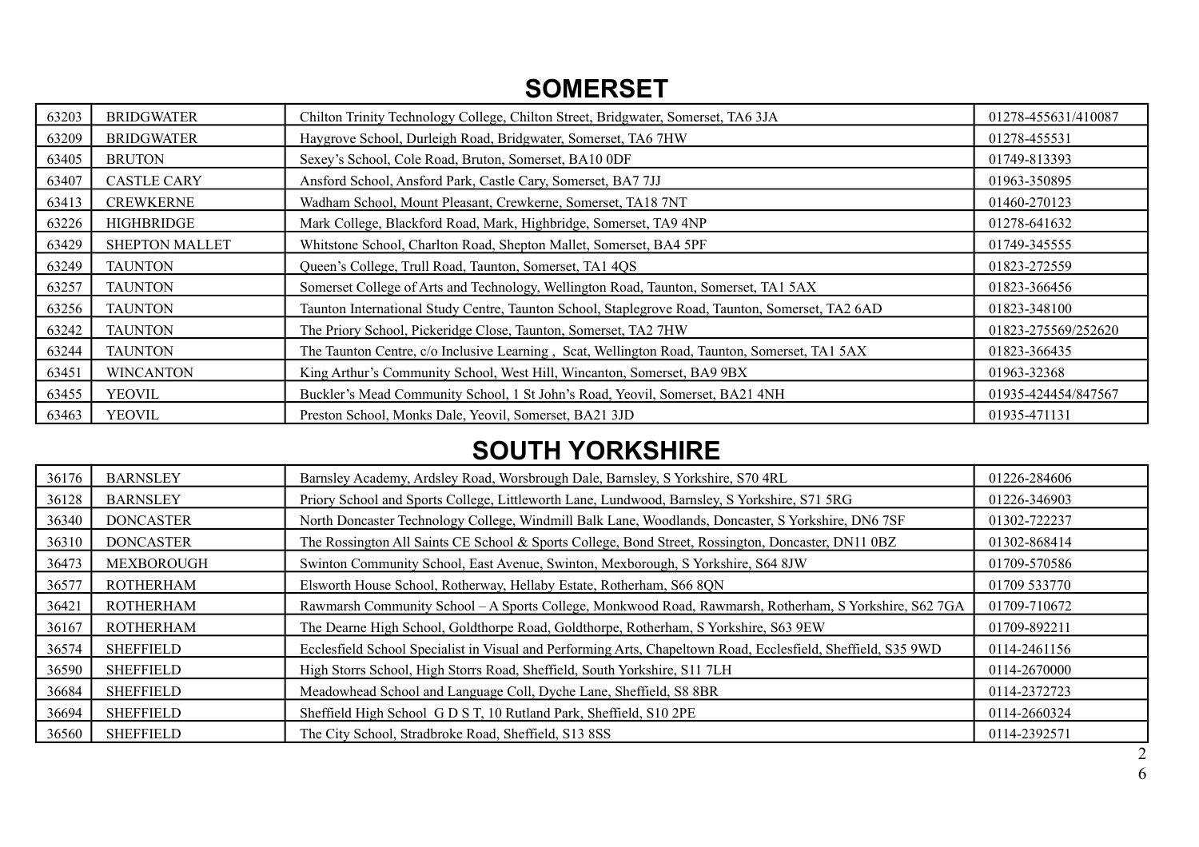# SOMERSET

| | | | |
|---|---|---|---|
| 63203 | BRIDGWATER | Chilton Trinity Technology College, Chilton Street, Bridgwater, Somerset, TA6 3JA | 01278-455631/410087 |
| 63209 | BRIDGWATER | Haygrove School, Durleigh Road, Bridgwater, Somerset, TA6 7HW | 01278-455531 |
| 63405 | BRUTON | Sexey's School, Cole Road, Bruton, Somerset, BA10 0DF | 01749-813393 |
| 63407 | CASTLE CARY | Ansford School, Ansford Park, Castle Cary, Somerset, BA7 7JJ | 01963-350895 |
| 63413 | CREWKERNE | Wadham School, Mount Pleasant, Crewkerne, Somerset, TA18 7NT | 01460-270123 |
| 63226 | HIGHBRIDGE | Mark College, Blackford Road, Mark, Highbridge, Somerset, TA9 4NP | 01278-641632 |
| 63429 | SHEPTON MALLET | Whitstone School, Charlton Road, Shepton Mallet, Somerset, BA4 5PF | 01749-345555 |
| 63249 | TAUNTON | Queen's College, Trull Road, Taunton, Somerset, TA1 4QS | 01823-272559 |
| 63257 | TAUNTON | Somerset College of Arts and Technology, Wellington Road, Taunton, Somerset, TA1 5AX | 01823-366456 |
| 63256 | TAUNTON | Taunton International Study Centre, Taunton School, Staplegrove Road, Taunton, Somerset, TA2 6AD | 01823-348100 |
| 63242 | TAUNTON | The Priory School, Pickeridge Close, Taunton, Somerset, TA2 7HW | 01823-275569/252620 |
| 63244 | TAUNTON | The Taunton Centre, c/o Inclusive Learning , Scat, Wellington Road, Taunton, Somerset, TA1 5AX | 01823-366435 |
| 63451 | WINCANTON | King Arthur's Community School, West Hill, Wincanton, Somerset, BA9 9BX | 01963-32368 |
| 63455 | YEOVIL | Buckler's Mead Community School, 1 St John's Road, Yeovil, Somerset, BA21 4NH | 01935-424454/847567 |
| 63463 | YEOVIL | Preston School, Monks Dale, Yeovil, Somerset, BA21 3JD | 01935-471131 |

# SOUTH YORKSHIRE

| | | | |
|---|---|---|---|
| 36176 | BARNSLEY | Barnsley Academy, Ardsley Road, Worsbrough Dale, Barnsley, S Yorkshire, S70 4RL | 01226-284606 |
| 36128 | BARNSLEY | Priory School and Sports College, Littleworth Lane, Lundwood, Barnsley, S Yorkshire, S71 5RG | 01226-346903 |
| 36340 | DONCASTER | North Doncaster Technology College, Windmill Balk Lane, Woodlands, Doncaster, S Yorkshire, DN6 7SF | 01302-722237 |
| 36310 | DONCASTER | The Rossington All Saints CE School & Sports College, Bond Street, Rossington, Doncaster, DN11 0BZ | 01302-868414 |
| 36473 | MEXBOROUGH | Swinton Community School, East Avenue, Swinton, Mexborough, S Yorkshire, S64 8JW | 01709-570586 |
| 36577 | ROTHERHAM | Elsworth House School, Rotherway, Hellaby Estate, Rotherham, S66 8QN | 01709 533770 |
| 36421 | ROTHERHAM | Rawmarsh Community School – A Sports College, Monkwood Road, Rawmarsh, Rotherham, S Yorkshire, S62 7GA | 01709-710672 |
| 36167 | ROTHERHAM | The Dearne High School, Goldthorpe Road, Goldthorpe, Rotherham, S Yorkshire, S63 9EW | 01709-892211 |
| 36574 | SHEFFIELD | Ecclesfield School Specialist in Visual and Performing Arts, Chapeltown Road, Ecclesfield, Sheffield, S35 9WD | 0114-2461156 |
| 36590 | SHEFFIELD | High Storrs School, High Storrs Road, Sheffield, South Yorkshire, S11 7LH | 0114-2670000 |
| 36684 | SHEFFIELD | Meadowhead School and Language Coll, Dyche Lane, Sheffield, S8 8BR | 0114-2372723 |
| 36694 | SHEFFIELD | Sheffield High School G D S T, 10 Rutland Park, Sheffield, S10 2PE | 0114-2660324 |
| 36560 | SHEFFIELD | The City School, Stradbroke Road, Sheffield, S13 8SS | 0114-2392571 |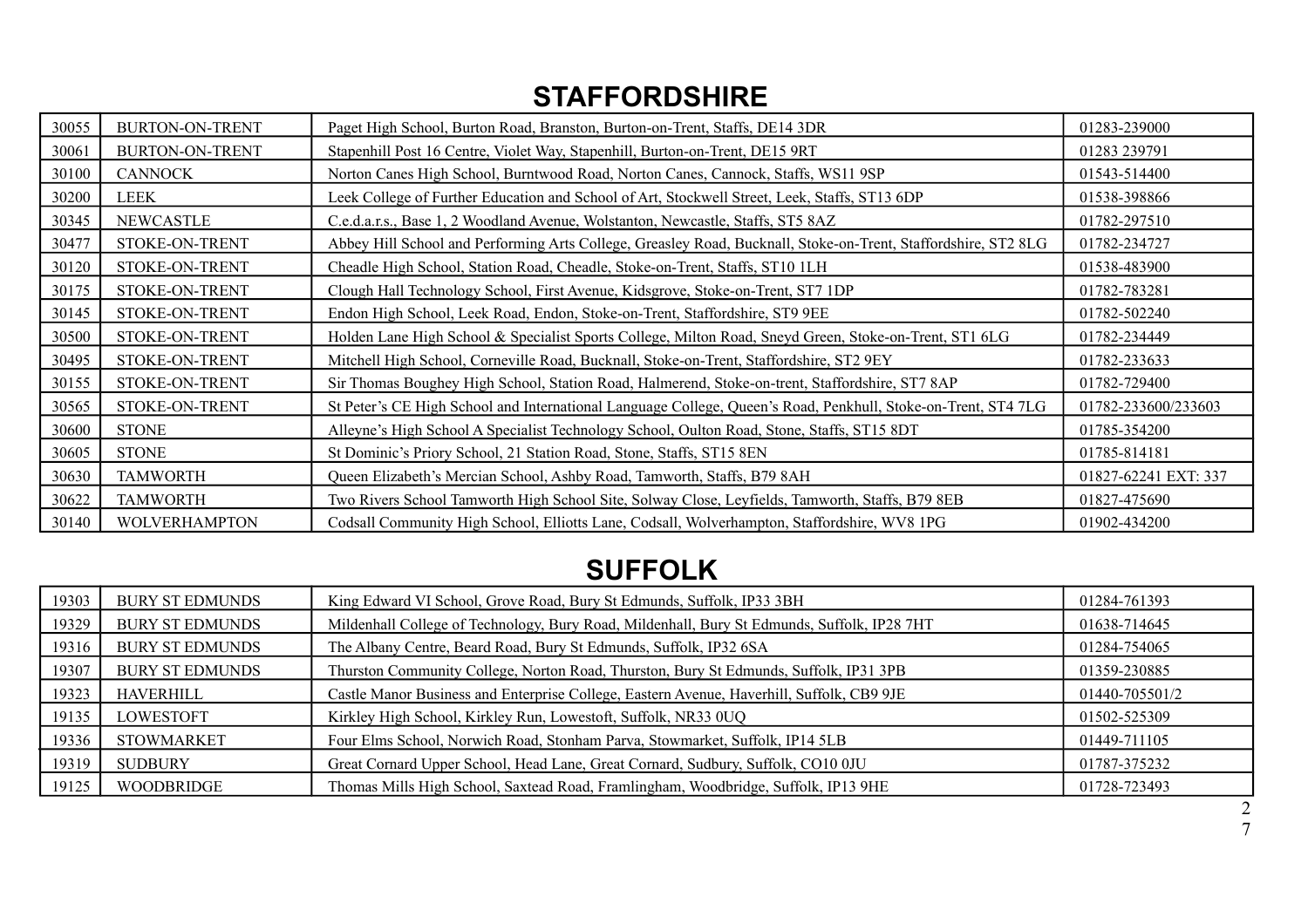## STAFFORDSHIRE

| | | | |
|---|---|---|---|
| 30055 | BURTON-ON-TRENT | Paget High School, Burton Road, Branston, Burton-on-Trent, Staffs, DE14 3DR | 01283-239000 |
| 30061 | BURTON-ON-TRENT | Stapenhill Post 16 Centre, Violet Way, Stapenhill, Burton-on-Trent, DE15 9RT | 01283 239791 |
| 30100 | CANNOCK | Norton Canes High School, Burntwood Road, Norton Canes, Cannock, Staffs, WS11 9SP | 01543-514400 |
| 30200 | LEEK | Leek College of Further Education and School of Art, Stockwell Street, Leek, Staffs, ST13 6DP | 01538-398866 |
| 30345 | NEWCASTLE | C.e.d.a.r.s., Base 1, 2 Woodland Avenue, Wolstanton, Newcastle, Staffs, ST5 8AZ | 01782-297510 |
| 30477 | STOKE-ON-TRENT | Abbey Hill School and Performing Arts College, Greasley Road, Bucknall, Stoke-on-Trent, Staffordshire, ST2 8LG | 01782-234727 |
| 30120 | STOKE-ON-TRENT | Cheadle High School, Station Road, Cheadle, Stoke-on-Trent, Staffs, ST10 1LH | 01538-483900 |
| 30175 | STOKE-ON-TRENT | Clough Hall Technology School, First Avenue, Kidsgrove, Stoke-on-Trent, ST7 1DP | 01782-783281 |
| 30145 | STOKE-ON-TRENT | Endon High School, Leek Road, Endon, Stoke-on-Trent, Staffordshire, ST9 9EE | 01782-502240 |
| 30500 | STOKE-ON-TRENT | Holden Lane High School & Specialist Sports College, Milton Road, Sneyd Green, Stoke-on-Trent, ST1 6LG | 01782-234449 |
| 30495 | STOKE-ON-TRENT | Mitchell High School, Corneville Road, Bucknall, Stoke-on-Trent, Staffordshire, ST2 9EY | 01782-233633 |
| 30155 | STOKE-ON-TRENT | Sir Thomas Boughey High School, Station Road, Halmerend, Stoke-on-trent, Staffordshire, ST7 8AP | 01782-729400 |
| 30565 | STOKE-ON-TRENT | St Peter's CE High School and International Language College, Queen's Road, Penkhull, Stoke-on-Trent, ST4 7LG | 01782-233600/233603 |
| 30600 | STONE | Alleyne's High School A Specialist Technology School, Oulton Road, Stone, Staffs, ST15 8DT | 01785-354200 |
| 30605 | STONE | St Dominic's Priory School, 21 Station Road, Stone, Staffs, ST15 8EN | 01785-814181 |
| 30630 | TAMWORTH | Queen Elizabeth's Mercian School, Ashby Road, Tamworth, Staffs, B79 8AH | 01827-62241 EXT: 337 |
| 30622 | TAMWORTH | Two Rivers School Tamworth High School Site, Solway Close, Leyfields, Tamworth, Staffs, B79 8EB | 01827-475690 |
| 30140 | WOLVERHAMPTON | Codsall Community High School, Elliotts Lane, Codsall, Wolverhampton, Staffordshire, WV8 1PG | 01902-434200 |

## SUFFOLK

| | | | |
|---|---|---|---|
| 19303 | BURY ST EDMUNDS | King Edward VI School, Grove Road, Bury St Edmunds, Suffolk, IP33 3BH | 01284-761393 |
| 19329 | BURY ST EDMUNDS | Mildenhall College of Technology, Bury Road, Mildenhall, Bury St Edmunds, Suffolk, IP28 7HT | 01638-714645 |
| 19316 | BURY ST EDMUNDS | The Albany Centre, Beard Road, Bury St Edmunds, Suffolk, IP32 6SA | 01284-754065 |
| 19307 | BURY ST EDMUNDS | Thurston Community College, Norton Road, Thurston, Bury St Edmunds, Suffolk, IP31 3PB | 01359-230885 |
| 19323 | HAVERHILL | Castle Manor Business and Enterprise College, Eastern Avenue, Haverhill, Suffolk, CB9 9JE | 01440-705501/2 |
| 19135 | LOWESTOFT | Kirkley High School, Kirkley Run, Lowestoft, Suffolk, NR33 0UQ | 01502-525309 |
| 19336 | STOWMARKET | Four Elms School, Norwich Road, Stonham Parva, Stowmarket, Suffolk, IP14 5LB | 01449-711105 |
| 19319 | SUDBURY | Great Cornard Upper School, Head Lane, Great Cornard, Sudbury, Suffolk, CO10 0JU | 01787-375232 |
| 19125 | WOODBRIDGE | Thomas Mills High School, Saxtead Road, Framlingham, Woodbridge, Suffolk, IP13 9HE | 01728-723493 |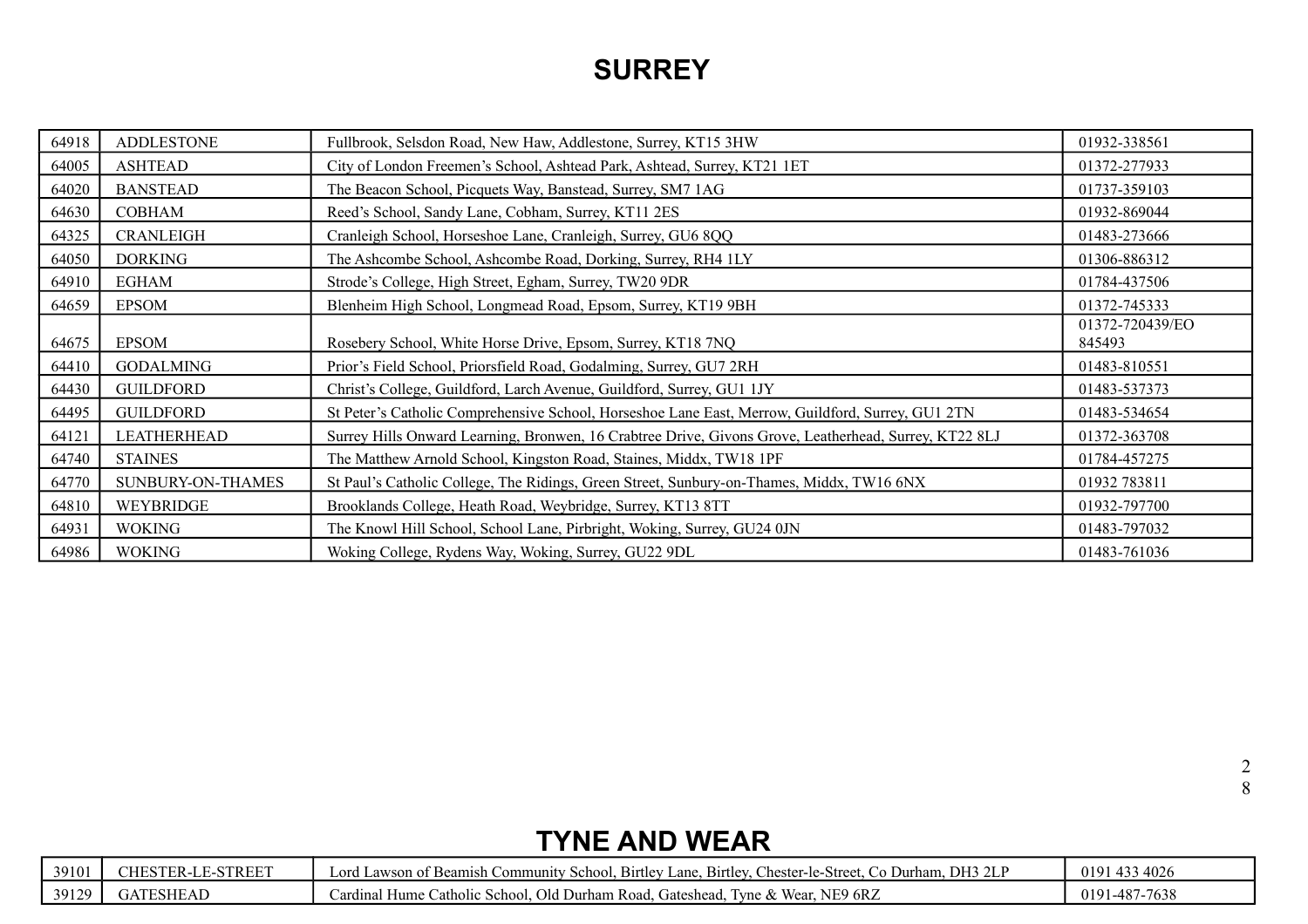# SURREY

| | | | |
|---|---|---|---|
| 64918 | ADDLESTONE | Fullbrook, Selsdon Road, New Haw, Addlestone, Surrey, KT15 3HW | 01932-338561 |
| 64005 | ASHTEAD | City of London Freemen’s School, Ashtead Park, Ashtead, Surrey, KT21 1ET | 01372-277933 |
| 64020 | BANSTEAD | The Beacon School, Picquets Way, Banstead, Surrey, SM7 1AG | 01737-359103 |
| 64630 | COBHAM | Reed’s School, Sandy Lane, Cobham, Surrey, KT11 2ES | 01932-869044 |
| 64325 | CRANLEIGH | Cranleigh School, Horseshoe Lane, Cranleigh, Surrey, GU6 8QQ | 01483-273666 |
| 64050 | DORKING | The Ashcombe School, Ashcombe Road, Dorking, Surrey, RH4 1LY | 01306-886312 |
| 64910 | EGHAM | Strode’s College, High Street, Egham, Surrey, TW20 9DR | 01784-437506 |
| 64659 | EPSOM | Blenheim High School, Longmead Road, Epsom, Surrey, KT19 9BH | 01372-745333 |
| 64675 | EPSOM | Rosebery School, White Horse Drive, Epsom, Surrey, KT18 7NQ | 01372-720439/EO 845493 |
| 64410 | GODALMING | Prior’s Field School, Priorsfield Road, Godalming, Surrey, GU7 2RH | 01483-810551 |
| 64430 | GUILDFORD | Christ’s College, Guildford, Larch Avenue, Guildford, Surrey, GU1 1JY | 01483-537373 |
| 64495 | GUILDFORD | St Peter’s Catholic Comprehensive School, Horseshoe Lane East, Merrow, Guildford, Surrey, GU1 2TN | 01483-534654 |
| 64121 | LEATHERHEAD | Surrey Hills Onward Learning, Bronwen, 16 Crabtree Drive, Givons Grove, Leatherhead, Surrey, KT22 8LJ | 01372-363708 |
| 64740 | STAINES | The Matthew Arnold School, Kingston Road, Staines, Middx, TW18 1PF | 01784-457275 |
| 64770 | SUNBURY-ON-THAMES | St Paul’s Catholic College, The Ridings, Green Street, Sunbury-on-Thames, Middx, TW16 6NX | 01932 783811 |
| 64810 | WEYBRIDGE | Brooklands College, Heath Road, Weybridge, Surrey, KT13 8TT | 01932-797700 |
| 64931 | WOKING | The Knowl Hill School, School Lane, Pirbright, Woking, Surrey, GU24 0JN | 01483-797032 |
| 64986 | WOKING | Woking College, Rydens Way, Woking, Surrey, GU22 9DL | 01483-761036 |

# TYNE AND WEAR

| | | | |
|---|---|---|---|
| 39101 | CHESTER-LE-STREET | Lord Lawson of Beamish Community School, Birtley Lane, Birtley, Chester-le-Street, Co Durham, DH3 2LP | 0191 433 4026 |
| 39129 | GATESHEAD | Cardinal Hume Catholic School, Old Durham Road, Gateshead, Tyne & Wear, NE9 6RZ | 0191-487-7638 |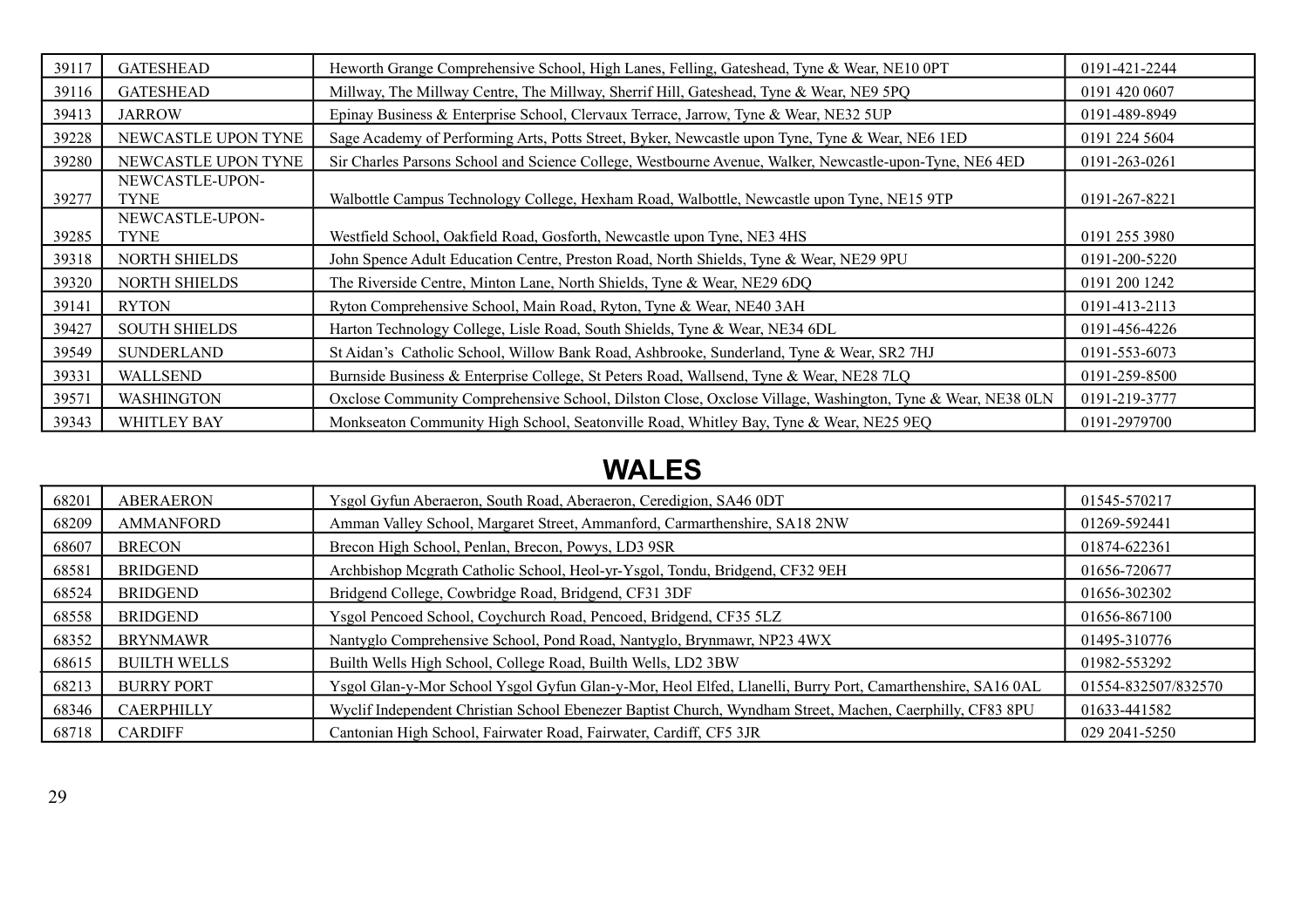| | | | |
|---|---|---|---|
| 39117 | GATESHEAD | Heworth Grange Comprehensive School, High Lanes, Felling, Gateshead, Tyne & Wear, NE10 0PT | 0191-421-2244 |
| 39116 | GATESHEAD | Millway, The Millway Centre, The Millway, Sherrif Hill, Gateshead, Tyne & Wear, NE9 5PQ | 0191 420 0607 |
| 39413 | JARROW | Epinay Business & Enterprise School, Clervaux Terrace, Jarrow, Tyne & Wear, NE32 5UP | 0191-489-8949 |
| 39228 | NEWCASTLE UPON TYNE | Sage Academy of Performing Arts, Potts Street, Byker, Newcastle upon Tyne, Tyne & Wear, NE6 1ED | 0191 224 5604 |
| 39280 | NEWCASTLE UPON TYNE | Sir Charles Parsons School and Science College, Westbourne Avenue, Walker, Newcastle-upon-Tyne, NE6 4ED | 0191-263-0261 |
| 39277 | NEWCASTLE-UPON-TYNE | Walbottle Campus Technology College, Hexham Road, Walbottle, Newcastle upon Tyne, NE15 9TP | 0191-267-8221 |
| 39285 | NEWCASTLE-UPON-TYNE | Westfield School, Oakfield Road, Gosforth, Newcastle upon Tyne, NE3 4HS | 0191 255 3980 |
| 39318 | NORTH SHIELDS | John Spence Adult Education Centre, Preston Road, North Shields, Tyne & Wear, NE29 9PU | 0191-200-5220 |
| 39320 | NORTH SHIELDS | The Riverside Centre, Minton Lane, North Shields, Tyne & Wear, NE29 6DQ | 0191 200 1242 |
| 39141 | RYTON | Ryton Comprehensive School, Main Road, Ryton, Tyne & Wear, NE40 3AH | 0191-413-2113 |
| 39427 | SOUTH SHIELDS | Harton Technology College, Lisle Road, South Shields, Tyne & Wear, NE34 6DL | 0191-456-4226 |
| 39549 | SUNDERLAND | St Aidan's Catholic School, Willow Bank Road, Ashbrooke, Sunderland, Tyne & Wear, SR2 7HJ | 0191-553-6073 |
| 39331 | WALLSEND | Burnside Business & Enterprise College, St Peters Road, Wallsend, Tyne & Wear, NE28 7LQ | 0191-259-8500 |
| 39571 | WASHINGTON | Oxclose Community Comprehensive School, Dilston Close, Oxclose Village, Washington, Tyne & Wear, NE38 0LN | 0191-219-3777 |
| 39343 | WHITLEY BAY | Monkseaton Community High School, Seatonville Road, Whitley Bay, Tyne & Wear, NE25 9EQ | 0191-2979700 |

## WALES

| | | | |
|---|---|---|---|
| 68201 | ABERAERON | Ysgol Gyfun Aberaeron, South Road, Aberaeron, Ceredigion, SA46 0DT | 01545-570217 |
| 68209 | AMMANFORD | Amman Valley School, Margaret Street, Ammanford, Carmarthenshire, SA18 2NW | 01269-592441 |
| 68607 | BRECON | Brecon High School, Penlan, Brecon, Powys, LD3 9SR | 01874-622361 |
| 68581 | BRIDGEND | Archbishop Mcgrath Catholic School, Heol-yr-Ysgol, Tondu, Bridgend, CF32 9EH | 01656-720677 |
| 68524 | BRIDGEND | Bridgend College, Cowbridge Road, Bridgend, CF31 3DF | 01656-302302 |
| 68558 | BRIDGEND | Ysgol Pencoed School, Coychurch Road, Pencoed, Bridgend, CF35 5LZ | 01656-867100 |
| 68352 | BRYNMAWR | Nantyglo Comprehensive School, Pond Road, Nantyglo, Brynmawr, NP23 4WX | 01495-310776 |
| 68615 | BUILTH WELLS | Builth Wells High School, College Road, Builth Wells, LD2 3BW | 01982-553292 |
| 68213 | BURRY PORT | Ysgol Glan-y-Mor School Ysgol Gyfun Glan-y-Mor, Heol Elfed, Llanelli, Burry Port, Camarthenshire, SA16 0AL | 01554-832507/832570 |
| 68346 | CAERPHILLY | Wyclif Independent Christian School Ebenezer Baptist Church, Wyndham Street, Machen, Caerphilly, CF83 8PU | 01633-441582 |
| 68718 | CARDIFF | Cantonian High School, Fairwater Road, Fairwater, Cardiff, CF5 3JR | 029 2041-5250 |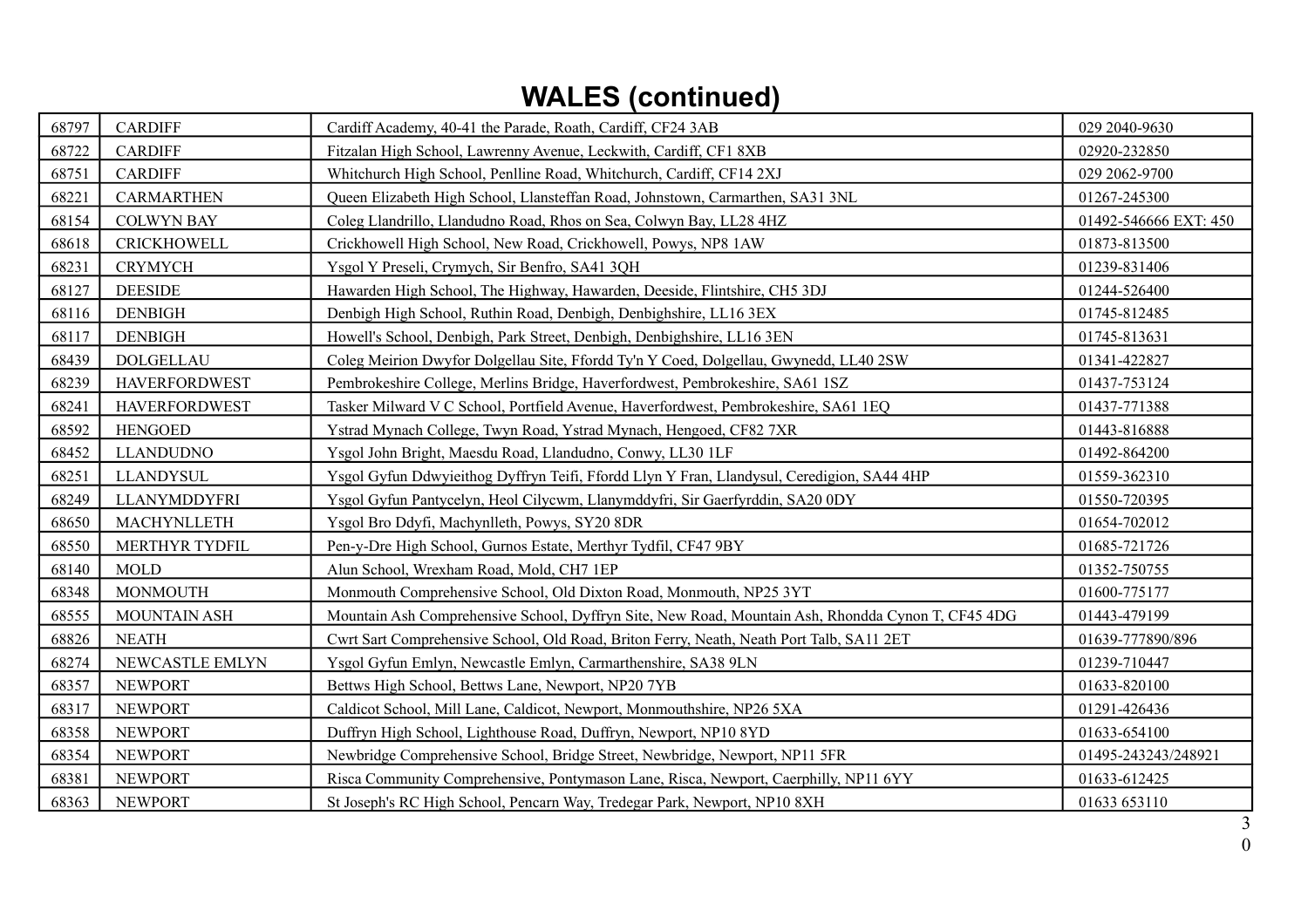# WALES (continued)

| | | | |
|---|---|---|---|
| 68797 | CARDIFF | Cardiff Academy, 40-41 the Parade, Roath, Cardiff, CF24 3AB | 029 2040-9630 |
| 68722 | CARDIFF | Fitzalan High School, Lawrenny Avenue, Leckwith, Cardiff, CF1 8XB | 02920-232850 |
| 68751 | CARDIFF | Whitchurch High School, Penlline Road, Whitchurch, Cardiff, CF14 2XJ | 029 2062-9700 |
| 68221 | CARMARTHEN | Queen Elizabeth High School, Llansteffan Road, Johnstown, Carmarthen, SA31 3NL | 01267-245300 |
| 68154 | COLWYN BAY | Coleg Llandrillo, Llandudno Road, Rhos on Sea, Colwyn Bay, LL28 4HZ | 01492-546666 EXT: 450 |
| 68618 | CRICKHOWELL | Crickhowell High School, New Road, Crickhowell, Powys, NP8 1AW | 01873-813500 |
| 68231 | CRYMYCH | Ysgol Y Preseli, Crymych, Sir Benfro, SA41 3QH | 01239-831406 |
| 68127 | DEESIDE | Hawarden High School, The Highway, Hawarden, Deeside, Flintshire, CH5 3DJ | 01244-526400 |
| 68116 | DENBIGH | Denbigh High School, Ruthin Road, Denbigh, Denbighshire, LL16 3EX | 01745-812485 |
| 68117 | DENBIGH | Howell's School, Denbigh, Park Street, Denbigh, Denbighshire, LL16 3EN | 01745-813631 |
| 68439 | DOLGELLAU | Coleg Meirion Dwyfor Dolgellau Site, Ffordd Ty'n Y Coed, Dolgellau, Gwynedd, LL40 2SW | 01341-422827 |
| 68239 | HAVERFORDWEST | Pembrokeshire College, Merlins Bridge, Haverfordwest, Pembrokeshire, SA61 1SZ | 01437-753124 |
| 68241 | HAVERFORDWEST | Tasker Milward V C School, Portfield Avenue, Haverfordwest, Pembrokeshire, SA61 1EQ | 01437-771388 |
| 68592 | HENGOED | Ystrad Mynach College, Twyn Road, Ystrad Mynach, Hengoed, CF82 7XR | 01443-816888 |
| 68452 | LLANDUDNO | Ysgol John Bright, Maesdu Road, Llandudno, Conwy, LL30 1LF | 01492-864200 |
| 68251 | LLANDYSUL | Ysgol Gyfun Ddwyieithog Dyffryn Teifi, Ffordd Llyn Y Fran, Llandysul, Ceredigion, SA44 4HP | 01559-362310 |
| 68249 | LLANYMDDYFRI | Ysgol Gyfun Pantycelyn, Heol Cilycwm, Llanymddyfri, Sir Gaerfyrddin, SA20 0DY | 01550-720395 |
| 68650 | MACHYNLLETH | Ysgol Bro Ddyfi, Machynlleth, Powys, SY20 8DR | 01654-702012 |
| 68550 | MERTHYR TYDFIL | Pen-y-Dre High School, Gurnos Estate, Merthyr Tydfil, CF47 9BY | 01685-721726 |
| 68140 | MOLD | Alun School, Wrexham Road, Mold, CH7 1EP | 01352-750755 |
| 68348 | MONMOUTH | Monmouth Comprehensive School, Old Dixton Road, Monmouth, NP25 3YT | 01600-775177 |
| 68555 | MOUNTAIN ASH | Mountain Ash Comprehensive School, Dyffryn Site, New Road, Mountain Ash, Rhondda Cynon T, CF45 4DG | 01443-479199 |
| 68826 | NEATH | Cwrt Sart Comprehensive School, Old Road, Briton Ferry, Neath, Neath Port Talb, SA11 2ET | 01639-777890/896 |
| 68274 | NEWCASTLE EMLYN | Ysgol Gyfun Emlyn, Newcastle Emlyn, Carmarthenshire, SA38 9LN | 01239-710447 |
| 68357 | NEWPORT | Bettws High School, Bettws Lane, Newport, NP20 7YB | 01633-820100 |
| 68317 | NEWPORT | Caldicot School, Mill Lane, Caldicot, Newport, Monmouthshire, NP26 5XA | 01291-426436 |
| 68358 | NEWPORT | Duffryn High School, Lighthouse Road, Duffryn, Newport, NP10 8YD | 01633-654100 |
| 68354 | NEWPORT | Newbridge Comprehensive School, Bridge Street, Newbridge, Newport, NP11 5FR | 01495-243243/248921 |
| 68381 | NEWPORT | Risca Community Comprehensive, Pontymason Lane, Risca, Newport, Caerphilly, NP11 6YY | 01633-612425 |
| 68363 | NEWPORT | St Joseph's RC High School, Pencarn Way, Tredegar Park, Newport, NP10 8XH | 01633 653110 |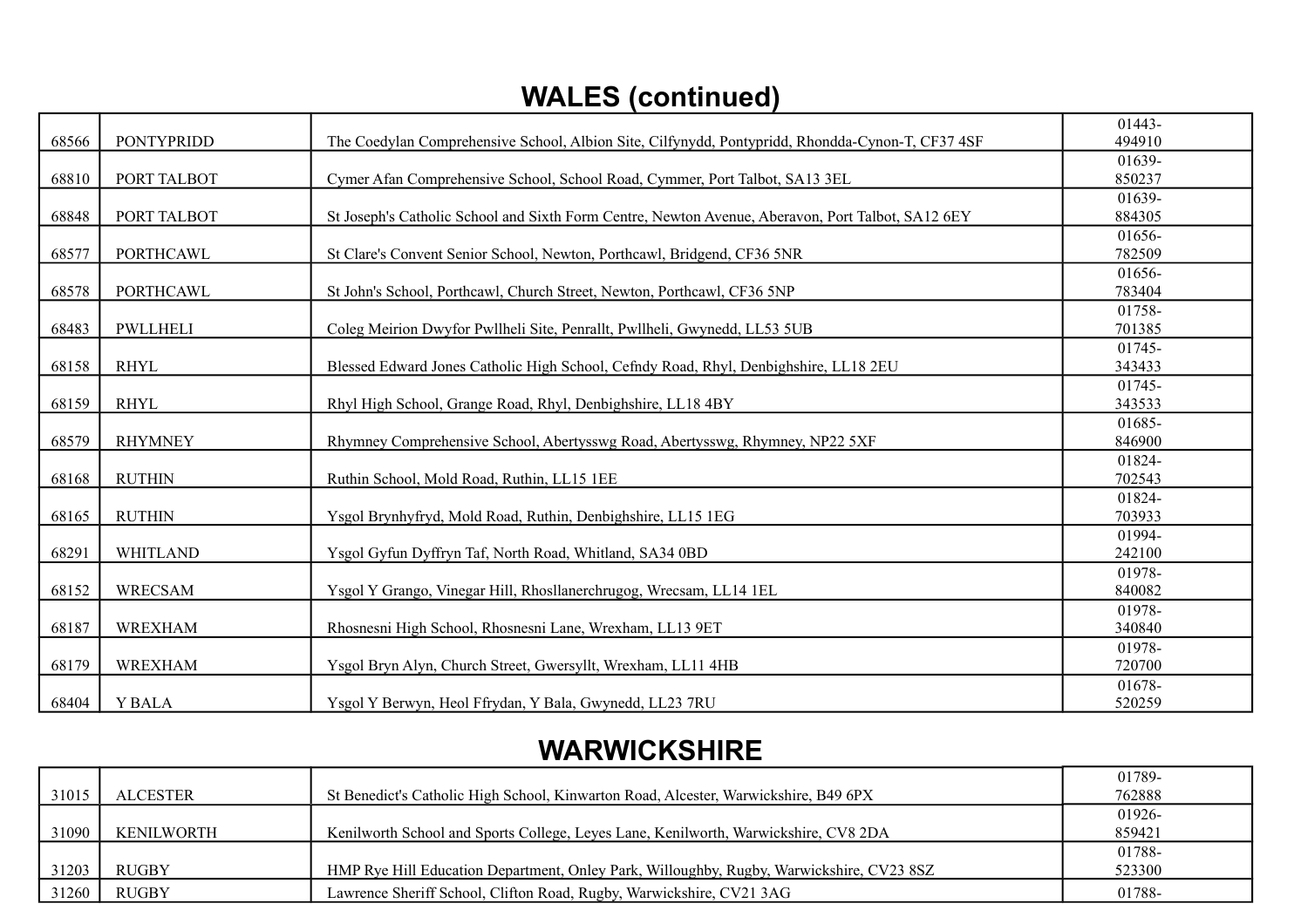## WALES (continued)

| | | | |
|---|---|---|---|
| 68566 | PONTYPRIDD | The Coedylan Comprehensive School, Albion Site, Cilfynydd, Pontypridd, Rhondda-Cynon-T, CF37 4SF | 01443-494910 |
| 68810 | PORT TALBOT | Cymer Afan Comprehensive School, School Road, Cymmer, Port Talbot, SA13 3EL | 01639-850237 |
| 68848 | PORT TALBOT | St Joseph's Catholic School and Sixth Form Centre, Newton Avenue, Aberavon, Port Talbot, SA12 6EY | 01639-884305 |
| 68577 | PORTHCAWL | St Clare's Convent Senior School, Newton, Porthcawl, Bridgend, CF36 5NR | 01656-782509 |
| 68578 | PORTHCAWL | St John's School, Porthcawl, Church Street, Newton, Porthcawl, CF36 5NP | 01656-783404 |
| 68483 | PWLLHELI | Coleg Meirion Dwyfor Pwllheli Site, Penrallt, Pwllheli, Gwynedd, LL53 5UB | 01758-701385 |
| 68158 | RHYL | Blessed Edward Jones Catholic High School, Cefndy Road, Rhyl, Denbighshire, LL18 2EU | 01745-343433 |
| 68159 | RHYL | Rhyl High School, Grange Road, Rhyl, Denbighshire, LL18 4BY | 01745-343533 |
| 68579 | RHYMNEY | Rhymney Comprehensive School, Abertysswg Road, Abertysswg, Rhymney, NP22 5XF | 01685-846900 |
| 68168 | RUTHIN | Ruthin School, Mold Road, Ruthin, LL15 1EE | 01824-702543 |
| 68165 | RUTHIN | Ysgol Brynhyfryd, Mold Road, Ruthin, Denbighshire, LL15 1EG | 01824-703933 |
| 68291 | WHITLAND | Ysgol Gyfun Dyffryn Taf, North Road, Whitland, SA34 0BD | 01994-242100 |
| 68152 | WRECSAM | Ysgol Y Grango, Vinegar Hill, Rhosllanerchrugog, Wrecsam, LL14 1EL | 01978-840082 |
| 68187 | WREXHAM | Rhosnesni High School, Rhosnesni Lane, Wrexham, LL13 9ET | 01978-340840 |
| 68179 | WREXHAM | Ysgol Bryn Alyn, Church Street, Gwersyllt, Wrexham, LL11 4HB | 01978-720700 |
| 68404 | Y BALA | Ysgol Y Berwyn, Heol Ffrydan, Y Bala, Gwynedd, LL23 7RU | 01678-520259 |

## WARWICKSHIRE

| | | | |
|---|---|---|---|
| 31015 | ALCESTER | St Benedict's Catholic High School, Kinwarton Road, Alcester, Warwickshire, B49 6PX | 01789-762888 |
| 31090 | KENILWORTH | Kenilworth School and Sports College, Leyes Lane, Kenilworth, Warwickshire, CV8 2DA | 01926-859421 |
| 31203 | RUGBY | HMP Rye Hill Education Department, Onley Park, Willoughby, Rugby, Warwickshire, CV23 8SZ | 01788-523300 |
| 31260 | RUGBY | Lawrence Sheriff School, Clifton Road, Rugby, Warwickshire, CV21 3AG | 01788- |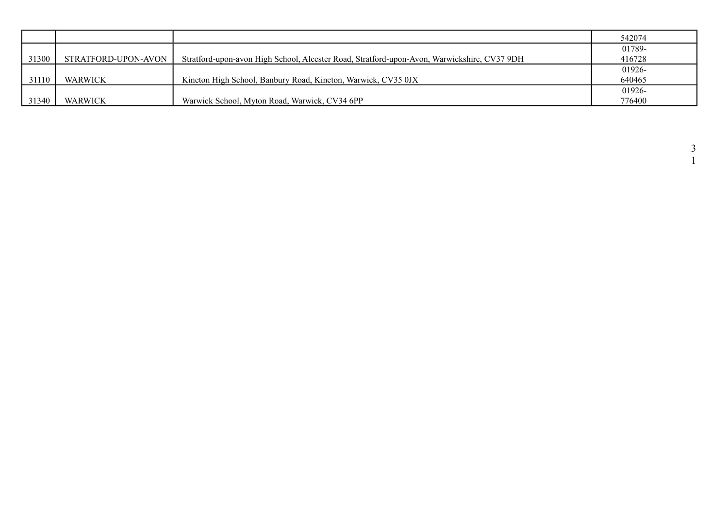|  |  |  | 542074 |
|---|---|---|---|
| 31300 | STRATFORD-UPON-AVON | Stratford-upon-avon High School, Alcester Road, Stratford-upon-Avon, Warwickshire, CV37 9DH | 01789-416728 |
| 31110 | WARWICK | Kineton High School, Banbury Road, Kineton, Warwick, CV35 0JX | 01926-640465 |
| 31340 | WARWICK | Warwick School, Myton Road, Warwick, CV34 6PP | 01926-776400 |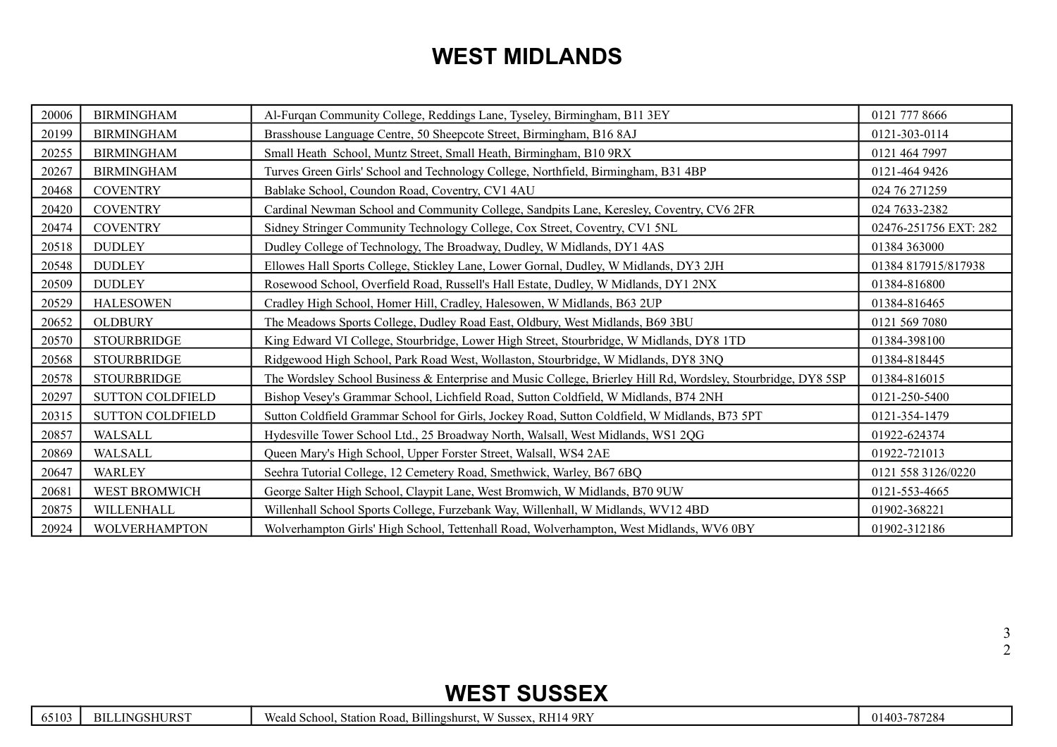# WEST MIDLANDS

| | | | |
|---|---|---|---|
| 20006 | BIRMINGHAM | Al-Furqan Community College, Reddings Lane, Tyseley, Birmingham, B11 3EY | 0121 777 8666 |
| 20199 | BIRMINGHAM | Brasshouse Language Centre, 50 Sheepcote Street, Birmingham, B16 8AJ | 0121-303-0114 |
| 20255 | BIRMINGHAM | Small Heath School, Muntz Street, Small Heath, Birmingham, B10 9RX | 0121 464 7997 |
| 20267 | BIRMINGHAM | Turves Green Girls' School and Technology College, Northfield, Birmingham, B31 4BP | 0121-464 9426 |
| 20468 | COVENTRY | Bablake School, Coundon Road, Coventry, CV1 4AU | 024 76 271259 |
| 20420 | COVENTRY | Cardinal Newman School and Community College, Sandpits Lane, Keresley, Coventry, CV6 2FR | 024 7633-2382 |
| 20474 | COVENTRY | Sidney Stringer Community Technology College, Cox Street, Coventry, CV1 5NL | 02476-251756 EXT: 282 |
| 20518 | DUDLEY | Dudley College of Technology, The Broadway, Dudley, W Midlands, DY1 4AS | 01384 363000 |
| 20548 | DUDLEY | Ellowes Hall Sports College, Stickley Lane, Lower Gornal, Dudley, W Midlands, DY3 2JH | 01384 817915/817938 |
| 20509 | DUDLEY | Rosewood School, Overfield Road, Russell's Hall Estate, Dudley, W Midlands, DY1 2NX | 01384-816800 |
| 20529 | HALESOWEN | Cradley High School, Homer Hill, Cradley, Halesowen, W Midlands, B63 2UP | 01384-816465 |
| 20652 | OLDBURY | The Meadows Sports College, Dudley Road East, Oldbury, West Midlands, B69 3BU | 0121 569 7080 |
| 20570 | STOURBRIDGE | King Edward VI College, Stourbridge, Lower High Street, Stourbridge, W Midlands, DY8 1TD | 01384-398100 |
| 20568 | STOURBRIDGE | Ridgewood High School, Park Road West, Wollaston, Stourbridge, W Midlands, DY8 3NQ | 01384-818445 |
| 20578 | STOURBRIDGE | The Wordsley School Business & Enterprise and Music College, Brierley Hill Rd, Wordsley, Stourbridge, DY8 5SP | 01384-816015 |
| 20297 | SUTTON COLDFIELD | Bishop Vesey's Grammar School, Lichfield Road, Sutton Coldfield, W Midlands, B74 2NH | 0121-250-5400 |
| 20315 | SUTTON COLDFIELD | Sutton Coldfield Grammar School for Girls, Jockey Road, Sutton Coldfield, W Midlands, B73 5PT | 0121-354-1479 |
| 20857 | WALSALL | Hydesville Tower School Ltd., 25 Broadway North, Walsall, West Midlands, WS1 2QG | 01922-624374 |
| 20869 | WALSALL | Queen Mary's High School, Upper Forster Street, Walsall, WS4 2AE | 01922-721013 |
| 20647 | WARLEY | Seehra Tutorial College, 12 Cemetery Road, Smethwick, Warley, B67 6BQ | 0121 558 3126/0220 |
| 20681 | WEST BROMWICH | George Salter High School, Claypit Lane, West Bromwich, W Midlands, B70 9UW | 0121-553-4665 |
| 20875 | WILLENHALL | Willenhall School Sports College, Furzebank Way, Willenhall, W Midlands, WV12 4BD | 01902-368221 |
| 20924 | WOLVERHAMPTON | Wolverhampton Girls' High School, Tettenhall Road, Wolverhampton, West Midlands, WV6 0BY | 01902-312186 |

# WEST SUSSEX

| | | | |
|---|---|---|---|
| 65103 | BILLINGSHURST | Weald School, Station Road, Billingshurst, W Sussex, RH14 9RY | 01403-787284 |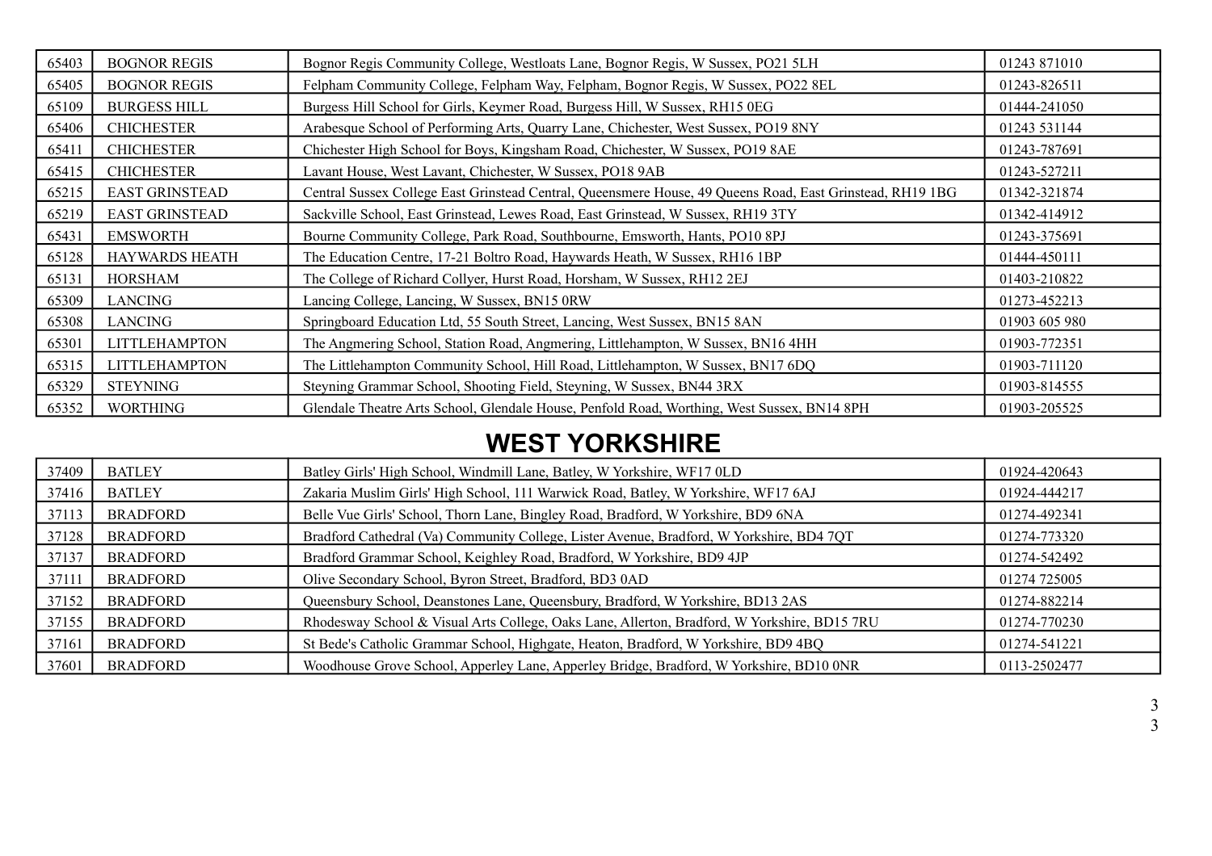| | | | |
|---|---|---|---|
| 65403 | BOGNOR REGIS | Bognor Regis Community College, Westloats Lane, Bognor Regis, W Sussex, PO21 5LH | 01243 871010 |
| 65405 | BOGNOR REGIS | Felpham Community College, Felpham Way, Felpham, Bognor Regis, W Sussex, PO22 8EL | 01243-826511 |
| 65109 | BURGESS HILL | Burgess Hill School for Girls, Keymer Road, Burgess Hill, W Sussex, RH15 0EG | 01444-241050 |
| 65406 | CHICHESTER | Arabesque School of Performing Arts, Quarry Lane, Chichester, West Sussex, PO19 8NY | 01243 531144 |
| 65411 | CHICHESTER | Chichester High School for Boys, Kingsham Road, Chichester, W Sussex, PO19 8AE | 01243-787691 |
| 65415 | CHICHESTER | Lavant House, West Lavant, Chichester, W Sussex, PO18 9AB | 01243-527211 |
| 65215 | EAST GRINSTEAD | Central Sussex College East Grinstead Central, Queensmere House, 49 Queens Road, East Grinstead, RH19 1BG | 01342-321874 |
| 65219 | EAST GRINSTEAD | Sackville School, East Grinstead, Lewes Road, East Grinstead, W Sussex, RH19 3TY | 01342-414912 |
| 65431 | EMSWORTH | Bourne Community College, Park Road, Southbourne, Emsworth, Hants, PO10 8PJ | 01243-375691 |
| 65128 | HAYWARDS HEATH | The Education Centre, 17-21 Boltro Road, Haywards Heath, W Sussex, RH16 1BP | 01444-450111 |
| 65131 | HORSHAM | The College of Richard Collyer, Hurst Road, Horsham, W Sussex, RH12 2EJ | 01403-210822 |
| 65309 | LANCING | Lancing College, Lancing, W Sussex, BN15 0RW | 01273-452213 |
| 65308 | LANCING | Springboard Education Ltd, 55 South Street, Lancing, West Sussex, BN15 8AN | 01903 605 980 |
| 65301 | LITTLEHAMPTON | The Angmering School, Station Road, Angmering, Littlehampton, W Sussex, BN16 4HH | 01903-772351 |
| 65315 | LITTLEHAMPTON | The Littlehampton Community School, Hill Road, Littlehampton, W Sussex, BN17 6DQ | 01903-711120 |
| 65329 | STEYNING | Steyning Grammar School, Shooting Field, Steyning, W Sussex, BN44 3RX | 01903-814555 |
| 65352 | WORTHING | Glendale Theatre Arts School, Glendale House, Penfold Road, Worthing, West Sussex, BN14 8PH | 01903-205525 |

## WEST YORKSHIRE

| | | | |
|---|---|---|---|
| 37409 | BATLEY | Batley Girls' High School, Windmill Lane, Batley, W Yorkshire, WF17 0LD | 01924-420643 |
| 37416 | BATLEY | Zakaria Muslim Girls' High School, 111 Warwick Road, Batley, W Yorkshire, WF17 6AJ | 01924-444217 |
| 37113 | BRADFORD | Belle Vue Girls' School, Thorn Lane, Bingley Road, Bradford, W Yorkshire, BD9 6NA | 01274-492341 |
| 37128 | BRADFORD | Bradford Cathedral (Va) Community College, Lister Avenue, Bradford, W Yorkshire, BD4 7QT | 01274-773320 |
| 37137 | BRADFORD | Bradford Grammar School, Keighley Road, Bradford, W Yorkshire, BD9 4JP | 01274-542492 |
| 37111 | BRADFORD | Olive Secondary School, Byron Street, Bradford, BD3 0AD | 01274 725005 |
| 37152 | BRADFORD | Queensbury School, Deanstones Lane, Queensbury, Bradford, W Yorkshire, BD13 2AS | 01274-882214 |
| 37155 | BRADFORD | Rhodesway School & Visual Arts College, Oaks Lane, Allerton, Bradford, W Yorkshire, BD15 7RU | 01274-770230 |
| 37161 | BRADFORD | St Bede's Catholic Grammar School, Highgate, Heaton, Bradford, W Yorkshire, BD9 4BQ | 01274-541221 |
| 37601 | BRADFORD | Woodhouse Grove School, Apperley Lane, Apperley Bridge, Bradford, W Yorkshire, BD10 0NR | 0113-2502477 |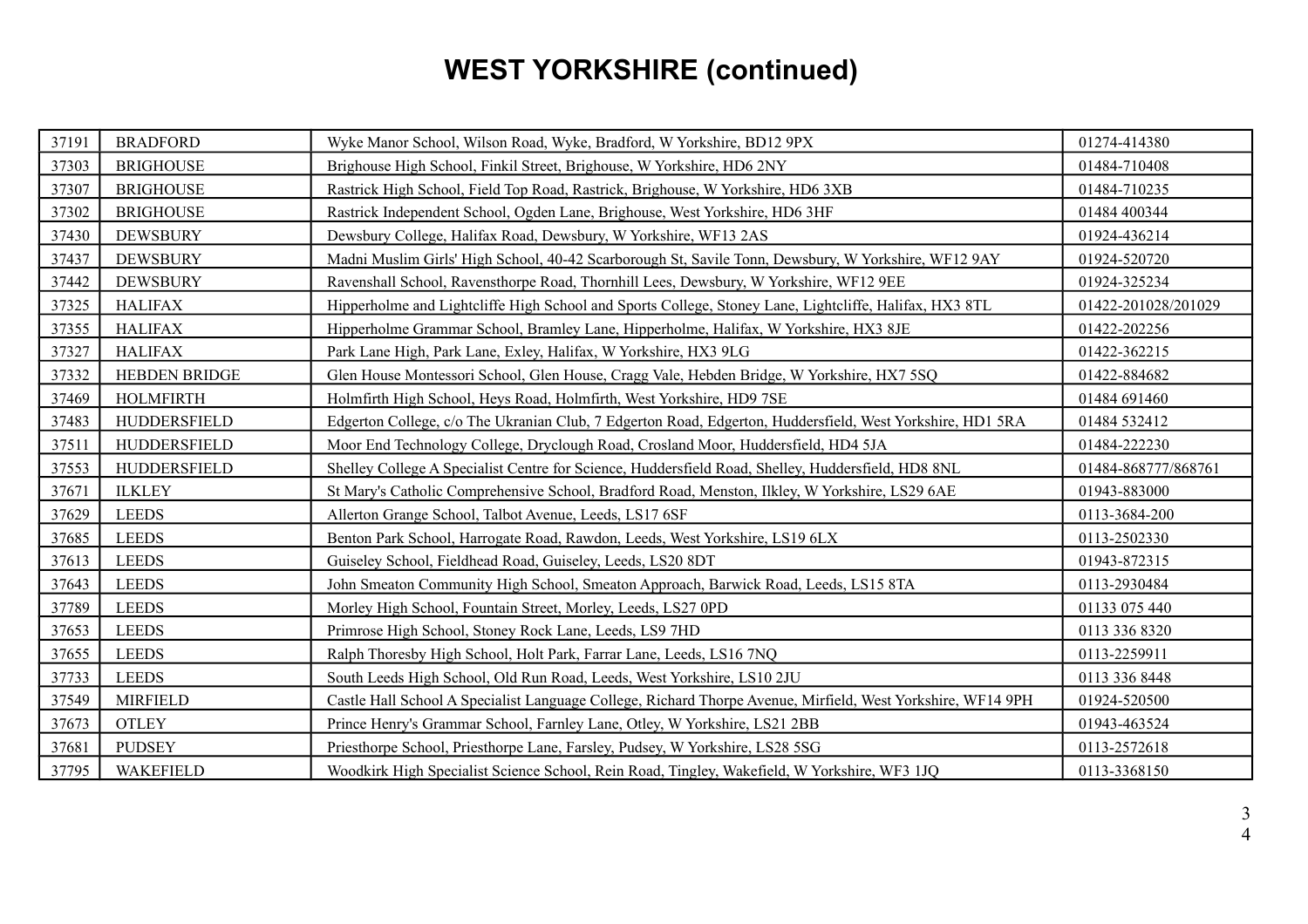# WEST YORKSHIRE (continued)

| | | | |
|---|---|---|---|
| 37191 | BRADFORD | Wyke Manor School, Wilson Road, Wyke, Bradford, W Yorkshire, BD12 9PX | 01274-414380 |
| 37303 | BRIGHOUSE | Brighouse High School, Finkil Street, Brighouse, W Yorkshire, HD6 2NY | 01484-710408 |
| 37307 | BRIGHOUSE | Rastrick High School, Field Top Road, Rastrick, Brighouse, W Yorkshire, HD6 3XB | 01484-710235 |
| 37302 | BRIGHOUSE | Rastrick Independent School, Ogden Lane, Brighouse, West Yorkshire, HD6 3HF | 01484 400344 |
| 37430 | DEWSBURY | Dewsbury College, Halifax Road, Dewsbury, W Yorkshire, WF13 2AS | 01924-436214 |
| 37437 | DEWSBURY | Madni Muslim Girls' High School, 40-42 Scarborough St, Savile Tonn, Dewsbury, W Yorkshire, WF12 9AY | 01924-520720 |
| 37442 | DEWSBURY | Ravenshall School, Ravensthorpe Road, Thornhill Lees, Dewsbury, W Yorkshire, WF12 9EE | 01924-325234 |
| 37325 | HALIFAX | Hipperholme and Lightcliffe High School and Sports College, Stoney Lane, Lightcliffe, Halifax, HX3 8TL | 01422-201028/201029 |
| 37355 | HALIFAX | Hipperholme Grammar School, Bramley Lane, Hipperholme, Halifax, W Yorkshire, HX3 8JE | 01422-202256 |
| 37327 | HALIFAX | Park Lane High, Park Lane, Exley, Halifax, W Yorkshire, HX3 9LG | 01422-362215 |
| 37332 | HEBDEN BRIDGE | Glen House Montessori School, Glen House, Cragg Vale, Hebden Bridge, W Yorkshire, HX7 5SQ | 01422-884682 |
| 37469 | HOLMFIRTH | Holmfirth High School, Heys Road, Holmfirth, West Yorkshire, HD9 7SE | 01484 691460 |
| 37483 | HUDDERSFIELD | Edgerton College, c/o The Ukranian Club, 7 Edgerton Road, Edgerton, Huddersfield, West Yorkshire, HD1 5RA | 01484 532412 |
| 37511 | HUDDERSFIELD | Moor End Technology College, Dryclough Road, Crosland Moor, Huddersfield, HD4 5JA | 01484-222230 |
| 37553 | HUDDERSFIELD | Shelley College A Specialist Centre for Science, Huddersfield Road, Shelley, Huddersfield, HD8 8NL | 01484-868777/868761 |
| 37671 | ILKLEY | St Mary's Catholic Comprehensive School, Bradford Road, Menston, Ilkley, W Yorkshire, LS29 6AE | 01943-883000 |
| 37629 | LEEDS | Allerton Grange School, Talbot Avenue, Leeds, LS17 6SF | 0113-3684-200 |
| 37685 | LEEDS | Benton Park School, Harrogate Road, Rawdon, Leeds, West Yorkshire, LS19 6LX | 0113-2502330 |
| 37613 | LEEDS | Guiseley School, Fieldhead Road, Guiseley, Leeds, LS20 8DT | 01943-872315 |
| 37643 | LEEDS | John Smeaton Community High School, Smeaton Approach, Barwick Road, Leeds, LS15 8TA | 0113-2930484 |
| 37789 | LEEDS | Morley High School, Fountain Street, Morley, Leeds, LS27 0PD | 01133 075 440 |
| 37653 | LEEDS | Primrose High School, Stoney Rock Lane, Leeds, LS9 7HD | 0113 336 8320 |
| 37655 | LEEDS | Ralph Thoresby High School, Holt Park, Farrar Lane, Leeds, LS16 7NQ | 0113-2259911 |
| 37733 | LEEDS | South Leeds High School, Old Run Road, Leeds, West Yorkshire, LS10 2JU | 0113 336 8448 |
| 37549 | MIRFIELD | Castle Hall School A Specialist Language College, Richard Thorpe Avenue, Mirfield, West Yorkshire, WF14 9PH | 01924-520500 |
| 37673 | OTLEY | Prince Henry's Grammar School, Farnley Lane, Otley, W Yorkshire, LS21 2BB | 01943-463524 |
| 37681 | PUDSEY | Priesthorpe School, Priesthorpe Lane, Farsley, Pudsey, W Yorkshire, LS28 5SG | 0113-2572618 |
| 37795 | WAKEFIELD | Woodkirk High Specialist Science School, Rein Road, Tingley, Wakefield, W Yorkshire, WF3 1JQ | 0113-3368150 |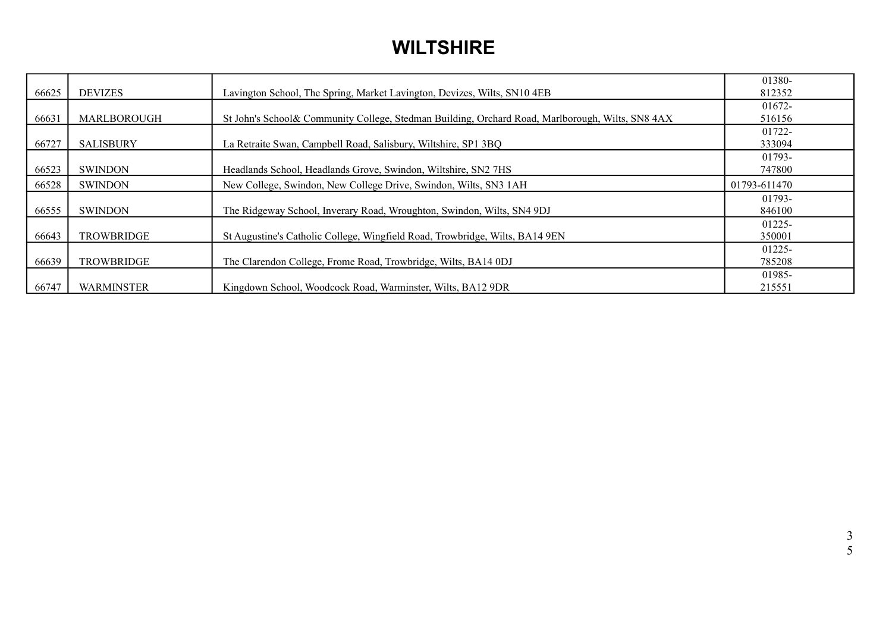# WILTSHIRE

| | | | |
|---|---|---|---|
| 66625 | DEVIZES | Lavington School, The Spring, Market Lavington, Devizes, Wilts, SN10 4EB | 01380-812352 |
| 66631 | MARLBOROUGH | St John's School& Community College, Stedman Building, Orchard Road, Marlborough, Wilts, SN8 4AX | 01672-516156 |
| 66727 | SALISBURY | La Retraite Swan, Campbell Road, Salisbury, Wiltshire, SP1 3BQ | 01722-333094 |
| 66523 | SWINDON | Headlands School, Headlands Grove, Swindon, Wiltshire, SN2 7HS | 01793-747800 |
| 66528 | SWINDON | New College, Swindon, New College Drive, Swindon, Wilts, SN3 1AH | 01793-611470 |
| 66555 | SWINDON | The Ridgeway School, Inverary Road, Wroughton, Swindon, Wilts, SN4 9DJ | 01793-846100 |
| 66643 | TROWBRIDGE | St Augustine's Catholic College, Wingfield Road, Trowbridge, Wilts, BA14 9EN | 01225-350001 |
| 66639 | TROWBRIDGE | The Clarendon College, Frome Road, Trowbridge, Wilts, BA14 0DJ | 01225-785208 |
| 66747 | WARMINSTER | Kingdown School, Woodcock Road, Warminster, Wilts, BA12 9DR | 01985-215551 |